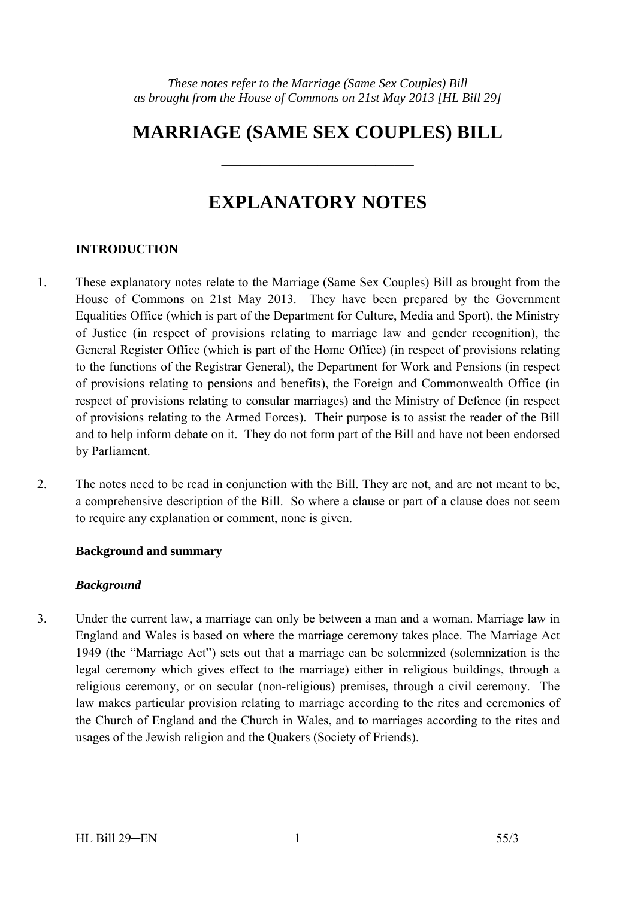*These notes refer to the Marriage (Same Sex Couples) Bill as brought from the House of Commons on 21st May 2013 [HL Bill 29]*

# MARRIAGE (SAME SEX COUPLES) BILL

---

# EXPLANATORY NOTES

## INTRODUCTION

1. These explanatory notes relate to the Marriage (Same Sex Couples) Bill as brought from the House of Commons on 21st May 2013. They have been prepared by the Government Equalities Office (which is part of the Department for Culture, Media and Sport), the Ministry of Justice (in respect of provisions relating to marriage law and gender recognition), the General Register Office (which is part of the Home Office) (in respect of provisions relating to the functions of the Registrar General), the Department for Work and Pensions (in respect of provisions relating to pensions and benefits), the Foreign and Commonwealth Office (in respect of provisions relating to consular marriages) and the Ministry of Defence (in respect of provisions relating to the Armed Forces). Their purpose is to assist the reader of the Bill and to help inform debate on it. They do not form part of the Bill and have not been endorsed by Parliament.

2. The notes need to be read in conjunction with the Bill. They are not, and are not meant to be, a comprehensive description of the Bill. So where a clause or part of a clause does not seem to require any explanation or comment, none is given.

### Background and summary

#### *Background*

3. Under the current law, a marriage can only be between a man and a woman. Marriage law in England and Wales is based on where the marriage ceremony takes place. The Marriage Act 1949 (the "Marriage Act") sets out that a marriage can be solemnized (solemnization is the legal ceremony which gives effect to the marriage) either in religious buildings, through a religious ceremony, or on secular (non-religious) premises, through a civil ceremony. The law makes particular provision relating to marriage according to the rites and ceremonies of the Church of England and the Church in Wales, and to marriages according to the rites and usages of the Jewish religion and the Quakers (Society of Friends).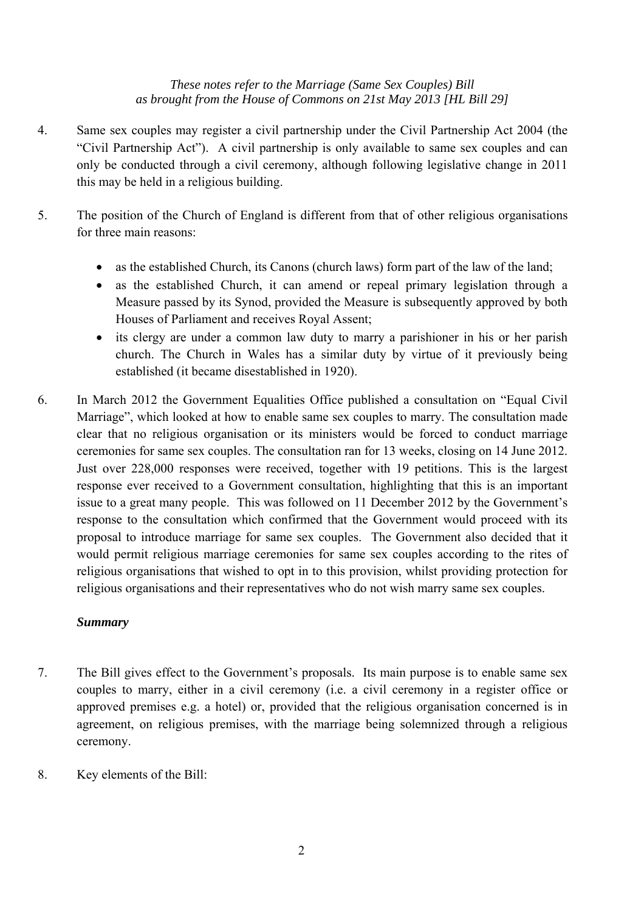4. Same sex couples may register a civil partnership under the Civil Partnership Act 2004 (the "Civil Partnership Act"). A civil partnership is only available to same sex couples and can only be conducted through a civil ceremony, although following legislative change in 2011 this may be held in a religious building.

5. The position of the Church of England is different from that of other religious organisations for three main reasons:

   - as the established Church, its Canons (church laws) form part of the law of the land;
   - as the established Church, it can amend or repeal primary legislation through a Measure passed by its Synod, provided the Measure is subsequently approved by both Houses of Parliament and receives Royal Assent;
   - its clergy are under a common law duty to marry a parishioner in his or her parish church. The Church in Wales has a similar duty by virtue of it previously being established (it became disestablished in 1920).

6. In March 2012 the Government Equalities Office published a consultation on "Equal Civil Marriage", which looked at how to enable same sex couples to marry. The consultation made clear that no religious organisation or its ministers would be forced to conduct marriage ceremonies for same sex couples. The consultation ran for 13 weeks, closing on 14 June 2012. Just over 228,000 responses were received, together with 19 petitions. This is the largest response ever received to a Government consultation, highlighting that this is an important issue to a great many people. This was followed on 11 December 2012 by the Government's response to the consultation which confirmed that the Government would proceed with its proposal to introduce marriage for same sex couples. The Government also decided that it would permit religious marriage ceremonies for same sex couples according to the rites of religious organisations that wished to opt in to this provision, whilst providing protection for religious organisations and their representatives who do not wish marry same sex couples.

### *Summary*

7. The Bill gives effect to the Government's proposals. Its main purpose is to enable same sex couples to marry, either in a civil ceremony (i.e. a civil ceremony in a register office or approved premises e.g. a hotel) or, provided that the religious organisation concerned is in agreement, on religious premises, with the marriage being solemnized through a religious ceremony.

8. Key elements of the Bill: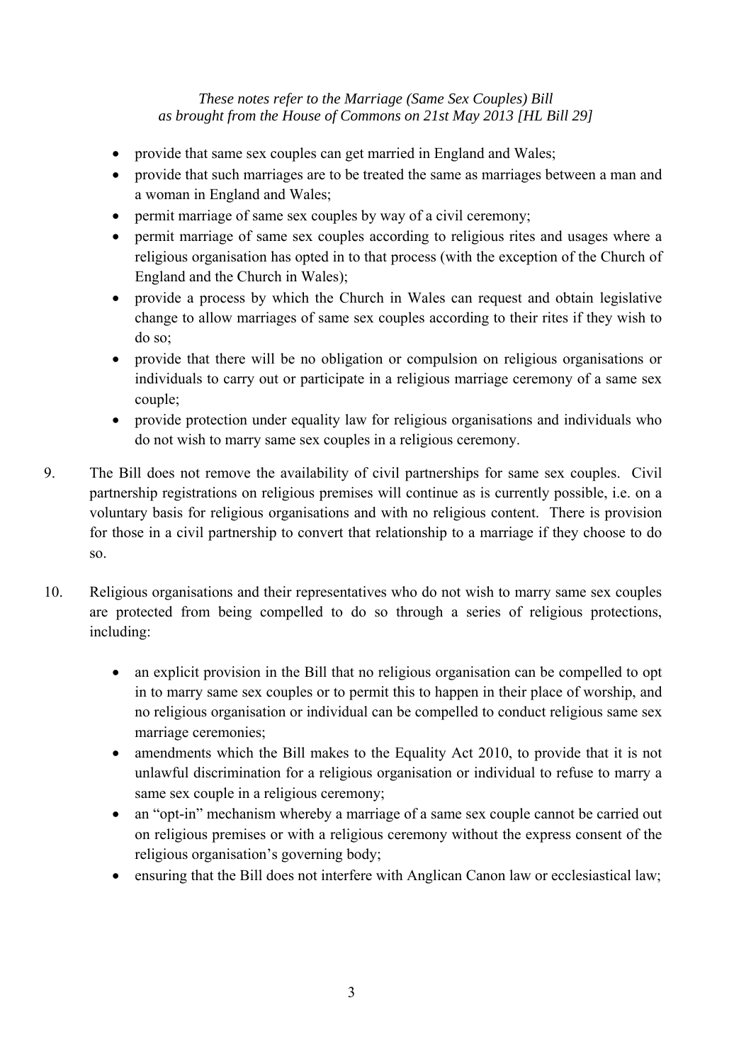- provide that same sex couples can get married in England and Wales;
- provide that such marriages are to be treated the same as marriages between a man and a woman in England and Wales;
- permit marriage of same sex couples by way of a civil ceremony;
- permit marriage of same sex couples according to religious rites and usages where a religious organisation has opted in to that process (with the exception of the Church of England and the Church in Wales);
- provide a process by which the Church in Wales can request and obtain legislative change to allow marriages of same sex couples according to their rites if they wish to do so;
- provide that there will be no obligation or compulsion on religious organisations or individuals to carry out or participate in a religious marriage ceremony of a same sex couple;
- provide protection under equality law for religious organisations and individuals who do not wish to marry same sex couples in a religious ceremony.

9. The Bill does not remove the availability of civil partnerships for same sex couples. Civil partnership registrations on religious premises will continue as is currently possible, i.e. on a voluntary basis for religious organisations and with no religious content. There is provision for those in a civil partnership to convert that relationship to a marriage if they choose to do so.

10. Religious organisations and their representatives who do not wish to marry same sex couples are protected from being compelled to do so through a series of religious protections, including:

    - an explicit provision in the Bill that no religious organisation can be compelled to opt in to marry same sex couples or to permit this to happen in their place of worship, and no religious organisation or individual can be compelled to conduct religious same sex marriage ceremonies;
    - amendments which the Bill makes to the Equality Act 2010, to provide that it is not unlawful discrimination for a religious organisation or individual to refuse to marry a same sex couple in a religious ceremony;
    - an "opt-in" mechanism whereby a marriage of a same sex couple cannot be carried out on religious premises or with a religious ceremony without the express consent of the religious organisation's governing body;
    - ensuring that the Bill does not interfere with Anglican Canon law or ecclesiastical law;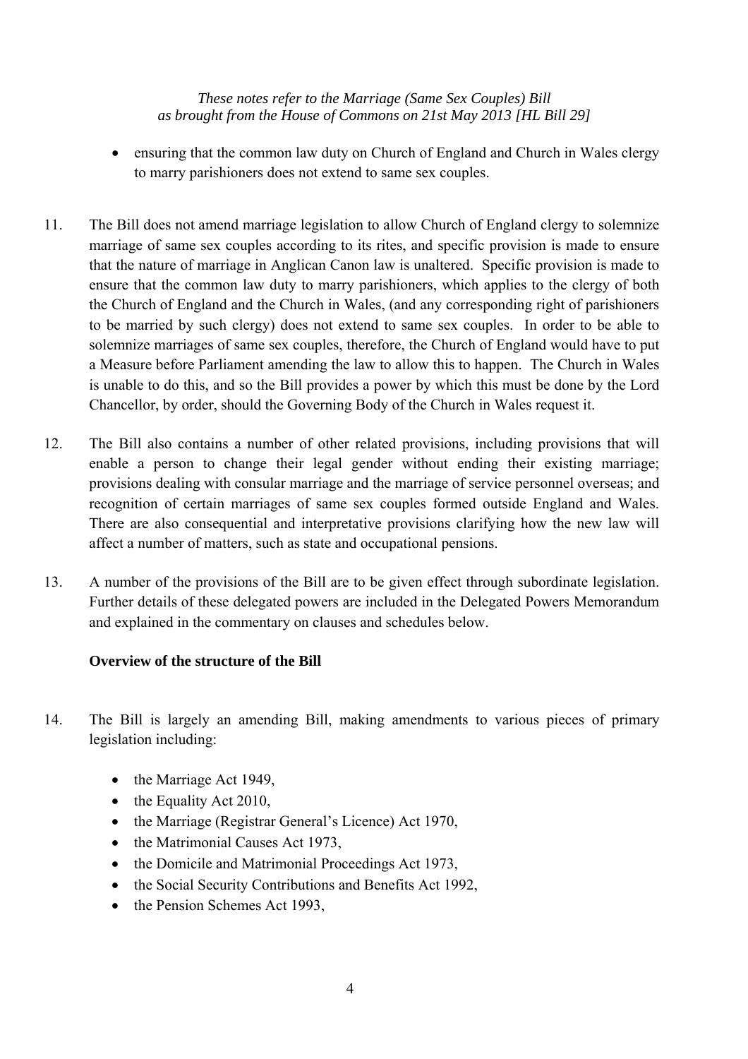- ensuring that the common law duty on Church of England and Church in Wales clergy to marry parishioners does not extend to same sex couples.

11. The Bill does not amend marriage legislation to allow Church of England clergy to solemnize marriage of same sex couples according to its rites, and specific provision is made to ensure that the nature of marriage in Anglican Canon law is unaltered. Specific provision is made to ensure that the common law duty to marry parishioners, which applies to the clergy of both the Church of England and the Church in Wales, (and any corresponding right of parishioners to be married by such clergy) does not extend to same sex couples. In order to be able to solemnize marriages of same sex couples, therefore, the Church of England would have to put a Measure before Parliament amending the law to allow this to happen. The Church in Wales is unable to do this, and so the Bill provides a power by which this must be done by the Lord Chancellor, by order, should the Governing Body of the Church in Wales request it.

12. The Bill also contains a number of other related provisions, including provisions that will enable a person to change their legal gender without ending their existing marriage; provisions dealing with consular marriage and the marriage of service personnel overseas; and recognition of certain marriages of same sex couples formed outside England and Wales. There are also consequential and interpretative provisions clarifying how the new law will affect a number of matters, such as state and occupational pensions.

13. A number of the provisions of the Bill are to be given effect through subordinate legislation. Further details of these delegated powers are included in the Delegated Powers Memorandum and explained in the commentary on clauses and schedules below.

**Overview of the structure of the Bill**

14. The Bill is largely an amending Bill, making amendments to various pieces of primary legislation including:

    - the Marriage Act 1949,
    - the Equality Act 2010,
    - the Marriage (Registrar General's Licence) Act 1970,
    - the Matrimonial Causes Act 1973,
    - the Domicile and Matrimonial Proceedings Act 1973,
    - the Social Security Contributions and Benefits Act 1992,
    - the Pension Schemes Act 1993,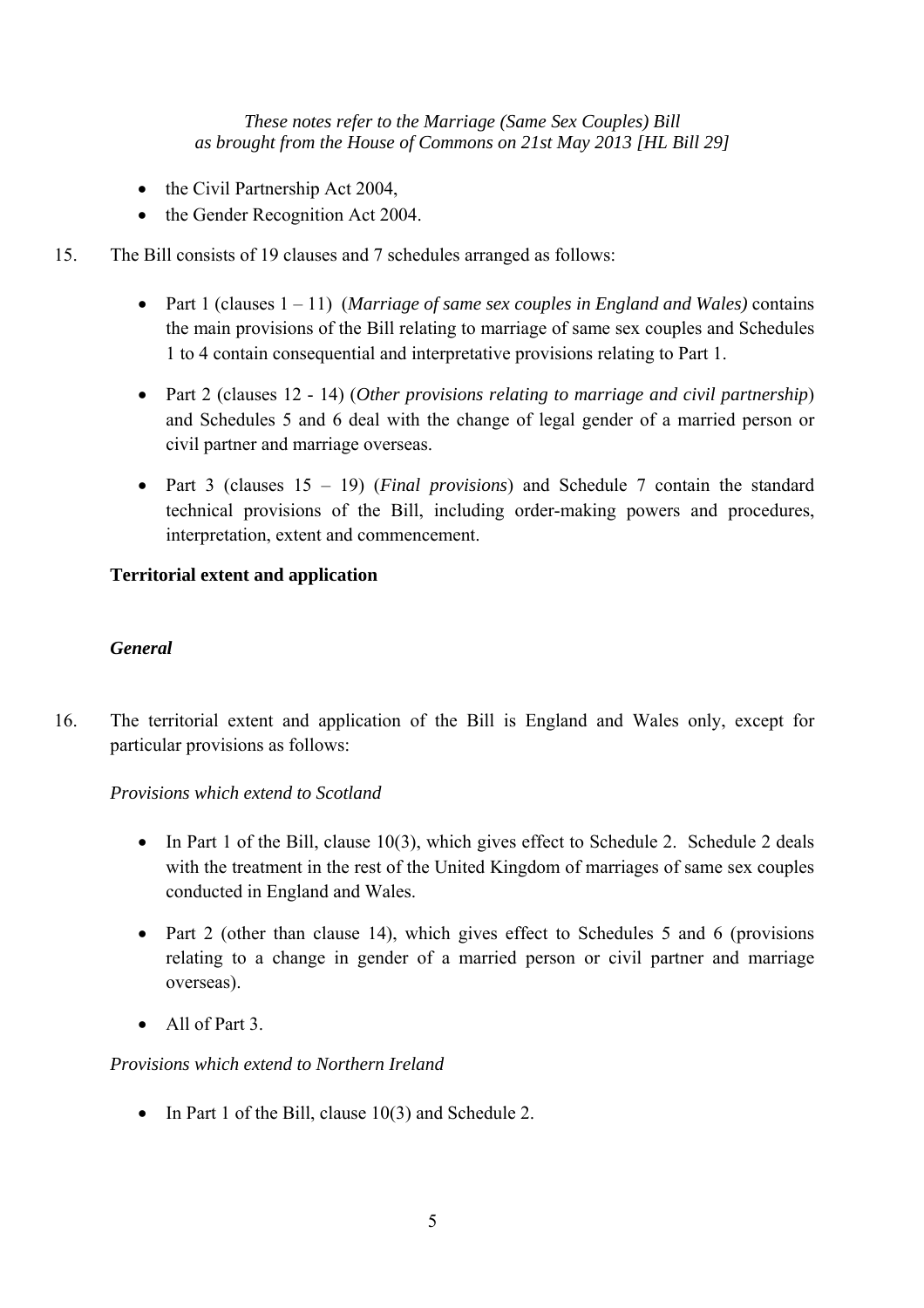- the Civil Partnership Act 2004,
- the Gender Recognition Act 2004.

15. The Bill consists of 19 clauses and 7 schedules arranged as follows:

    - Part 1 (clauses 1 – 11) (*Marriage of same sex couples in England and Wales)* contains the main provisions of the Bill relating to marriage of same sex couples and Schedules 1 to 4 contain consequential and interpretative provisions relating to Part 1.

    - Part 2 (clauses 12 - 14) (*Other provisions relating to marriage and civil partnership*) and Schedules 5 and 6 deal with the change of legal gender of a married person or civil partner and marriage overseas.

    - Part 3 (clauses 15 – 19) (*Final provisions*) and Schedule 7 contain the standard technical provisions of the Bill, including order-making powers and procedures, interpretation, extent and commencement.

**Territorial extent and application**

***General***

16. The territorial extent and application of the Bill is England and Wales only, except for particular provisions as follows:

    *Provisions which extend to Scotland*

    - In Part 1 of the Bill, clause 10(3), which gives effect to Schedule 2. Schedule 2 deals with the treatment in the rest of the United Kingdom of marriages of same sex couples conducted in England and Wales.

    - Part 2 (other than clause 14), which gives effect to Schedules 5 and 6 (provisions relating to a change in gender of a married person or civil partner and marriage overseas).

    - All of Part 3.

    *Provisions which extend to Northern Ireland*

    - In Part 1 of the Bill, clause 10(3) and Schedule 2.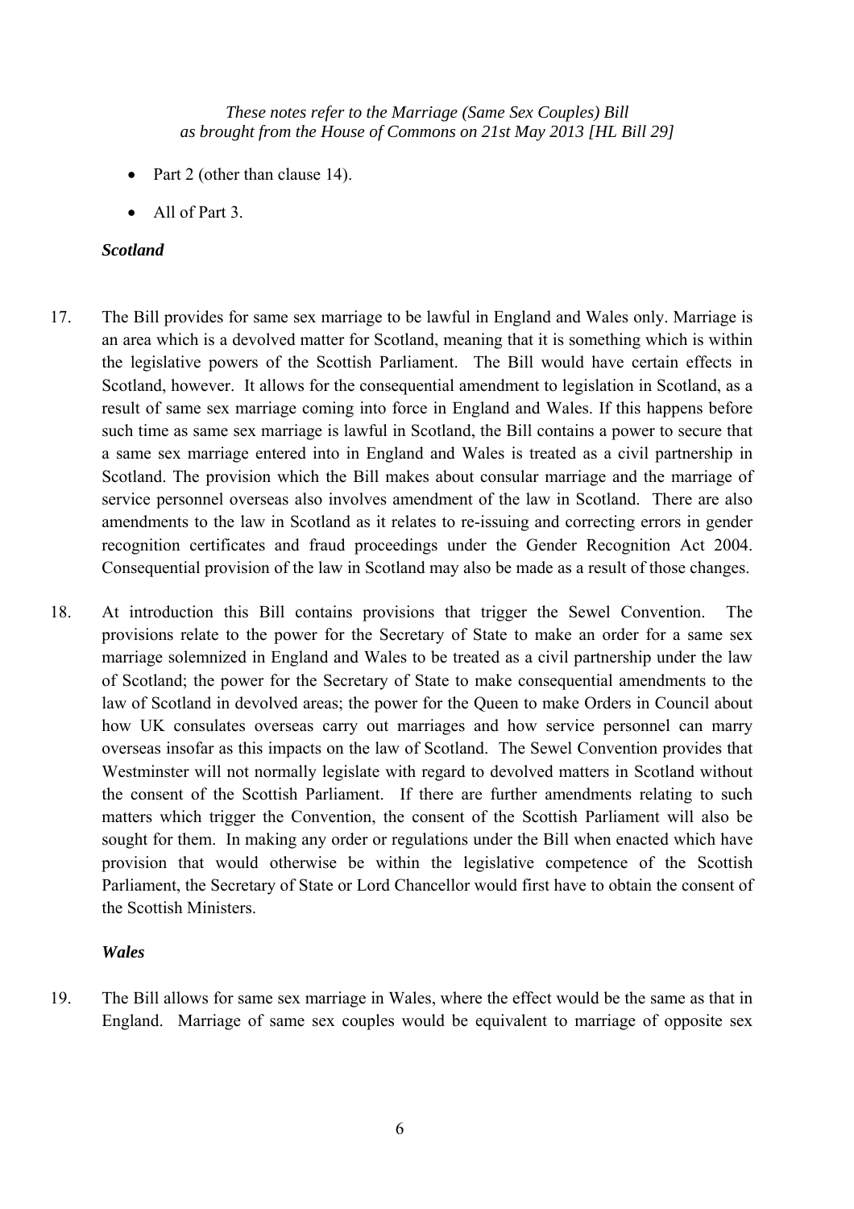- Part 2 (other than clause 14).
- All of Part 3.

### *Scotland*

17. The Bill provides for same sex marriage to be lawful in England and Wales only. Marriage is an area which is a devolved matter for Scotland, meaning that it is something which is within the legislative powers of the Scottish Parliament. The Bill would have certain effects in Scotland, however. It allows for the consequential amendment to legislation in Scotland, as a result of same sex marriage coming into force in England and Wales. If this happens before such time as same sex marriage is lawful in Scotland, the Bill contains a power to secure that a same sex marriage entered into in England and Wales is treated as a civil partnership in Scotland. The provision which the Bill makes about consular marriage and the marriage of service personnel overseas also involves amendment of the law in Scotland. There are also amendments to the law in Scotland as it relates to re-issuing and correcting errors in gender recognition certificates and fraud proceedings under the Gender Recognition Act 2004. Consequential provision of the law in Scotland may also be made as a result of those changes.

18. At introduction this Bill contains provisions that trigger the Sewel Convention. The provisions relate to the power for the Secretary of State to make an order for a same sex marriage solemnized in England and Wales to be treated as a civil partnership under the law of Scotland; the power for the Secretary of State to make consequential amendments to the law of Scotland in devolved areas; the power for the Queen to make Orders in Council about how UK consulates overseas carry out marriages and how service personnel can marry overseas insofar as this impacts on the law of Scotland. The Sewel Convention provides that Westminster will not normally legislate with regard to devolved matters in Scotland without the consent of the Scottish Parliament. If there are further amendments relating to such matters which trigger the Convention, the consent of the Scottish Parliament will also be sought for them. In making any order or regulations under the Bill when enacted which have provision that would otherwise be within the legislative competence of the Scottish Parliament, the Secretary of State or Lord Chancellor would first have to obtain the consent of the Scottish Ministers.

### *Wales*

19. The Bill allows for same sex marriage in Wales, where the effect would be the same as that in England. Marriage of same sex couples would be equivalent to marriage of opposite sex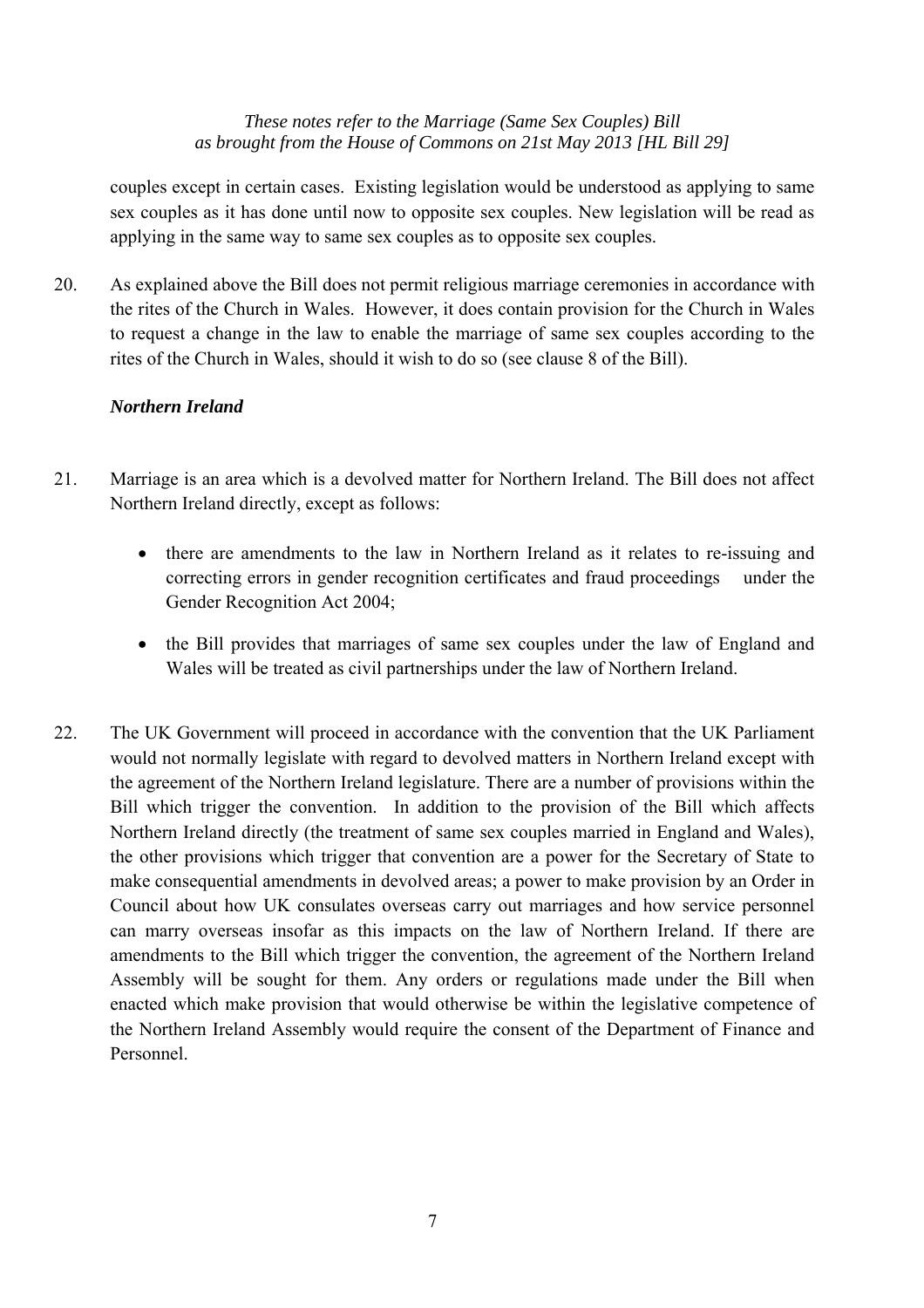couples except in certain cases. Existing legislation would be understood as applying to same sex couples as it has done until now to opposite sex couples. New legislation will be read as applying in the same way to same sex couples as to opposite sex couples.

20. As explained above the Bill does not permit religious marriage ceremonies in accordance with the rites of the Church in Wales. However, it does contain provision for the Church in Wales to request a change in the law to enable the marriage of same sex couples according to the rites of the Church in Wales, should it wish to do so (see clause 8 of the Bill).

### *Northern Ireland*

21. Marriage is an area which is a devolved matter for Northern Ireland. The Bill does not affect Northern Ireland directly, except as follows:

    - there are amendments to the law in Northern Ireland as it relates to re-issuing and correcting errors in gender recognition certificates and fraud proceedings under the Gender Recognition Act 2004;
    - the Bill provides that marriages of same sex couples under the law of England and Wales will be treated as civil partnerships under the law of Northern Ireland.

22. The UK Government will proceed in accordance with the convention that the UK Parliament would not normally legislate with regard to devolved matters in Northern Ireland except with the agreement of the Northern Ireland legislature. There are a number of provisions within the Bill which trigger the convention. In addition to the provision of the Bill which affects Northern Ireland directly (the treatment of same sex couples married in England and Wales), the other provisions which trigger that convention are a power for the Secretary of State to make consequential amendments in devolved areas; a power to make provision by an Order in Council about how UK consulates overseas carry out marriages and how service personnel can marry overseas insofar as this impacts on the law of Northern Ireland. If there are amendments to the Bill which trigger the convention, the agreement of the Northern Ireland Assembly will be sought for them. Any orders or regulations made under the Bill when enacted which make provision that would otherwise be within the legislative competence of the Northern Ireland Assembly would require the consent of the Department of Finance and Personnel.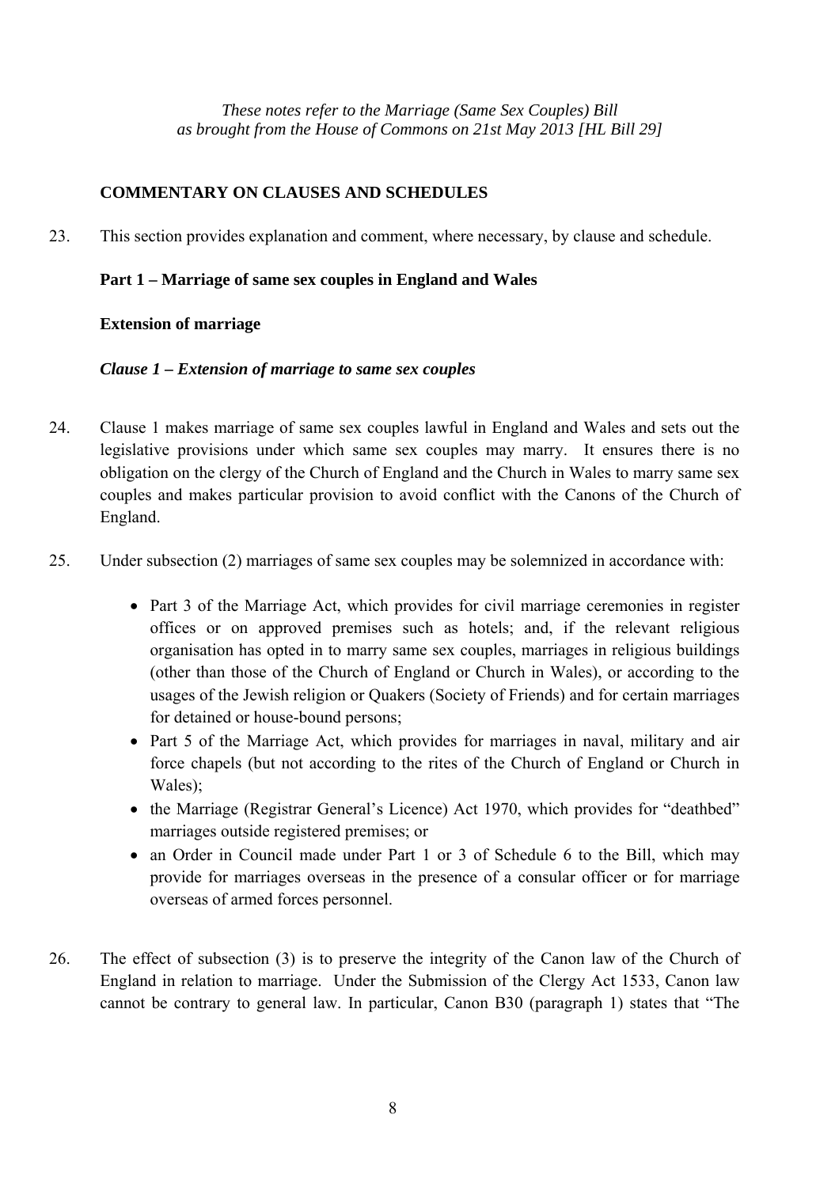*These notes refer to the Marriage (Same Sex Couples) Bill as brought from the House of Commons on 21st May 2013 [HL Bill 29]*

## COMMENTARY ON CLAUSES AND SCHEDULES

23. This section provides explanation and comment, where necessary, by clause and schedule.

### Part 1 – Marriage of same sex couples in England and Wales

#### Extension of marriage

##### *Clause 1 – Extension of marriage to same sex couples*

24. Clause 1 makes marriage of same sex couples lawful in England and Wales and sets out the legislative provisions under which same sex couples may marry. It ensures there is no obligation on the clergy of the Church of England and the Church in Wales to marry same sex couples and makes particular provision to avoid conflict with the Canons of the Church of England.

25. Under subsection (2) marriages of same sex couples may be solemnized in accordance with:

    - Part 3 of the Marriage Act, which provides for civil marriage ceremonies in register offices or on approved premises such as hotels; and, if the relevant religious organisation has opted in to marry same sex couples, marriages in religious buildings (other than those of the Church of England or Church in Wales), or according to the usages of the Jewish religion or Quakers (Society of Friends) and for certain marriages for detained or house-bound persons;
    - Part 5 of the Marriage Act, which provides for marriages in naval, military and air force chapels (but not according to the rites of the Church of England or Church in Wales);
    - the Marriage (Registrar General's Licence) Act 1970, which provides for "deathbed" marriages outside registered premises; or
    - an Order in Council made under Part 1 or 3 of Schedule 6 to the Bill, which may provide for marriages overseas in the presence of a consular officer or for marriage overseas of armed forces personnel.

26. The effect of subsection (3) is to preserve the integrity of the Canon law of the Church of England in relation to marriage. Under the Submission of the Clergy Act 1533, Canon law cannot be contrary to general law. In particular, Canon B30 (paragraph 1) states that "The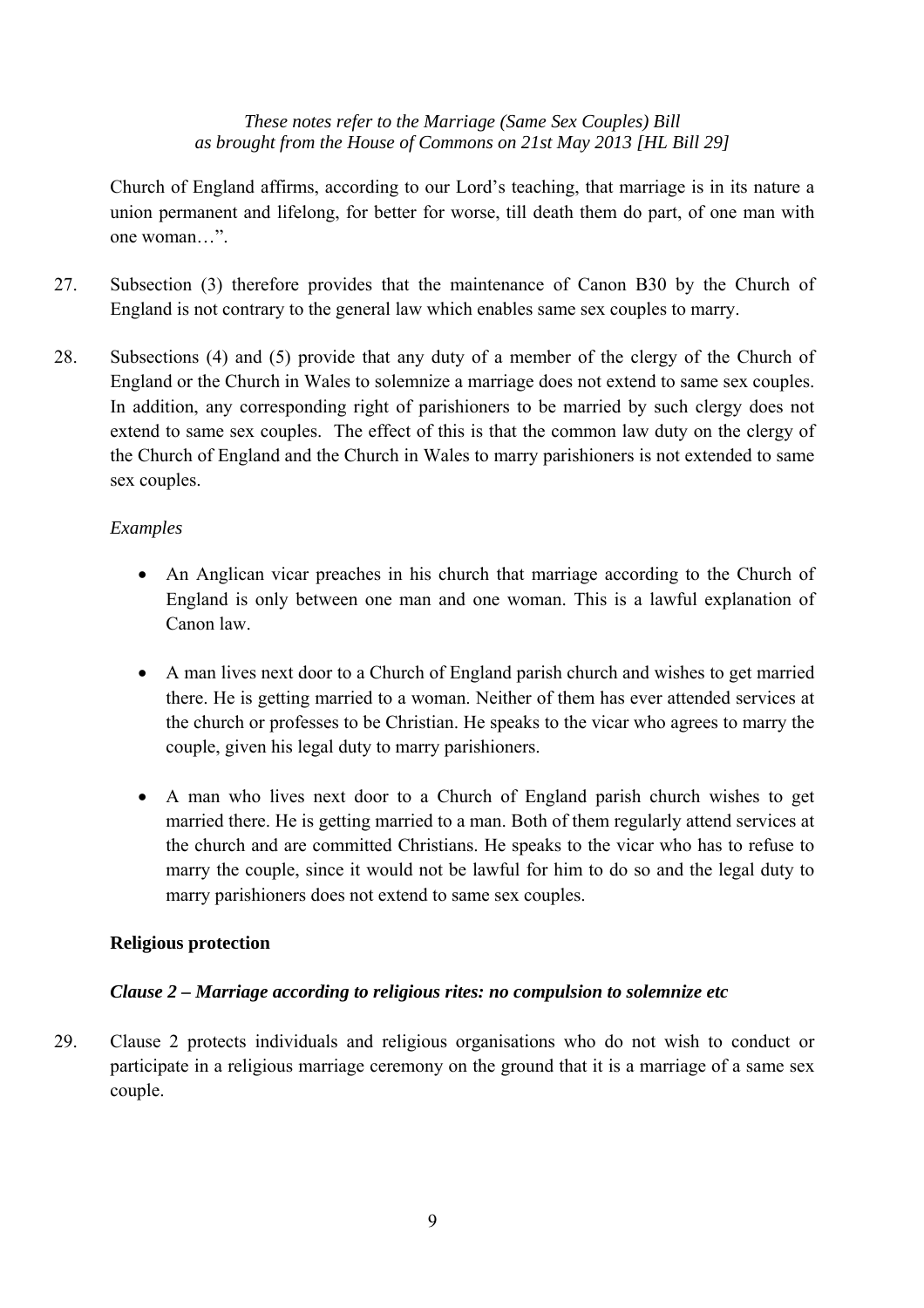Church of England affirms, according to our Lord's teaching, that marriage is in its nature a union permanent and lifelong, for better for worse, till death them do part, of one man with one woman…".

27. Subsection (3) therefore provides that the maintenance of Canon B30 by the Church of England is not contrary to the general law which enables same sex couples to marry.

28. Subsections (4) and (5) provide that any duty of a member of the clergy of the Church of England or the Church in Wales to solemnize a marriage does not extend to same sex couples. In addition, any corresponding right of parishioners to be married by such clergy does not extend to same sex couples. The effect of this is that the common law duty on the clergy of the Church of England and the Church in Wales to marry parishioners is not extended to same sex couples.

*Examples*

- An Anglican vicar preaches in his church that marriage according to the Church of England is only between one man and one woman. This is a lawful explanation of Canon law.
- A man lives next door to a Church of England parish church and wishes to get married there. He is getting married to a woman. Neither of them has ever attended services at the church or professes to be Christian. He speaks to the vicar who agrees to marry the couple, given his legal duty to marry parishioners.
- A man who lives next door to a Church of England parish church wishes to get married there. He is getting married to a man. Both of them regularly attend services at the church and are committed Christians. He speaks to the vicar who has to refuse to marry the couple, since it would not be lawful for him to do so and the legal duty to marry parishioners does not extend to same sex couples.

**Religious protection**

***Clause 2 – Marriage according to religious rites: no compulsion to solemnize etc***

29. Clause 2 protects individuals and religious organisations who do not wish to conduct or participate in a religious marriage ceremony on the ground that it is a marriage of a same sex couple.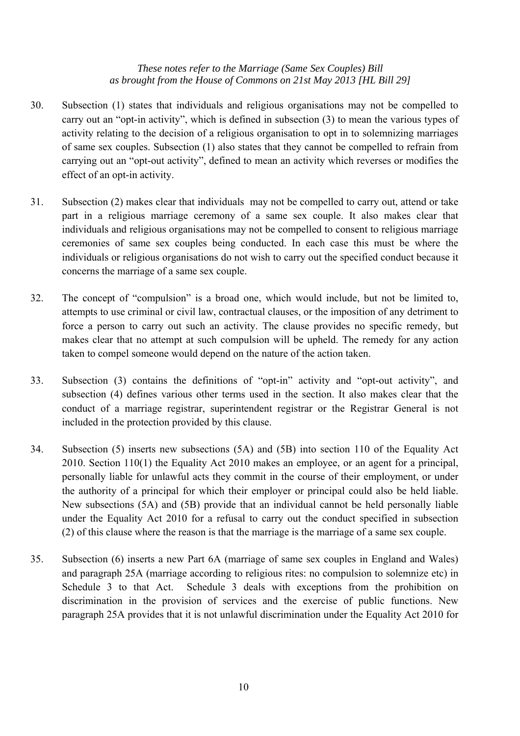30. Subsection (1) states that individuals and religious organisations may not be compelled to carry out an "opt-in activity", which is defined in subsection (3) to mean the various types of activity relating to the decision of a religious organisation to opt in to solemnizing marriages of same sex couples. Subsection (1) also states that they cannot be compelled to refrain from carrying out an "opt-out activity", defined to mean an activity which reverses or modifies the effect of an opt-in activity.

31. Subsection (2) makes clear that individuals may not be compelled to carry out, attend or take part in a religious marriage ceremony of a same sex couple. It also makes clear that individuals and religious organisations may not be compelled to consent to religious marriage ceremonies of same sex couples being conducted. In each case this must be where the individuals or religious organisations do not wish to carry out the specified conduct because it concerns the marriage of a same sex couple.

32. The concept of "compulsion" is a broad one, which would include, but not be limited to, attempts to use criminal or civil law, contractual clauses, or the imposition of any detriment to force a person to carry out such an activity. The clause provides no specific remedy, but makes clear that no attempt at such compulsion will be upheld. The remedy for any action taken to compel someone would depend on the nature of the action taken.

33. Subsection (3) contains the definitions of "opt-in" activity and "opt-out activity", and subsection (4) defines various other terms used in the section. It also makes clear that the conduct of a marriage registrar, superintendent registrar or the Registrar General is not included in the protection provided by this clause.

34. Subsection (5) inserts new subsections (5A) and (5B) into section 110 of the Equality Act 2010. Section 110(1) the Equality Act 2010 makes an employee, or an agent for a principal, personally liable for unlawful acts they commit in the course of their employment, or under the authority of a principal for which their employer or principal could also be held liable. New subsections (5A) and (5B) provide that an individual cannot be held personally liable under the Equality Act 2010 for a refusal to carry out the conduct specified in subsection (2) of this clause where the reason is that the marriage is the marriage of a same sex couple.

35. Subsection (6) inserts a new Part 6A (marriage of same sex couples in England and Wales) and paragraph 25A (marriage according to religious rites: no compulsion to solemnize etc) in Schedule 3 to that Act. Schedule 3 deals with exceptions from the prohibition on discrimination in the provision of services and the exercise of public functions. New paragraph 25A provides that it is not unlawful discrimination under the Equality Act 2010 for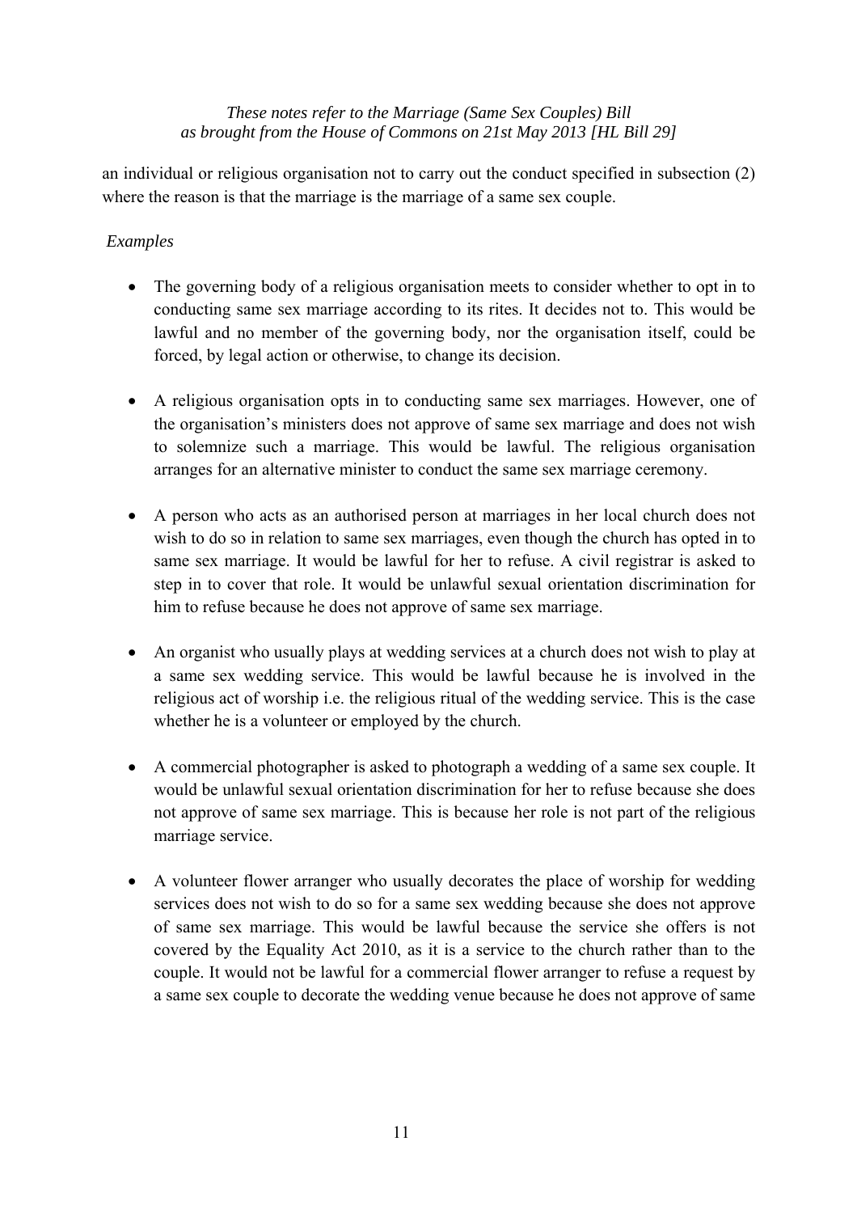an individual or religious organisation not to carry out the conduct specified in subsection (2) where the reason is that the marriage is the marriage of a same sex couple.

*Examples*

- The governing body of a religious organisation meets to consider whether to opt in to conducting same sex marriage according to its rites. It decides not to. This would be lawful and no member of the governing body, nor the organisation itself, could be forced, by legal action or otherwise, to change its decision.

- A religious organisation opts in to conducting same sex marriages. However, one of the organisation's ministers does not approve of same sex marriage and does not wish to solemnize such a marriage. This would be lawful. The religious organisation arranges for an alternative minister to conduct the same sex marriage ceremony.

- A person who acts as an authorised person at marriages in her local church does not wish to do so in relation to same sex marriages, even though the church has opted in to same sex marriage. It would be lawful for her to refuse. A civil registrar is asked to step in to cover that role. It would be unlawful sexual orientation discrimination for him to refuse because he does not approve of same sex marriage.

- An organist who usually plays at wedding services at a church does not wish to play at a same sex wedding service. This would be lawful because he is involved in the religious act of worship i.e. the religious ritual of the wedding service. This is the case whether he is a volunteer or employed by the church.

- A commercial photographer is asked to photograph a wedding of a same sex couple. It would be unlawful sexual orientation discrimination for her to refuse because she does not approve of same sex marriage. This is because her role is not part of the religious marriage service.

- A volunteer flower arranger who usually decorates the place of worship for wedding services does not wish to do so for a same sex wedding because she does not approve of same sex marriage. This would be lawful because the service she offers is not covered by the Equality Act 2010, as it is a service to the church rather than to the couple. It would not be lawful for a commercial flower arranger to refuse a request by a same sex couple to decorate the wedding venue because he does not approve of same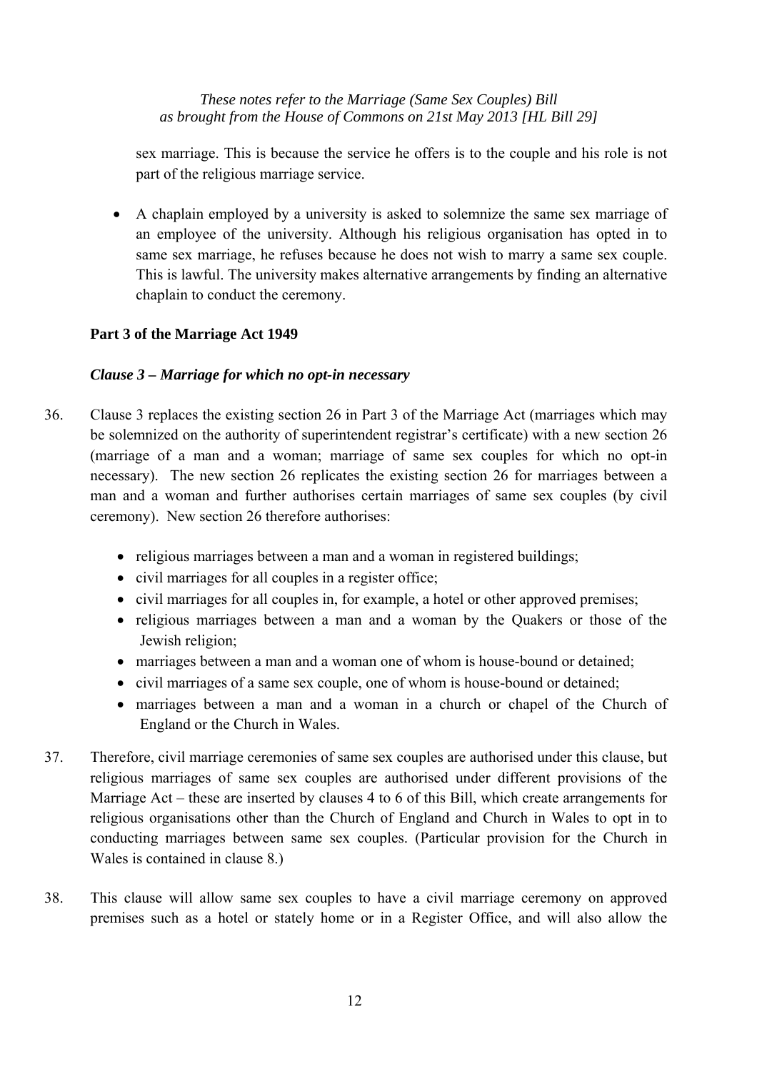sex marriage. This is because the service he offers is to the couple and his role is not part of the religious marriage service.

- A chaplain employed by a university is asked to solemnize the same sex marriage of an employee of the university. Although his religious organisation has opted in to same sex marriage, he refuses because he does not wish to marry a same sex couple. This is lawful. The university makes alternative arrangements by finding an alternative chaplain to conduct the ceremony.

**Part 3 of the Marriage Act 1949**

***Clause 3 – Marriage for which no opt-in necessary***

36. Clause 3 replaces the existing section 26 in Part 3 of the Marriage Act (marriages which may be solemnized on the authority of superintendent registrar's certificate) with a new section 26 (marriage of a man and a woman; marriage of same sex couples for which no opt-in necessary). The new section 26 replicates the existing section 26 for marriages between a man and a woman and further authorises certain marriages of same sex couples (by civil ceremony). New section 26 therefore authorises:

    - religious marriages between a man and a woman in registered buildings;
    - civil marriages for all couples in a register office;
    - civil marriages for all couples in, for example, a hotel or other approved premises;
    - religious marriages between a man and a woman by the Quakers or those of the Jewish religion;
    - marriages between a man and a woman one of whom is house-bound or detained;
    - civil marriages of a same sex couple, one of whom is house-bound or detained;
    - marriages between a man and a woman in a church or chapel of the Church of England or the Church in Wales.

37. Therefore, civil marriage ceremonies of same sex couples are authorised under this clause, but religious marriages of same sex couples are authorised under different provisions of the Marriage Act – these are inserted by clauses 4 to 6 of this Bill, which create arrangements for religious organisations other than the Church of England and Church in Wales to opt in to conducting marriages between same sex couples. (Particular provision for the Church in Wales is contained in clause 8.)

38. This clause will allow same sex couples to have a civil marriage ceremony on approved premises such as a hotel or stately home or in a Register Office, and will also allow the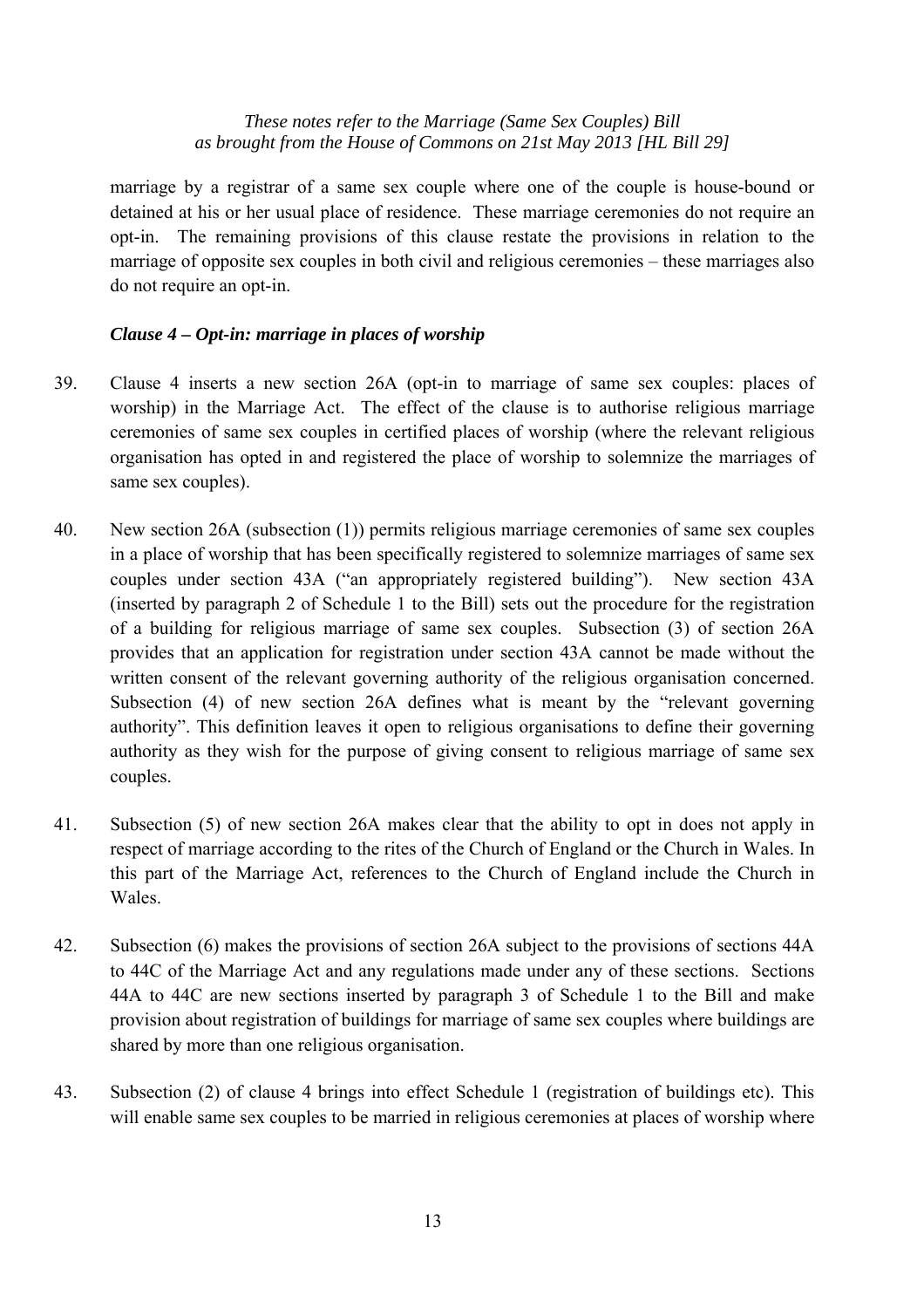marriage by a registrar of a same sex couple where one of the couple is house-bound or detained at his or her usual place of residence. These marriage ceremonies do not require an opt-in. The remaining provisions of this clause restate the provisions in relation to the marriage of opposite sex couples in both civil and religious ceremonies – these marriages also do not require an opt-in.

### *Clause 4 – Opt-in: marriage in places of worship*

39. Clause 4 inserts a new section 26A (opt-in to marriage of same sex couples: places of worship) in the Marriage Act. The effect of the clause is to authorise religious marriage ceremonies of same sex couples in certified places of worship (where the relevant religious organisation has opted in and registered the place of worship to solemnize the marriages of same sex couples).

40. New section 26A (subsection (1)) permits religious marriage ceremonies of same sex couples in a place of worship that has been specifically registered to solemnize marriages of same sex couples under section 43A ("an appropriately registered building"). New section 43A (inserted by paragraph 2 of Schedule 1 to the Bill) sets out the procedure for the registration of a building for religious marriage of same sex couples. Subsection (3) of section 26A provides that an application for registration under section 43A cannot be made without the written consent of the relevant governing authority of the religious organisation concerned. Subsection (4) of new section 26A defines what is meant by the "relevant governing authority". This definition leaves it open to religious organisations to define their governing authority as they wish for the purpose of giving consent to religious marriage of same sex couples.

41. Subsection (5) of new section 26A makes clear that the ability to opt in does not apply in respect of marriage according to the rites of the Church of England or the Church in Wales. In this part of the Marriage Act, references to the Church of England include the Church in Wales.

42. Subsection (6) makes the provisions of section 26A subject to the provisions of sections 44A to 44C of the Marriage Act and any regulations made under any of these sections. Sections 44A to 44C are new sections inserted by paragraph 3 of Schedule 1 to the Bill and make provision about registration of buildings for marriage of same sex couples where buildings are shared by more than one religious organisation.

43. Subsection (2) of clause 4 brings into effect Schedule 1 (registration of buildings etc). This will enable same sex couples to be married in religious ceremonies at places of worship where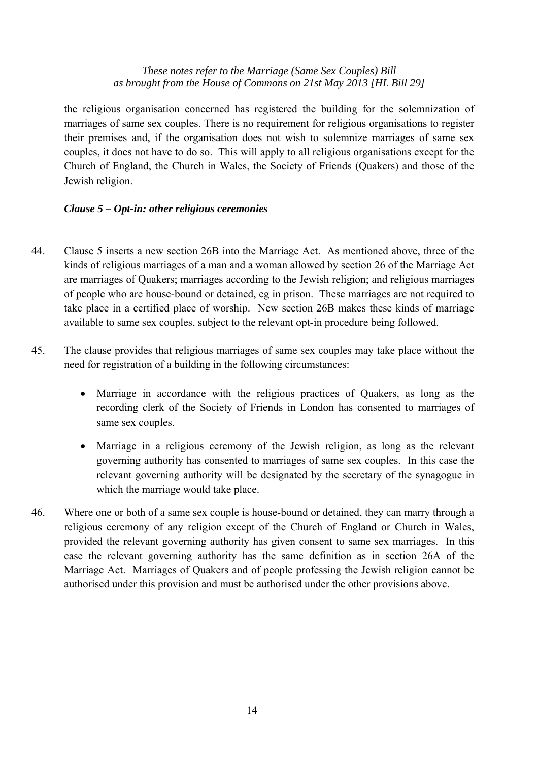the religious organisation concerned has registered the building for the solemnization of marriages of same sex couples. There is no requirement for religious organisations to register their premises and, if the organisation does not wish to solemnize marriages of same sex couples, it does not have to do so. This will apply to all religious organisations except for the Church of England, the Church in Wales, the Society of Friends (Quakers) and those of the Jewish religion.

### *Clause 5 – Opt-in: other religious ceremonies*

44. Clause 5 inserts a new section 26B into the Marriage Act. As mentioned above, three of the kinds of religious marriages of a man and a woman allowed by section 26 of the Marriage Act are marriages of Quakers; marriages according to the Jewish religion; and religious marriages of people who are house-bound or detained, eg in prison. These marriages are not required to take place in a certified place of worship. New section 26B makes these kinds of marriage available to same sex couples, subject to the relevant opt-in procedure being followed.

45. The clause provides that religious marriages of same sex couples may take place without the need for registration of a building in the following circumstances:

    - Marriage in accordance with the religious practices of Quakers, as long as the recording clerk of the Society of Friends in London has consented to marriages of same sex couples.

    - Marriage in a religious ceremony of the Jewish religion, as long as the relevant governing authority has consented to marriages of same sex couples. In this case the relevant governing authority will be designated by the secretary of the synagogue in which the marriage would take place.

46. Where one or both of a same sex couple is house-bound or detained, they can marry through a religious ceremony of any religion except of the Church of England or Church in Wales, provided the relevant governing authority has given consent to same sex marriages. In this case the relevant governing authority has the same definition as in section 26A of the Marriage Act. Marriages of Quakers and of people professing the Jewish religion cannot be authorised under this provision and must be authorised under the other provisions above.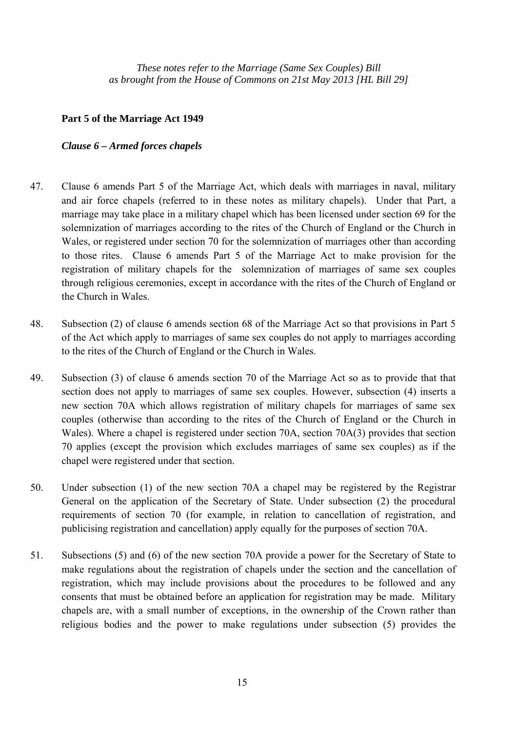*These notes refer to the Marriage (Same Sex Couples) Bill as brought from the House of Commons on 21st May 2013 [HL Bill 29]*

**Part 5 of the Marriage Act 1949**

***Clause 6 – Armed forces chapels***

47. Clause 6 amends Part 5 of the Marriage Act, which deals with marriages in naval, military and air force chapels (referred to in these notes as military chapels). Under that Part, a marriage may take place in a military chapel which has been licensed under section 69 for the solemnization of marriages according to the rites of the Church of England or the Church in Wales, or registered under section 70 for the solemnization of marriages other than according to those rites. Clause 6 amends Part 5 of the Marriage Act to make provision for the registration of military chapels for the solemnization of marriages of same sex couples through religious ceremonies, except in accordance with the rites of the Church of England or the Church in Wales.

48. Subsection (2) of clause 6 amends section 68 of the Marriage Act so that provisions in Part 5 of the Act which apply to marriages of same sex couples do not apply to marriages according to the rites of the Church of England or the Church in Wales.

49. Subsection (3) of clause 6 amends section 70 of the Marriage Act so as to provide that that section does not apply to marriages of same sex couples. However, subsection (4) inserts a new section 70A which allows registration of military chapels for marriages of same sex couples (otherwise than according to the rites of the Church of England or the Church in Wales). Where a chapel is registered under section 70A, section 70A(3) provides that section 70 applies (except the provision which excludes marriages of same sex couples) as if the chapel were registered under that section.

50. Under subsection (1) of the new section 70A a chapel may be registered by the Registrar General on the application of the Secretary of State. Under subsection (2) the procedural requirements of section 70 (for example, in relation to cancellation of registration, and publicising registration and cancellation) apply equally for the purposes of section 70A.

51. Subsections (5) and (6) of the new section 70A provide a power for the Secretary of State to make regulations about the registration of chapels under the section and the cancellation of registration, which may include provisions about the procedures to be followed and any consents that must be obtained before an application for registration may be made. Military chapels are, with a small number of exceptions, in the ownership of the Crown rather than religious bodies and the power to make regulations under subsection (5) provides the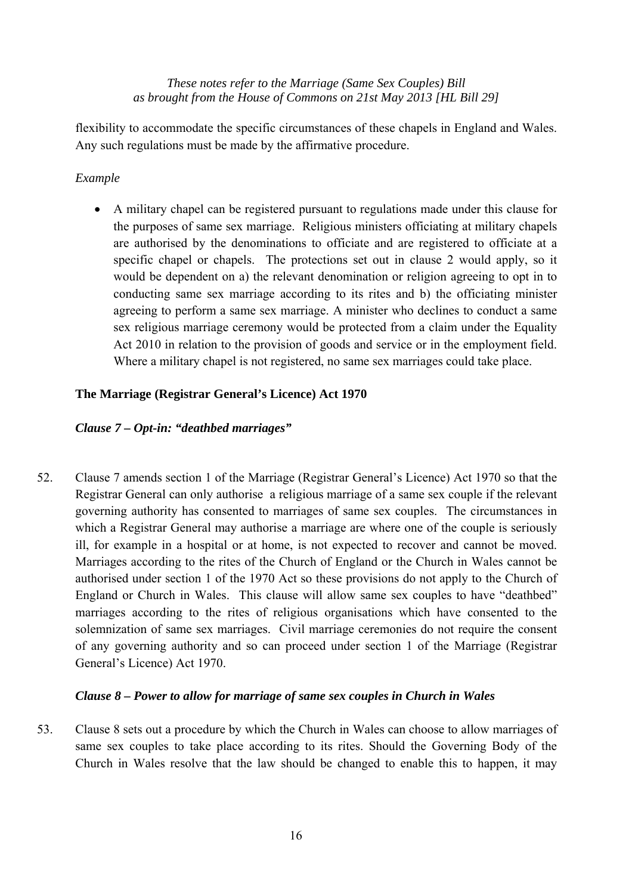flexibility to accommodate the specific circumstances of these chapels in England and Wales. Any such regulations must be made by the affirmative procedure.

*Example*

- A military chapel can be registered pursuant to regulations made under this clause for the purposes of same sex marriage. Religious ministers officiating at military chapels are authorised by the denominations to officiate and are registered to officiate at a specific chapel or chapels. The protections set out in clause 2 would apply, so it would be dependent on a) the relevant denomination or religion agreeing to opt in to conducting same sex marriage according to its rites and b) the officiating minister agreeing to perform a same sex marriage. A minister who declines to conduct a same sex religious marriage ceremony would be protected from a claim under the Equality Act 2010 in relation to the provision of goods and service or in the employment field. Where a military chapel is not registered, no same sex marriages could take place.

**The Marriage (Registrar General's Licence) Act 1970**

***Clause 7 – Opt-in: "deathbed marriages"***

52. Clause 7 amends section 1 of the Marriage (Registrar General's Licence) Act 1970 so that the Registrar General can only authorise a religious marriage of a same sex couple if the relevant governing authority has consented to marriages of same sex couples. The circumstances in which a Registrar General may authorise a marriage are where one of the couple is seriously ill, for example in a hospital or at home, is not expected to recover and cannot be moved. Marriages according to the rites of the Church of England or the Church in Wales cannot be authorised under section 1 of the 1970 Act so these provisions do not apply to the Church of England or Church in Wales. This clause will allow same sex couples to have "deathbed" marriages according to the rites of religious organisations which have consented to the solemnization of same sex marriages. Civil marriage ceremonies do not require the consent of any governing authority and so can proceed under section 1 of the Marriage (Registrar General's Licence) Act 1970.

***Clause 8 – Power to allow for marriage of same sex couples in Church in Wales***

53. Clause 8 sets out a procedure by which the Church in Wales can choose to allow marriages of same sex couples to take place according to its rites. Should the Governing Body of the Church in Wales resolve that the law should be changed to enable this to happen, it may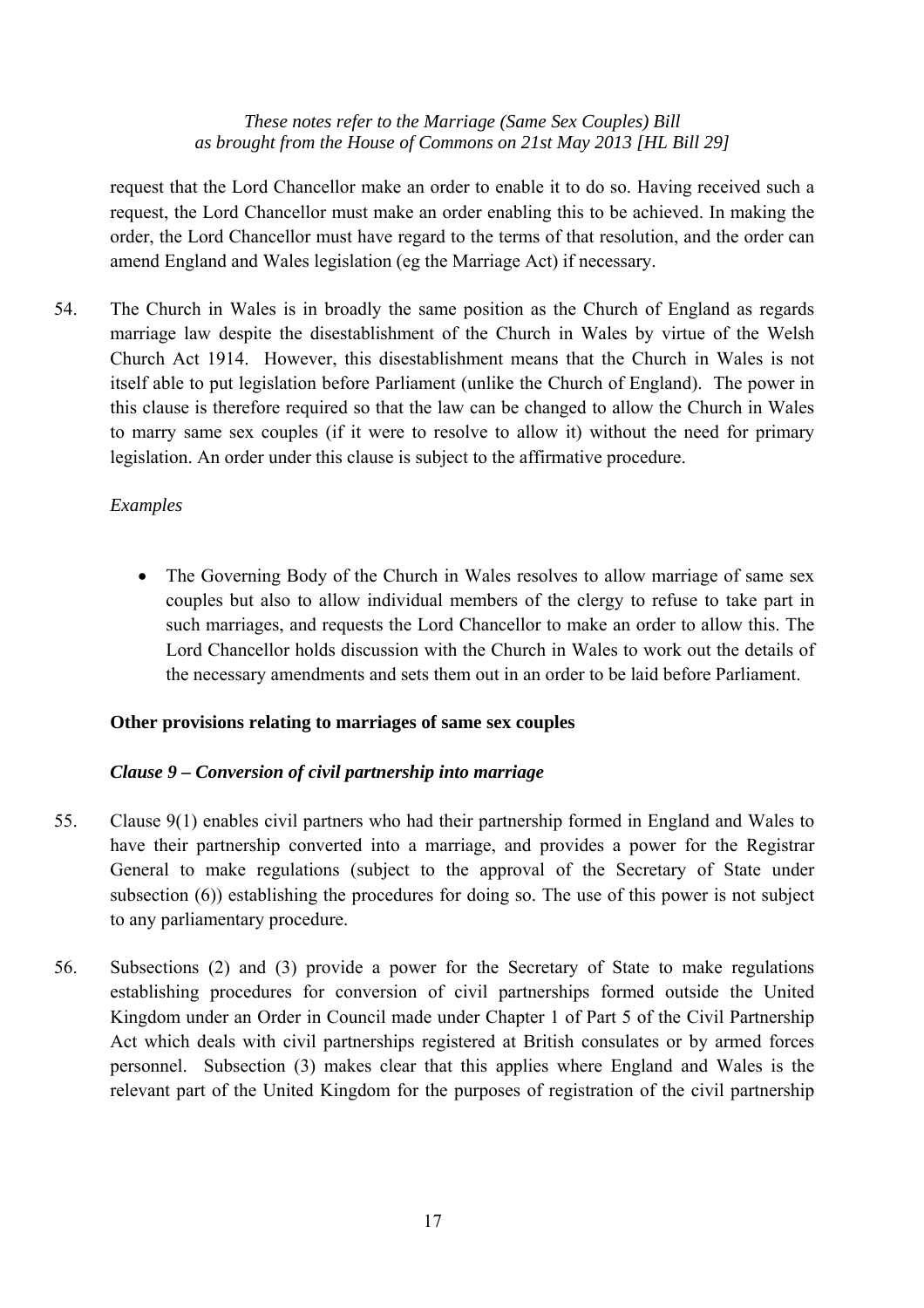request that the Lord Chancellor make an order to enable it to do so. Having received such a request, the Lord Chancellor must make an order enabling this to be achieved. In making the order, the Lord Chancellor must have regard to the terms of that resolution, and the order can amend England and Wales legislation (eg the Marriage Act) if necessary.

54. The Church in Wales is in broadly the same position as the Church of England as regards marriage law despite the disestablishment of the Church in Wales by virtue of the Welsh Church Act 1914. However, this disestablishment means that the Church in Wales is not itself able to put legislation before Parliament (unlike the Church of England). The power in this clause is therefore required so that the law can be changed to allow the Church in Wales to marry same sex couples (if it were to resolve to allow it) without the need for primary legislation. An order under this clause is subject to the affirmative procedure.

*Examples*

- The Governing Body of the Church in Wales resolves to allow marriage of same sex couples but also to allow individual members of the clergy to refuse to take part in such marriages, and requests the Lord Chancellor to make an order to allow this. The Lord Chancellor holds discussion with the Church in Wales to work out the details of the necessary amendments and sets them out in an order to be laid before Parliament.

**Other provisions relating to marriages of same sex couples**

***Clause 9 – Conversion of civil partnership into marriage***

55. Clause 9(1) enables civil partners who had their partnership formed in England and Wales to have their partnership converted into a marriage, and provides a power for the Registrar General to make regulations (subject to the approval of the Secretary of State under subsection (6)) establishing the procedures for doing so. The use of this power is not subject to any parliamentary procedure.

56. Subsections (2) and (3) provide a power for the Secretary of State to make regulations establishing procedures for conversion of civil partnerships formed outside the United Kingdom under an Order in Council made under Chapter 1 of Part 5 of the Civil Partnership Act which deals with civil partnerships registered at British consulates or by armed forces personnel. Subsection (3) makes clear that this applies where England and Wales is the relevant part of the United Kingdom for the purposes of registration of the civil partnership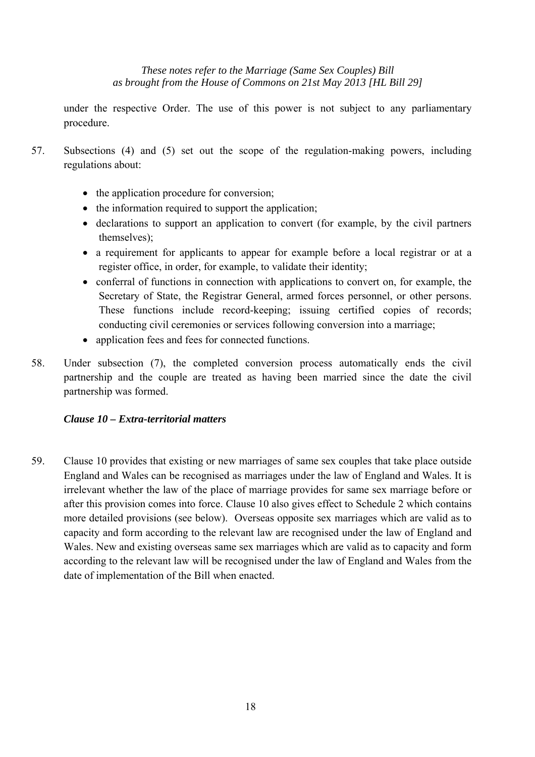under the respective Order. The use of this power is not subject to any parliamentary procedure.

57. Subsections (4) and (5) set out the scope of the regulation-making powers, including regulations about:

   - the application procedure for conversion;
   - the information required to support the application;
   - declarations to support an application to convert (for example, by the civil partners themselves);
   - a requirement for applicants to appear for example before a local registrar or at a register office, in order, for example, to validate their identity;
   - conferral of functions in connection with applications to convert on, for example, the Secretary of State, the Registrar General, armed forces personnel, or other persons. These functions include record-keeping; issuing certified copies of records; conducting civil ceremonies or services following conversion into a marriage;
   - application fees and fees for connected functions.

58. Under subsection (7), the completed conversion process automatically ends the civil partnership and the couple are treated as having been married since the date the civil partnership was formed.

### *Clause 10 – Extra-territorial matters*

59. Clause 10 provides that existing or new marriages of same sex couples that take place outside England and Wales can be recognised as marriages under the law of England and Wales. It is irrelevant whether the law of the place of marriage provides for same sex marriage before or after this provision comes into force. Clause 10 also gives effect to Schedule 2 which contains more detailed provisions (see below). Overseas opposite sex marriages which are valid as to capacity and form according to the relevant law are recognised under the law of England and Wales. New and existing overseas same sex marriages which are valid as to capacity and form according to the relevant law will be recognised under the law of England and Wales from the date of implementation of the Bill when enacted.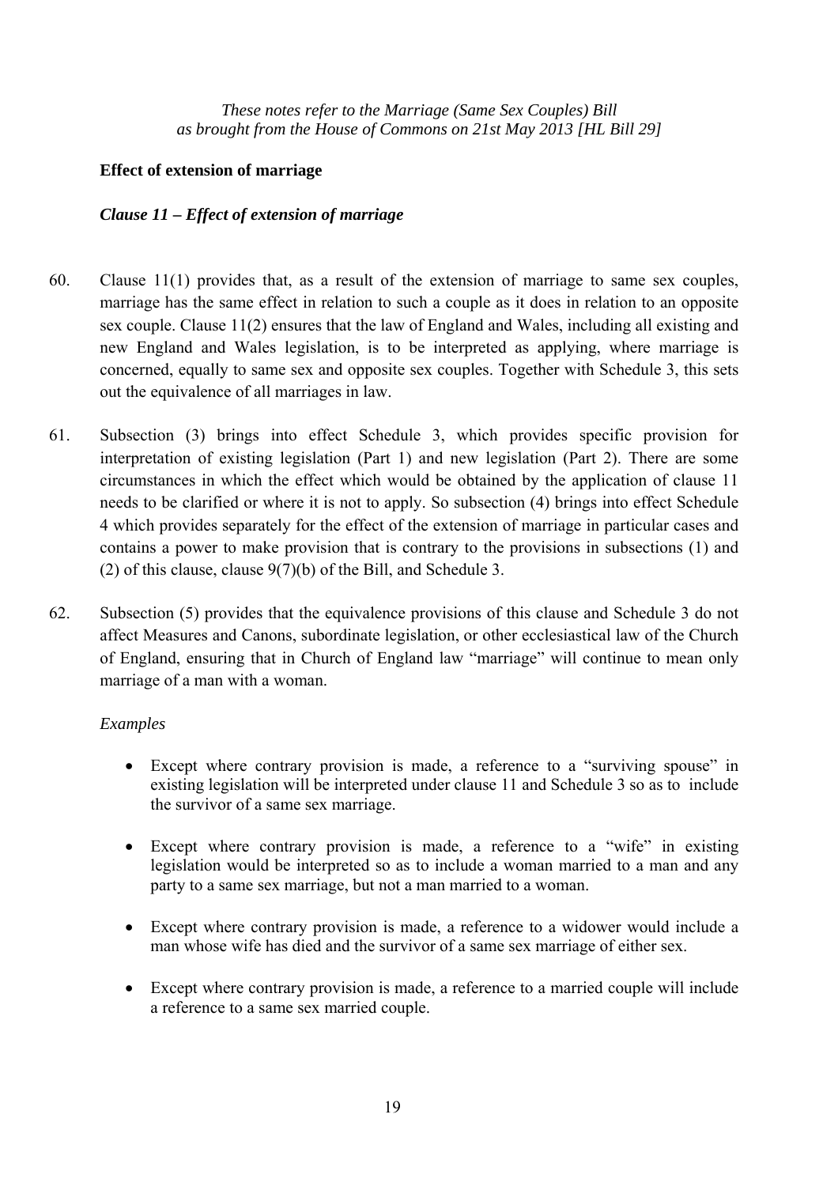*These notes refer to the Marriage (Same Sex Couples) Bill as brought from the House of Commons on 21st May 2013 [HL Bill 29]*

## Effect of extension of marriage

### *Clause 11 – Effect of extension of marriage*

60. Clause 11(1) provides that, as a result of the extension of marriage to same sex couples, marriage has the same effect in relation to such a couple as it does in relation to an opposite sex couple. Clause 11(2) ensures that the law of England and Wales, including all existing and new England and Wales legislation, is to be interpreted as applying, where marriage is concerned, equally to same sex and opposite sex couples. Together with Schedule 3, this sets out the equivalence of all marriages in law.

61. Subsection (3) brings into effect Schedule 3, which provides specific provision for interpretation of existing legislation (Part 1) and new legislation (Part 2). There are some circumstances in which the effect which would be obtained by the application of clause 11 needs to be clarified or where it is not to apply. So subsection (4) brings into effect Schedule 4 which provides separately for the effect of the extension of marriage in particular cases and contains a power to make provision that is contrary to the provisions in subsections (1) and (2) of this clause, clause 9(7)(b) of the Bill, and Schedule 3.

62. Subsection (5) provides that the equivalence provisions of this clause and Schedule 3 do not affect Measures and Canons, subordinate legislation, or other ecclesiastical law of the Church of England, ensuring that in Church of England law "marriage" will continue to mean only marriage of a man with a woman.

*Examples*

- Except where contrary provision is made, a reference to a "surviving spouse" in existing legislation will be interpreted under clause 11 and Schedule 3 so as to include the survivor of a same sex marriage.
- Except where contrary provision is made, a reference to a "wife" in existing legislation would be interpreted so as to include a woman married to a man and any party to a same sex marriage, but not a man married to a woman.
- Except where contrary provision is made, a reference to a widower would include a man whose wife has died and the survivor of a same sex marriage of either sex.
- Except where contrary provision is made, a reference to a married couple will include a reference to a same sex married couple.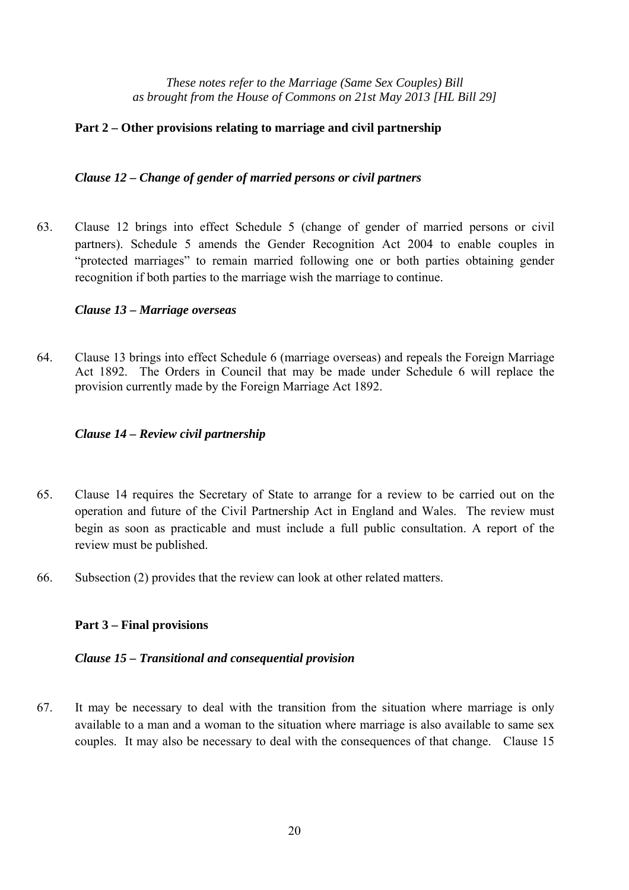*These notes refer to the Marriage (Same Sex Couples) Bill as brought from the House of Commons on 21st May 2013 [HL Bill 29]*

**Part 2 – Other provisions relating to marriage and civil partnership**

***Clause 12 – Change of gender of married persons or civil partners***

63. Clause 12 brings into effect Schedule 5 (change of gender of married persons or civil partners). Schedule 5 amends the Gender Recognition Act 2004 to enable couples in "protected marriages" to remain married following one or both parties obtaining gender recognition if both parties to the marriage wish the marriage to continue.

***Clause 13 – Marriage overseas***

64. Clause 13 brings into effect Schedule 6 (marriage overseas) and repeals the Foreign Marriage Act 1892. The Orders in Council that may be made under Schedule 6 will replace the provision currently made by the Foreign Marriage Act 1892.

***Clause 14 – Review civil partnership***

65. Clause 14 requires the Secretary of State to arrange for a review to be carried out on the operation and future of the Civil Partnership Act in England and Wales. The review must begin as soon as practicable and must include a full public consultation. A report of the review must be published.

66. Subsection (2) provides that the review can look at other related matters.

**Part 3 – Final provisions**

***Clause 15 – Transitional and consequential provision***

67. It may be necessary to deal with the transition from the situation where marriage is only available to a man and a woman to the situation where marriage is also available to same sex couples. It may also be necessary to deal with the consequences of that change. Clause 15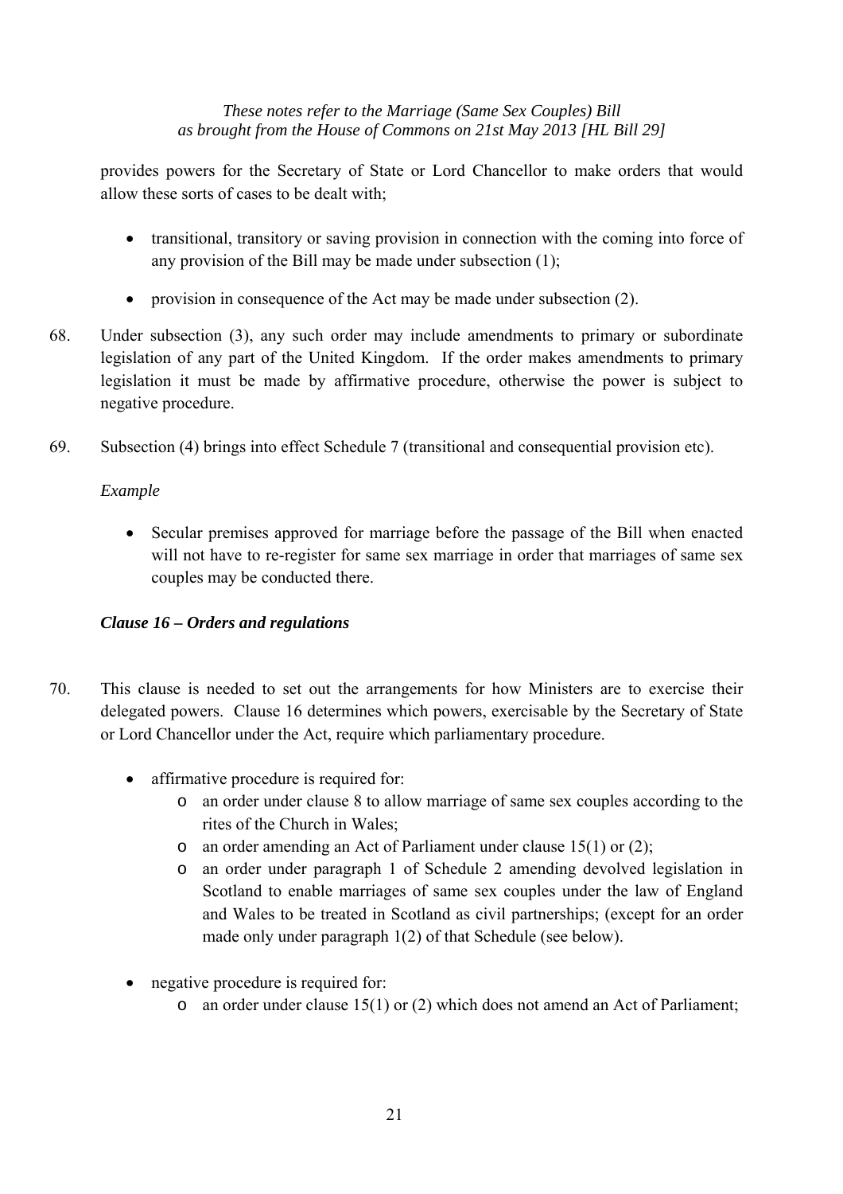provides powers for the Secretary of State or Lord Chancellor to make orders that would allow these sorts of cases to be dealt with;

- transitional, transitory or saving provision in connection with the coming into force of any provision of the Bill may be made under subsection (1);
- provision in consequence of the Act may be made under subsection (2).

68. Under subsection (3), any such order may include amendments to primary or subordinate legislation of any part of the United Kingdom. If the order makes amendments to primary legislation it must be made by affirmative procedure, otherwise the power is subject to negative procedure.

69. Subsection (4) brings into effect Schedule 7 (transitional and consequential provision etc).

*Example*

- Secular premises approved for marriage before the passage of the Bill when enacted will not have to re-register for same sex marriage in order that marriages of same sex couples may be conducted there.

***Clause 16 – Orders and regulations***

70. This clause is needed to set out the arrangements for how Ministers are to exercise their delegated powers. Clause 16 determines which powers, exercisable by the Secretary of State or Lord Chancellor under the Act, require which parliamentary procedure.

- affirmative procedure is required for:
    - an order under clause 8 to allow marriage of same sex couples according to the rites of the Church in Wales;
    - an order amending an Act of Parliament under clause 15(1) or (2);
    - an order under paragraph 1 of Schedule 2 amending devolved legislation in Scotland to enable marriages of same sex couples under the law of England and Wales to be treated in Scotland as civil partnerships; (except for an order made only under paragraph 1(2) of that Schedule (see below).
- negative procedure is required for:
    - an order under clause 15(1) or (2) which does not amend an Act of Parliament;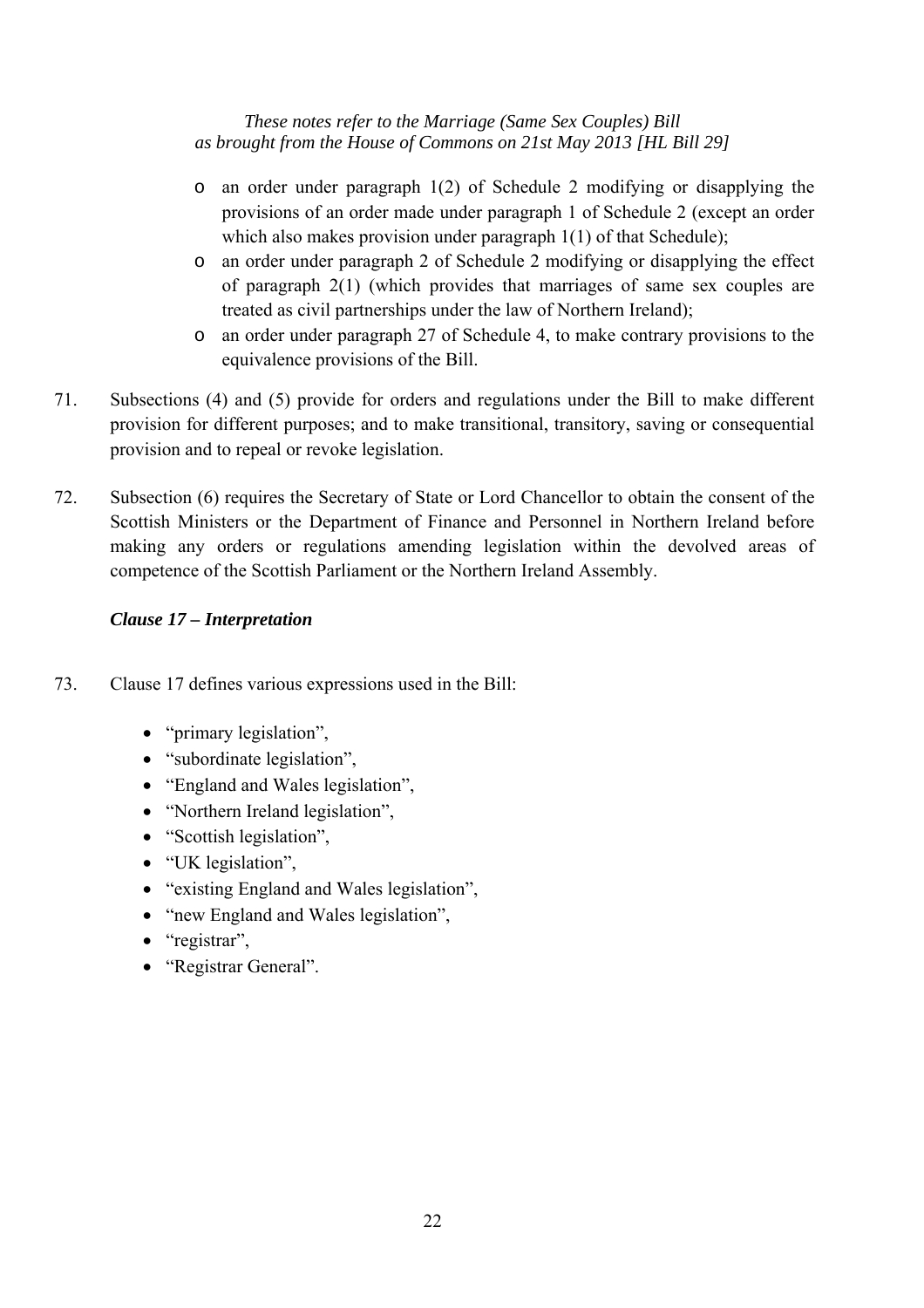- an order under paragraph 1(2) of Schedule 2 modifying or disapplying the provisions of an order made under paragraph 1 of Schedule 2 (except an order which also makes provision under paragraph 1(1) of that Schedule);
- an order under paragraph 2 of Schedule 2 modifying or disapplying the effect of paragraph 2(1) (which provides that marriages of same sex couples are treated as civil partnerships under the law of Northern Ireland);
- an order under paragraph 27 of Schedule 4, to make contrary provisions to the equivalence provisions of the Bill.

71. Subsections (4) and (5) provide for orders and regulations under the Bill to make different provision for different purposes; and to make transitional, transitory, saving or consequential provision and to repeal or revoke legislation.

72. Subsection (6) requires the Secretary of State or Lord Chancellor to obtain the consent of the Scottish Ministers or the Department of Finance and Personnel in Northern Ireland before making any orders or regulations amending legislation within the devolved areas of competence of the Scottish Parliament or the Northern Ireland Assembly.

### *Clause 17 – Interpretation*

73. Clause 17 defines various expressions used in the Bill:

- "primary legislation",
- "subordinate legislation",
- "England and Wales legislation",
- "Northern Ireland legislation",
- "Scottish legislation",
- "UK legislation",
- "existing England and Wales legislation",
- "new England and Wales legislation",
- "registrar",
- "Registrar General".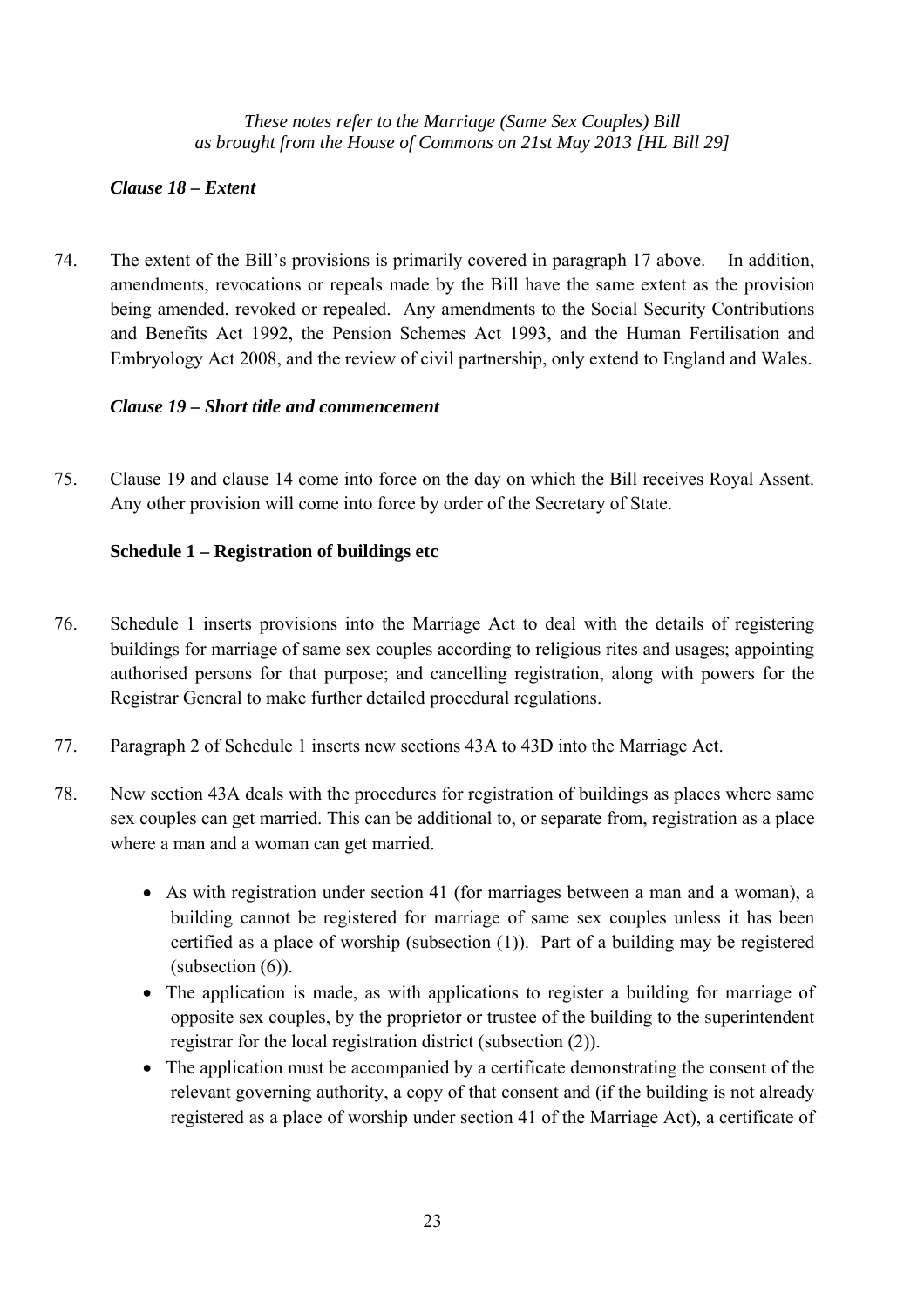*These notes refer to the Marriage (Same Sex Couples) Bill as brought from the House of Commons on 21st May 2013 [HL Bill 29]*

### *Clause 18 – Extent*

74. The extent of the Bill's provisions is primarily covered in paragraph 17 above. In addition, amendments, revocations or repeals made by the Bill have the same extent as the provision being amended, revoked or repealed. Any amendments to the Social Security Contributions and Benefits Act 1992, the Pension Schemes Act 1993, and the Human Fertilisation and Embryology Act 2008, and the review of civil partnership, only extend to England and Wales.

### *Clause 19 – Short title and commencement*

75. Clause 19 and clause 14 come into force on the day on which the Bill receives Royal Assent. Any other provision will come into force by order of the Secretary of State.

### **Schedule 1 – Registration of buildings etc**

76. Schedule 1 inserts provisions into the Marriage Act to deal with the details of registering buildings for marriage of same sex couples according to religious rites and usages; appointing authorised persons for that purpose; and cancelling registration, along with powers for the Registrar General to make further detailed procedural regulations.

77. Paragraph 2 of Schedule 1 inserts new sections 43A to 43D into the Marriage Act.

78. New section 43A deals with the procedures for registration of buildings as places where same sex couples can get married. This can be additional to, or separate from, registration as a place where a man and a woman can get married.

    - As with registration under section 41 (for marriages between a man and a woman), a building cannot be registered for marriage of same sex couples unless it has been certified as a place of worship (subsection (1)). Part of a building may be registered (subsection (6)).
    - The application is made, as with applications to register a building for marriage of opposite sex couples, by the proprietor or trustee of the building to the superintendent registrar for the local registration district (subsection (2)).
    - The application must be accompanied by a certificate demonstrating the consent of the relevant governing authority, a copy of that consent and (if the building is not already registered as a place of worship under section 41 of the Marriage Act), a certificate of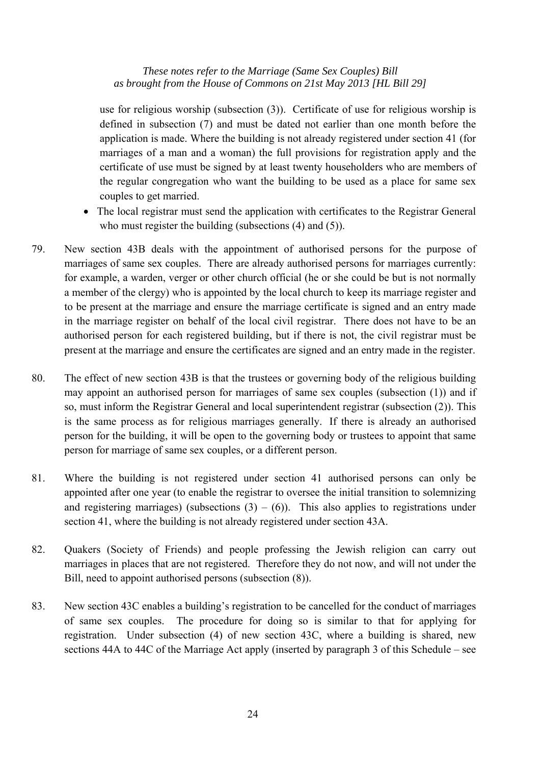use for religious worship (subsection (3)). Certificate of use for religious worship is defined in subsection (7) and must be dated not earlier than one month before the application is made. Where the building is not already registered under section 41 (for marriages of a man and a woman) the full provisions for registration apply and the certificate of use must be signed by at least twenty householders who are members of the regular congregation who want the building to be used as a place for same sex couples to get married.

- The local registrar must send the application with certificates to the Registrar General who must register the building (subsections (4) and (5)).

79. New section 43B deals with the appointment of authorised persons for the purpose of marriages of same sex couples. There are already authorised persons for marriages currently: for example, a warden, verger or other church official (he or she could be but is not normally a member of the clergy) who is appointed by the local church to keep its marriage register and to be present at the marriage and ensure the marriage certificate is signed and an entry made in the marriage register on behalf of the local civil registrar. There does not have to be an authorised person for each registered building, but if there is not, the civil registrar must be present at the marriage and ensure the certificates are signed and an entry made in the register.

80. The effect of new section 43B is that the trustees or governing body of the religious building may appoint an authorised person for marriages of same sex couples (subsection (1)) and if so, must inform the Registrar General and local superintendent registrar (subsection (2)). This is the same process as for religious marriages generally. If there is already an authorised person for the building, it will be open to the governing body or trustees to appoint that same person for marriage of same sex couples, or a different person.

81. Where the building is not registered under section 41 authorised persons can only be appointed after one year (to enable the registrar to oversee the initial transition to solemnizing and registering marriages) (subsections (3) – (6)). This also applies to registrations under section 41, where the building is not already registered under section 43A.

82. Quakers (Society of Friends) and people professing the Jewish religion can carry out marriages in places that are not registered. Therefore they do not now, and will not under the Bill, need to appoint authorised persons (subsection (8)).

83. New section 43C enables a building's registration to be cancelled for the conduct of marriages of same sex couples. The procedure for doing so is similar to that for applying for registration. Under subsection (4) of new section 43C, where a building is shared, new sections 44A to 44C of the Marriage Act apply (inserted by paragraph 3 of this Schedule – see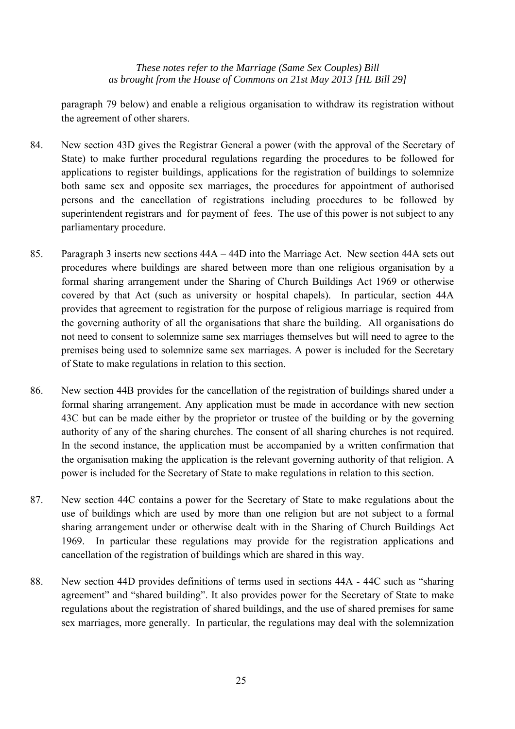paragraph 79 below) and enable a religious organisation to withdraw its registration without the agreement of other sharers.

84. New section 43D gives the Registrar General a power (with the approval of the Secretary of State) to make further procedural regulations regarding the procedures to be followed for applications to register buildings, applications for the registration of buildings to solemnize both same sex and opposite sex marriages, the procedures for appointment of authorised persons and the cancellation of registrations including procedures to be followed by superintendent registrars and for payment of fees. The use of this power is not subject to any parliamentary procedure.

85. Paragraph 3 inserts new sections 44A – 44D into the Marriage Act. New section 44A sets out procedures where buildings are shared between more than one religious organisation by a formal sharing arrangement under the Sharing of Church Buildings Act 1969 or otherwise covered by that Act (such as university or hospital chapels). In particular, section 44A provides that agreement to registration for the purpose of religious marriage is required from the governing authority of all the organisations that share the building. All organisations do not need to consent to solemnize same sex marriages themselves but will need to agree to the premises being used to solemnize same sex marriages. A power is included for the Secretary of State to make regulations in relation to this section.

86. New section 44B provides for the cancellation of the registration of buildings shared under a formal sharing arrangement. Any application must be made in accordance with new section 43C but can be made either by the proprietor or trustee of the building or by the governing authority of any of the sharing churches. The consent of all sharing churches is not required. In the second instance, the application must be accompanied by a written confirmation that the organisation making the application is the relevant governing authority of that religion. A power is included for the Secretary of State to make regulations in relation to this section.

87. New section 44C contains a power for the Secretary of State to make regulations about the use of buildings which are used by more than one religion but are not subject to a formal sharing arrangement under or otherwise dealt with in the Sharing of Church Buildings Act 1969. In particular these regulations may provide for the registration applications and cancellation of the registration of buildings which are shared in this way.

88. New section 44D provides definitions of terms used in sections 44A - 44C such as "sharing agreement" and "shared building". It also provides power for the Secretary of State to make regulations about the registration of shared buildings, and the use of shared premises for same sex marriages, more generally. In particular, the regulations may deal with the solemnization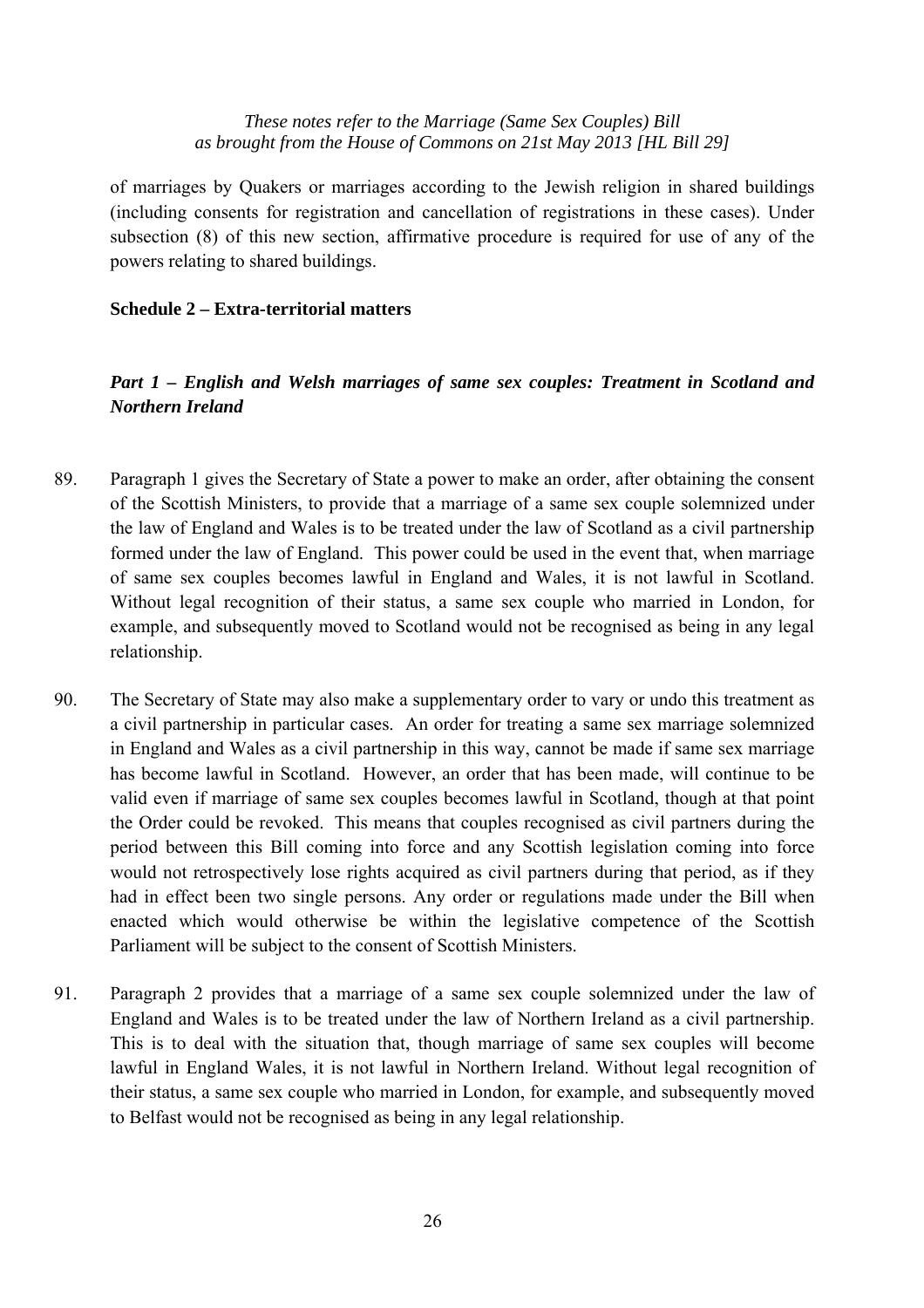of marriages by Quakers or marriages according to the Jewish religion in shared buildings (including consents for registration and cancellation of registrations in these cases). Under subsection (8) of this new section, affirmative procedure is required for use of any of the powers relating to shared buildings.

**Schedule 2 – Extra-territorial matters**

***Part 1 – English and Welsh marriages of same sex couples: Treatment in Scotland and Northern Ireland***

89. Paragraph 1 gives the Secretary of State a power to make an order, after obtaining the consent of the Scottish Ministers, to provide that a marriage of a same sex couple solemnized under the law of England and Wales is to be treated under the law of Scotland as a civil partnership formed under the law of England. This power could be used in the event that, when marriage of same sex couples becomes lawful in England and Wales, it is not lawful in Scotland. Without legal recognition of their status, a same sex couple who married in London, for example, and subsequently moved to Scotland would not be recognised as being in any legal relationship.

90. The Secretary of State may also make a supplementary order to vary or undo this treatment as a civil partnership in particular cases. An order for treating a same sex marriage solemnized in England and Wales as a civil partnership in this way, cannot be made if same sex marriage has become lawful in Scotland. However, an order that has been made, will continue to be valid even if marriage of same sex couples becomes lawful in Scotland, though at that point the Order could be revoked. This means that couples recognised as civil partners during the period between this Bill coming into force and any Scottish legislation coming into force would not retrospectively lose rights acquired as civil partners during that period, as if they had in effect been two single persons. Any order or regulations made under the Bill when enacted which would otherwise be within the legislative competence of the Scottish Parliament will be subject to the consent of Scottish Ministers.

91. Paragraph 2 provides that a marriage of a same sex couple solemnized under the law of England and Wales is to be treated under the law of Northern Ireland as a civil partnership. This is to deal with the situation that, though marriage of same sex couples will become lawful in England Wales, it is not lawful in Northern Ireland. Without legal recognition of their status, a same sex couple who married in London, for example, and subsequently moved to Belfast would not be recognised as being in any legal relationship.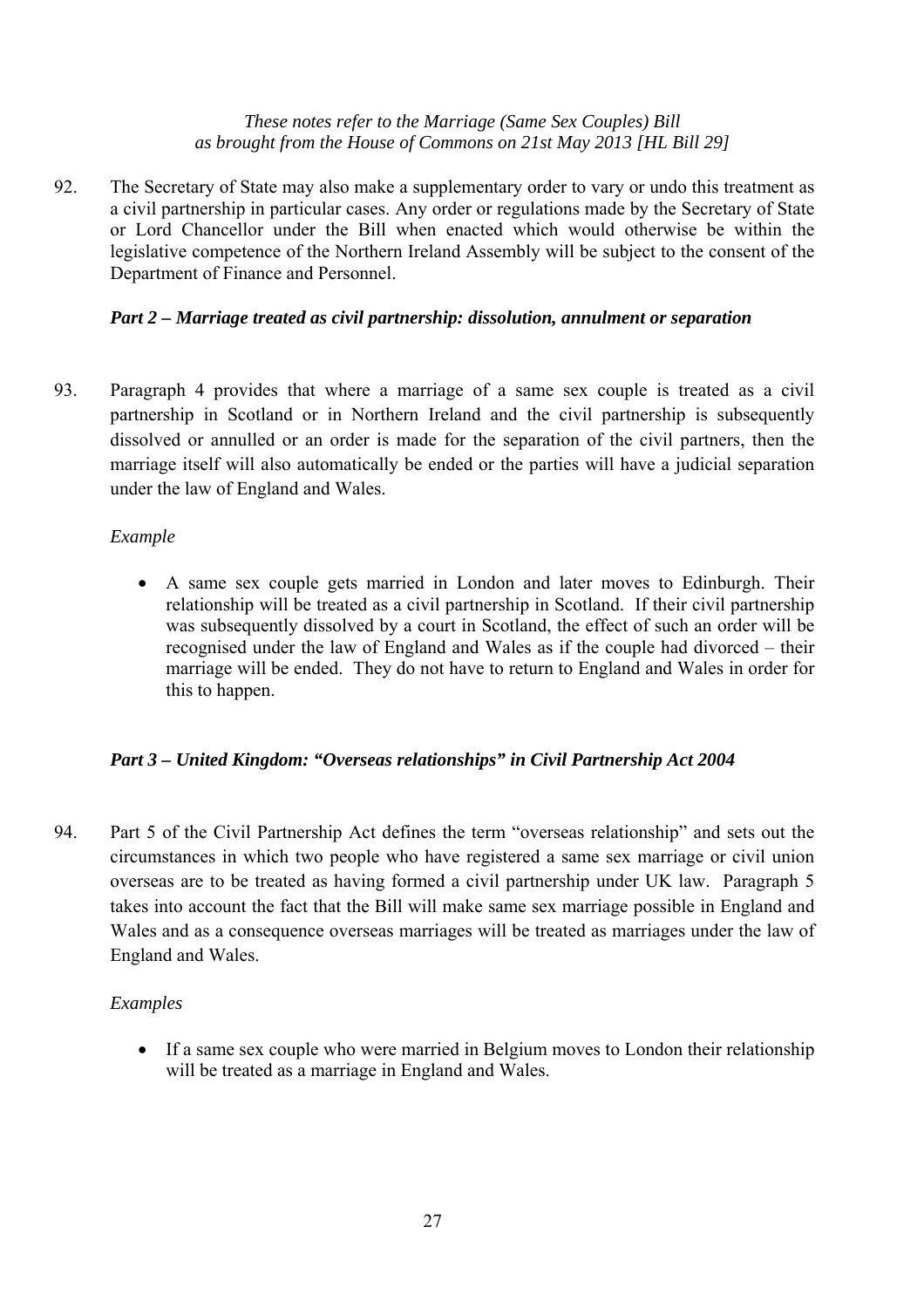92. The Secretary of State may also make a supplementary order to vary or undo this treatment as a civil partnership in particular cases. Any order or regulations made by the Secretary of State or Lord Chancellor under the Bill when enacted which would otherwise be within the legislative competence of the Northern Ireland Assembly will be subject to the consent of the Department of Finance and Personnel.

### *Part 2 – Marriage treated as civil partnership: dissolution, annulment or separation*

93. Paragraph 4 provides that where a marriage of a same sex couple is treated as a civil partnership in Scotland or in Northern Ireland and the civil partnership is subsequently dissolved or annulled or an order is made for the separation of the civil partners, then the marriage itself will also automatically be ended or the parties will have a judicial separation under the law of England and Wales.

*Example*

- A same sex couple gets married in London and later moves to Edinburgh. Their relationship will be treated as a civil partnership in Scotland. If their civil partnership was subsequently dissolved by a court in Scotland, the effect of such an order will be recognised under the law of England and Wales as if the couple had divorced – their marriage will be ended. They do not have to return to England and Wales in order for this to happen.

### *Part 3 – United Kingdom: "Overseas relationships" in Civil Partnership Act 2004*

94. Part 5 of the Civil Partnership Act defines the term "overseas relationship" and sets out the circumstances in which two people who have registered a same sex marriage or civil union overseas are to be treated as having formed a civil partnership under UK law. Paragraph 5 takes into account the fact that the Bill will make same sex marriage possible in England and Wales and as a consequence overseas marriages will be treated as marriages under the law of England and Wales.

*Examples*

- If a same sex couple who were married in Belgium moves to London their relationship will be treated as a marriage in England and Wales.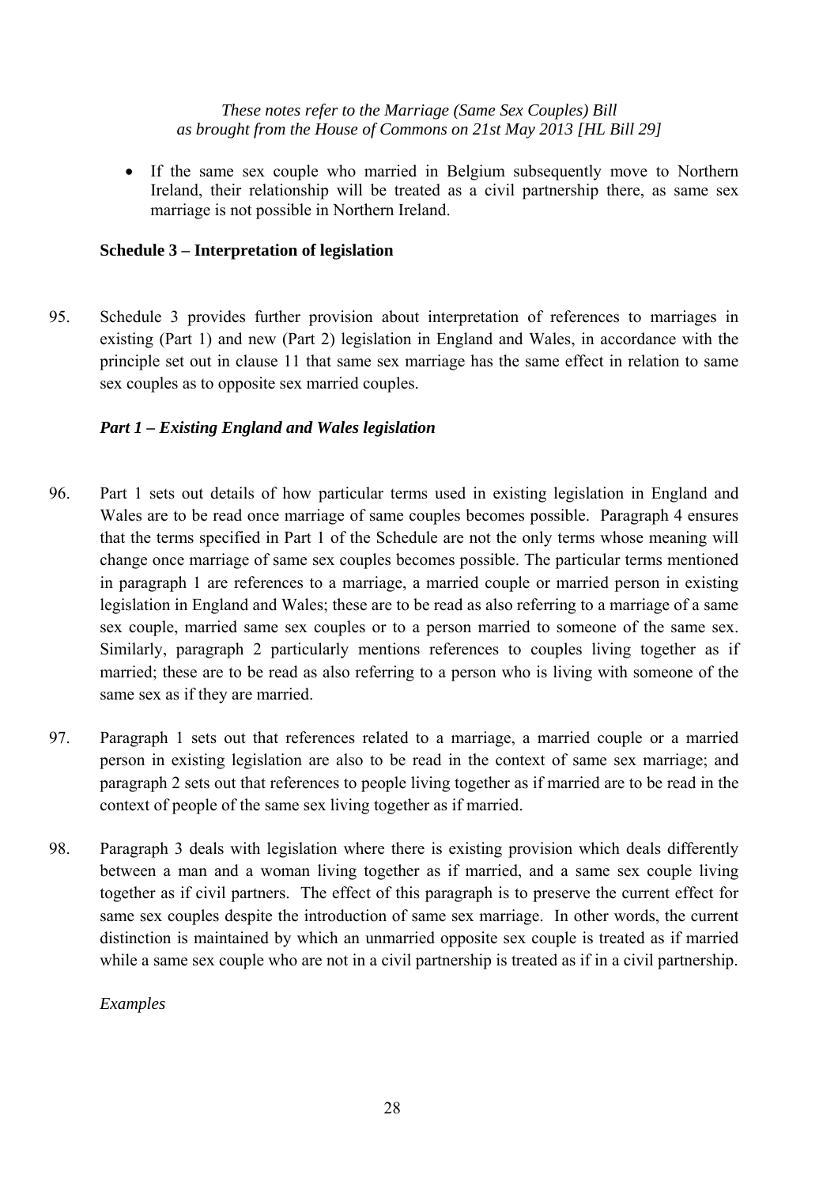- If the same sex couple who married in Belgium subsequently move to Northern Ireland, their relationship will be treated as a civil partnership there, as same sex marriage is not possible in Northern Ireland.

**Schedule 3 – Interpretation of legislation**

95. Schedule 3 provides further provision about interpretation of references to marriages in existing (Part 1) and new (Part 2) legislation in England and Wales, in accordance with the principle set out in clause 11 that same sex marriage has the same effect in relation to same sex couples as to opposite sex married couples.

***Part 1 – Existing England and Wales legislation***

96. Part 1 sets out details of how particular terms used in existing legislation in England and Wales are to be read once marriage of same couples becomes possible. Paragraph 4 ensures that the terms specified in Part 1 of the Schedule are not the only terms whose meaning will change once marriage of same sex couples becomes possible. The particular terms mentioned in paragraph 1 are references to a marriage, a married couple or married person in existing legislation in England and Wales; these are to be read as also referring to a marriage of a same sex couple, married same sex couples or to a person married to someone of the same sex. Similarly, paragraph 2 particularly mentions references to couples living together as if married; these are to be read as also referring to a person who is living with someone of the same sex as if they are married.

97. Paragraph 1 sets out that references related to a marriage, a married couple or a married person in existing legislation are also to be read in the context of same sex marriage; and paragraph 2 sets out that references to people living together as if married are to be read in the context of people of the same sex living together as if married.

98. Paragraph 3 deals with legislation where there is existing provision which deals differently between a man and a woman living together as if married, and a same sex couple living together as if civil partners. The effect of this paragraph is to preserve the current effect for same sex couples despite the introduction of same sex marriage. In other words, the current distinction is maintained by which an unmarried opposite sex couple is treated as if married while a same sex couple who are not in a civil partnership is treated as if in a civil partnership.

*Examples*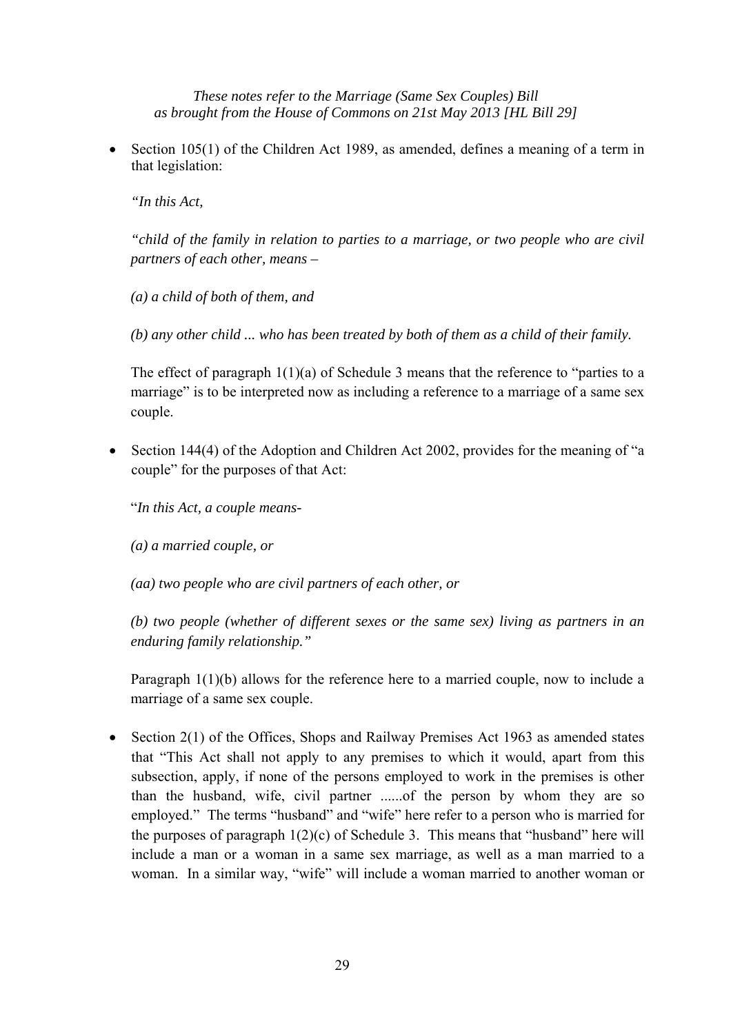*These notes refer to the Marriage (Same Sex Couples) Bill as brought from the House of Commons on 21st May 2013 [HL Bill 29]*

- Section 105(1) of the Children Act 1989, as amended, defines a meaning of a term in that legislation:

  *"In this Act,*

  *"child of the family in relation to parties to a marriage, or two people who are civil partners of each other, means –*

  *(a) a child of both of them, and*

  *(b) any other child ... who has been treated by both of them as a child of their family.*

  The effect of paragraph 1(1)(a) of Schedule 3 means that the reference to "parties to a marriage" is to be interpreted now as including a reference to a marriage of a same sex couple.

- Section 144(4) of the Adoption and Children Act 2002, provides for the meaning of "a couple" for the purposes of that Act:

  "*In this Act, a couple means-*

  *(a) a married couple, or*

  *(aa) two people who are civil partners of each other, or*

  *(b) two people (whether of different sexes or the same sex) living as partners in an enduring family relationship."*

  Paragraph 1(1)(b) allows for the reference here to a married couple, now to include a marriage of a same sex couple.

- Section 2(1) of the Offices, Shops and Railway Premises Act 1963 as amended states that "This Act shall not apply to any premises to which it would, apart from this subsection, apply, if none of the persons employed to work in the premises is other than the husband, wife, civil partner ......of the person by whom they are so employed." The terms "husband" and "wife" here refer to a person who is married for the purposes of paragraph 1(2)(c) of Schedule 3. This means that "husband" here will include a man or a woman in a same sex marriage, as well as a man married to a woman. In a similar way, "wife" will include a woman married to another woman or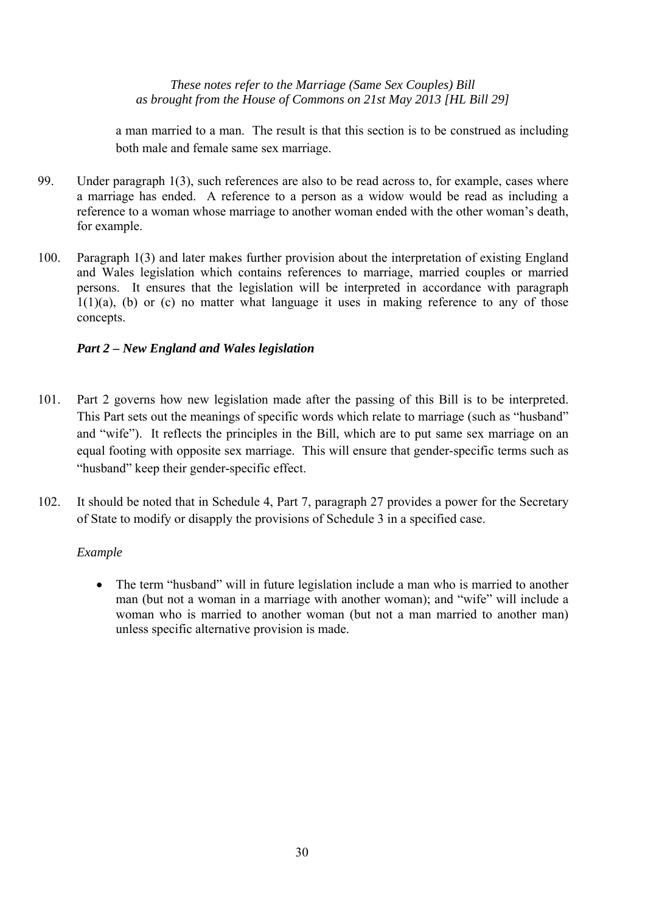a man married to a man. The result is that this section is to be construed as including both male and female same sex marriage.

99. Under paragraph 1(3), such references are also to be read across to, for example, cases where a marriage has ended. A reference to a person as a widow would be read as including a reference to a woman whose marriage to another woman ended with the other woman's death, for example.

100. Paragraph 1(3) and later makes further provision about the interpretation of existing England and Wales legislation which contains references to marriage, married couples or married persons. It ensures that the legislation will be interpreted in accordance with paragraph 1(1)(a), (b) or (c) no matter what language it uses in making reference to any of those concepts.

### *Part 2 – New England and Wales legislation*

101. Part 2 governs how new legislation made after the passing of this Bill is to be interpreted. This Part sets out the meanings of specific words which relate to marriage (such as "husband" and "wife"). It reflects the principles in the Bill, which are to put same sex marriage on an equal footing with opposite sex marriage. This will ensure that gender-specific terms such as "husband" keep their gender-specific effect.

102. It should be noted that in Schedule 4, Part 7, paragraph 27 provides a power for the Secretary of State to modify or disapply the provisions of Schedule 3 in a specified case.

*Example*

- The term "husband" will in future legislation include a man who is married to another man (but not a woman in a marriage with another woman); and "wife" will include a woman who is married to another woman (but not a man married to another man) unless specific alternative provision is made.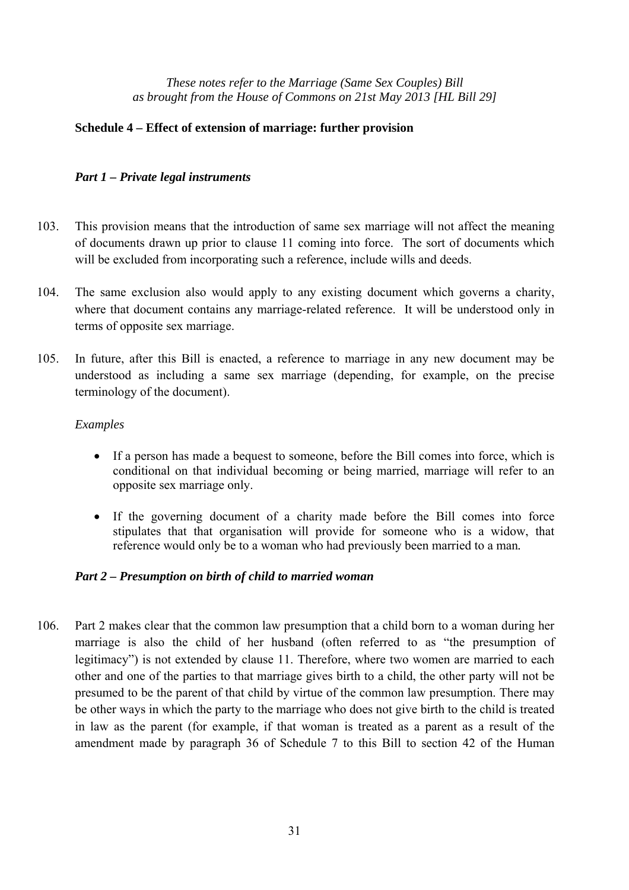*These notes refer to the Marriage (Same Sex Couples) Bill as brought from the House of Commons on 21st May 2013 [HL Bill 29]*

## Schedule 4 – Effect of extension of marriage: further provision

### *Part 1 – Private legal instruments*

103. This provision means that the introduction of same sex marriage will not affect the meaning of documents drawn up prior to clause 11 coming into force. The sort of documents which will be excluded from incorporating such a reference, include wills and deeds.

104. The same exclusion also would apply to any existing document which governs a charity, where that document contains any marriage-related reference. It will be understood only in terms of opposite sex marriage.

105. In future, after this Bill is enacted, a reference to marriage in any new document may be understood as including a same sex marriage (depending, for example, on the precise terminology of the document).

*Examples*

- If a person has made a bequest to someone, before the Bill comes into force, which is conditional on that individual becoming or being married, marriage will refer to an opposite sex marriage only.
- If the governing document of a charity made before the Bill comes into force stipulates that that organisation will provide for someone who is a widow, that reference would only be to a woman who had previously been married to a man.

### *Part 2 – Presumption on birth of child to married woman*

106. Part 2 makes clear that the common law presumption that a child born to a woman during her marriage is also the child of her husband (often referred to as "the presumption of legitimacy") is not extended by clause 11. Therefore, where two women are married to each other and one of the parties to that marriage gives birth to a child, the other party will not be presumed to be the parent of that child by virtue of the common law presumption. There may be other ways in which the party to the marriage who does not give birth to the child is treated in law as the parent (for example, if that woman is treated as a parent as a result of the amendment made by paragraph 36 of Schedule 7 to this Bill to section 42 of the Human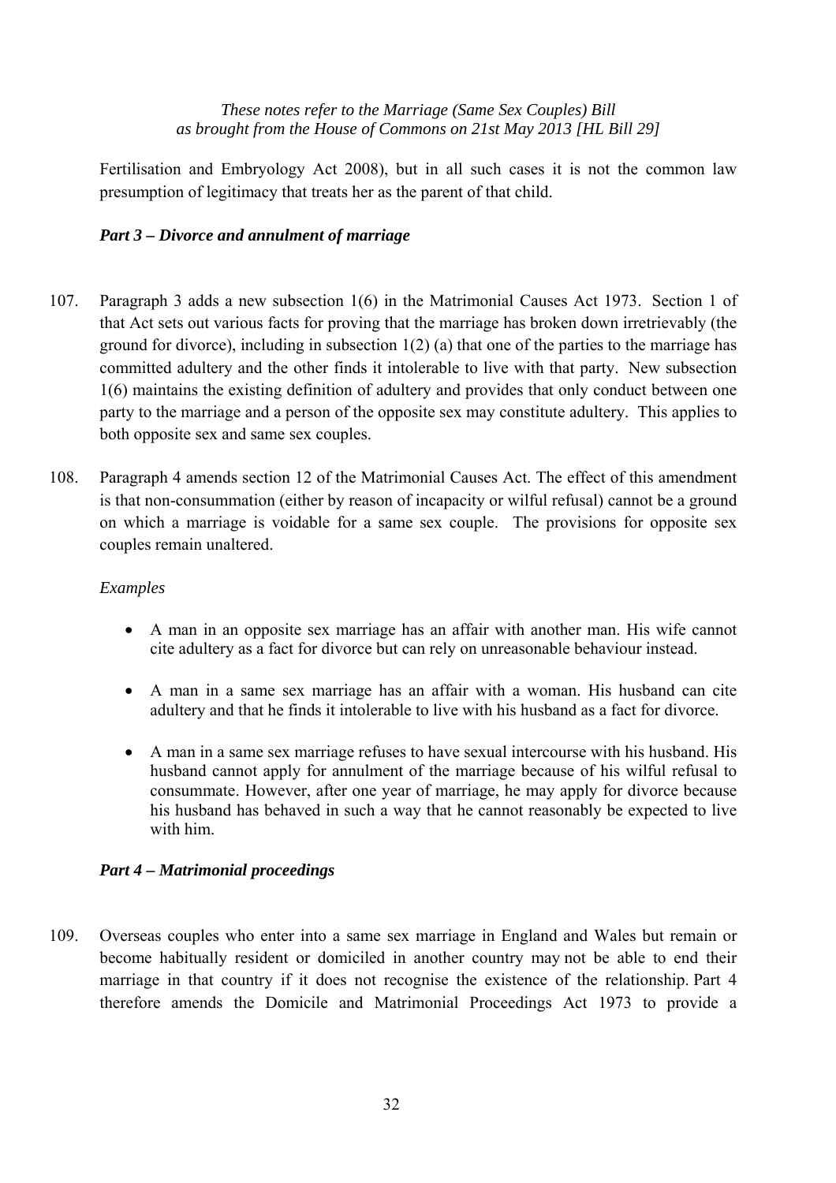Fertilisation and Embryology Act 2008), but in all such cases it is not the common law presumption of legitimacy that treats her as the parent of that child.

### *Part 3 – Divorce and annulment of marriage*

107. Paragraph 3 adds a new subsection 1(6) in the Matrimonial Causes Act 1973. Section 1 of that Act sets out various facts for proving that the marriage has broken down irretrievably (the ground for divorce), including in subsection 1(2) (a) that one of the parties to the marriage has committed adultery and the other finds it intolerable to live with that party. New subsection 1(6) maintains the existing definition of adultery and provides that only conduct between one party to the marriage and a person of the opposite sex may constitute adultery. This applies to both opposite sex and same sex couples.

108. Paragraph 4 amends section 12 of the Matrimonial Causes Act. The effect of this amendment is that non-consummation (either by reason of incapacity or wilful refusal) cannot be a ground on which a marriage is voidable for a same sex couple. The provisions for opposite sex couples remain unaltered.

*Examples*

- A man in an opposite sex marriage has an affair with another man. His wife cannot cite adultery as a fact for divorce but can rely on unreasonable behaviour instead.
- A man in a same sex marriage has an affair with a woman. His husband can cite adultery and that he finds it intolerable to live with his husband as a fact for divorce.
- A man in a same sex marriage refuses to have sexual intercourse with his husband. His husband cannot apply for annulment of the marriage because of his wilful refusal to consummate. However, after one year of marriage, he may apply for divorce because his husband has behaved in such a way that he cannot reasonably be expected to live with him.

### *Part 4 – Matrimonial proceedings*

109. Overseas couples who enter into a same sex marriage in England and Wales but remain or become habitually resident or domiciled in another country may not be able to end their marriage in that country if it does not recognise the existence of the relationship. Part 4 therefore amends the Domicile and Matrimonial Proceedings Act 1973 to provide a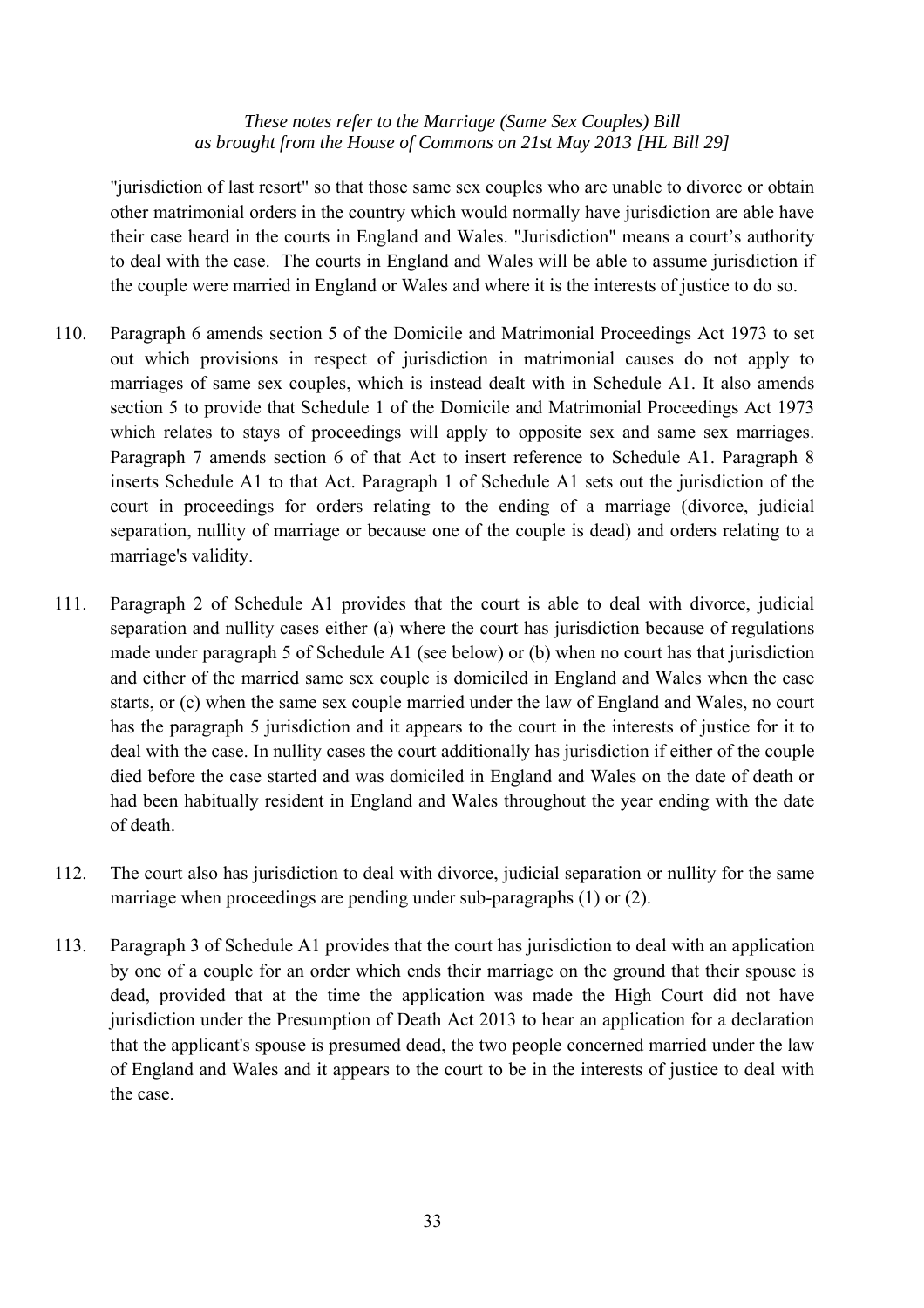"jurisdiction of last resort" so that those same sex couples who are unable to divorce or obtain other matrimonial orders in the country which would normally have jurisdiction are able have their case heard in the courts in England and Wales. "Jurisdiction" means a court's authority to deal with the case. The courts in England and Wales will be able to assume jurisdiction if the couple were married in England or Wales and where it is the interests of justice to do so.

110. Paragraph 6 amends section 5 of the Domicile and Matrimonial Proceedings Act 1973 to set out which provisions in respect of jurisdiction in matrimonial causes do not apply to marriages of same sex couples, which is instead dealt with in Schedule A1. It also amends section 5 to provide that Schedule 1 of the Domicile and Matrimonial Proceedings Act 1973 which relates to stays of proceedings will apply to opposite sex and same sex marriages. Paragraph 7 amends section 6 of that Act to insert reference to Schedule A1. Paragraph 8 inserts Schedule A1 to that Act. Paragraph 1 of Schedule A1 sets out the jurisdiction of the court in proceedings for orders relating to the ending of a marriage (divorce, judicial separation, nullity of marriage or because one of the couple is dead) and orders relating to a marriage's validity.

111. Paragraph 2 of Schedule A1 provides that the court is able to deal with divorce, judicial separation and nullity cases either (a) where the court has jurisdiction because of regulations made under paragraph 5 of Schedule A1 (see below) or (b) when no court has that jurisdiction and either of the married same sex couple is domiciled in England and Wales when the case starts, or (c) when the same sex couple married under the law of England and Wales, no court has the paragraph 5 jurisdiction and it appears to the court in the interests of justice for it to deal with the case. In nullity cases the court additionally has jurisdiction if either of the couple died before the case started and was domiciled in England and Wales on the date of death or had been habitually resident in England and Wales throughout the year ending with the date of death.

112. The court also has jurisdiction to deal with divorce, judicial separation or nullity for the same marriage when proceedings are pending under sub-paragraphs (1) or (2).

113. Paragraph 3 of Schedule A1 provides that the court has jurisdiction to deal with an application by one of a couple for an order which ends their marriage on the ground that their spouse is dead, provided that at the time the application was made the High Court did not have jurisdiction under the Presumption of Death Act 2013 to hear an application for a declaration that the applicant's spouse is presumed dead, the two people concerned married under the law of England and Wales and it appears to the court to be in the interests of justice to deal with the case.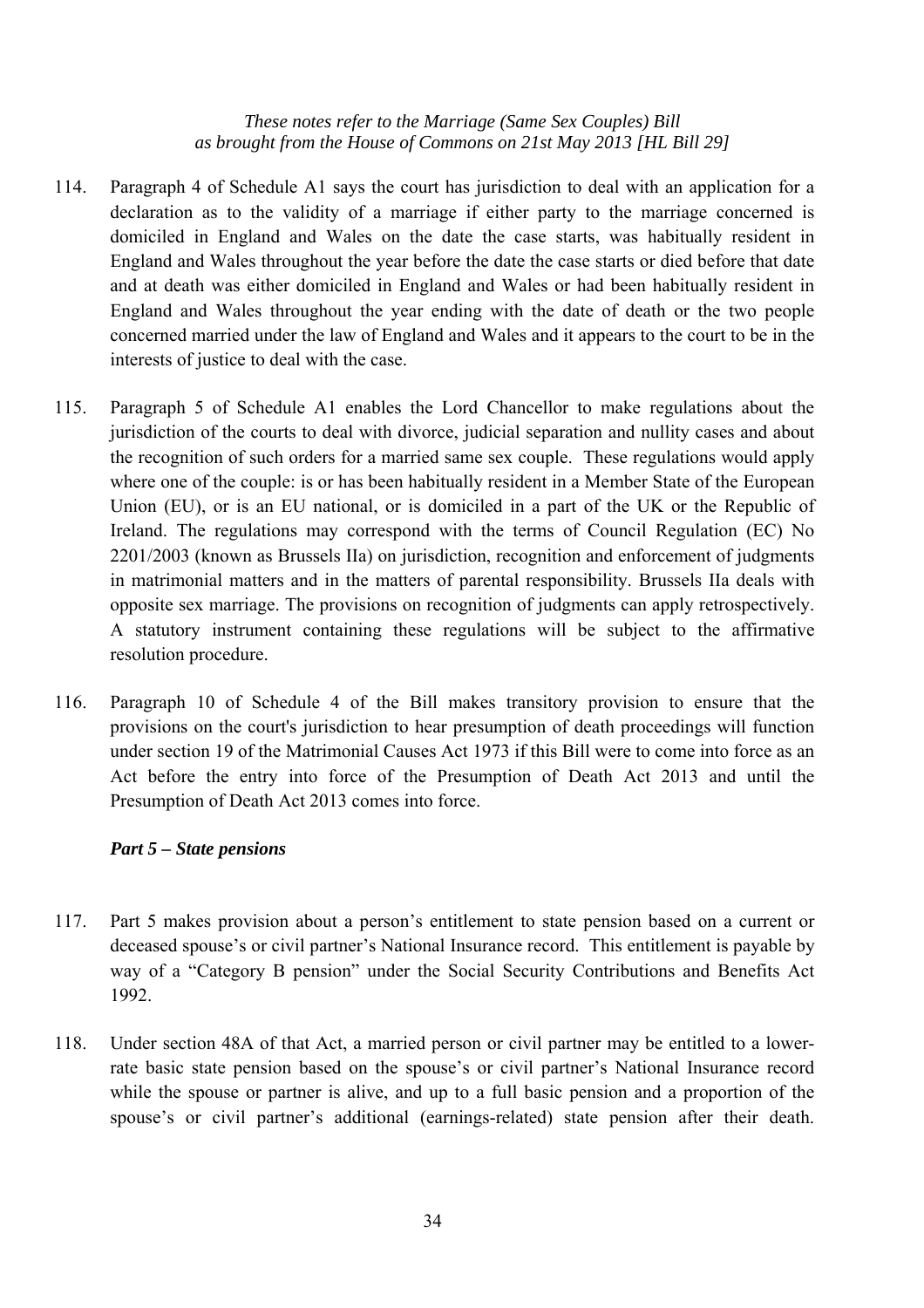114. Paragraph 4 of Schedule A1 says the court has jurisdiction to deal with an application for a declaration as to the validity of a marriage if either party to the marriage concerned is domiciled in England and Wales on the date the case starts, was habitually resident in England and Wales throughout the year before the date the case starts or died before that date and at death was either domiciled in England and Wales or had been habitually resident in England and Wales throughout the year ending with the date of death or the two people concerned married under the law of England and Wales and it appears to the court to be in the interests of justice to deal with the case.

115. Paragraph 5 of Schedule A1 enables the Lord Chancellor to make regulations about the jurisdiction of the courts to deal with divorce, judicial separation and nullity cases and about the recognition of such orders for a married same sex couple. These regulations would apply where one of the couple: is or has been habitually resident in a Member State of the European Union (EU), or is an EU national, or is domiciled in a part of the UK or the Republic of Ireland. The regulations may correspond with the terms of Council Regulation (EC) No 2201/2003 (known as Brussels IIa) on jurisdiction, recognition and enforcement of judgments in matrimonial matters and in the matters of parental responsibility. Brussels IIa deals with opposite sex marriage. The provisions on recognition of judgments can apply retrospectively. A statutory instrument containing these regulations will be subject to the affirmative resolution procedure.

116. Paragraph 10 of Schedule 4 of the Bill makes transitory provision to ensure that the provisions on the court's jurisdiction to hear presumption of death proceedings will function under section 19 of the Matrimonial Causes Act 1973 if this Bill were to come into force as an Act before the entry into force of the Presumption of Death Act 2013 and until the Presumption of Death Act 2013 comes into force.

### *Part 5 – State pensions*

117. Part 5 makes provision about a person's entitlement to state pension based on a current or deceased spouse's or civil partner's National Insurance record. This entitlement is payable by way of a "Category B pension" under the Social Security Contributions and Benefits Act 1992.

118. Under section 48A of that Act, a married person or civil partner may be entitled to a lower-rate basic state pension based on the spouse's or civil partner's National Insurance record while the spouse or partner is alive, and up to a full basic pension and a proportion of the spouse's or civil partner's additional (earnings-related) state pension after their death.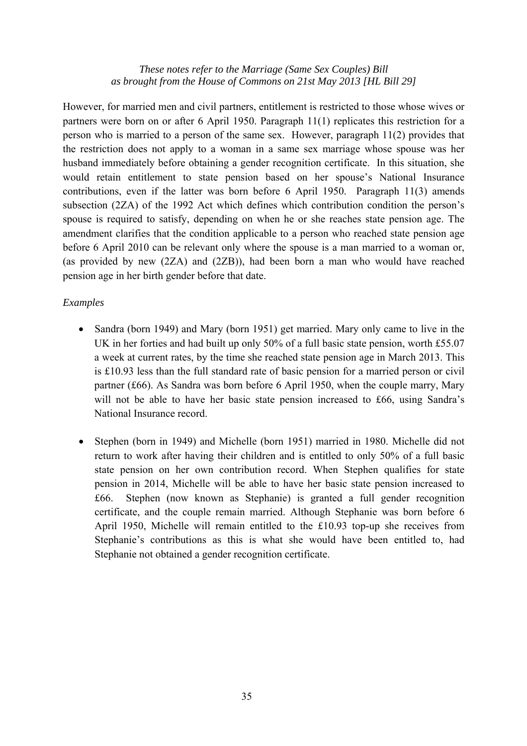However, for married men and civil partners, entitlement is restricted to those whose wives or partners were born on or after 6 April 1950. Paragraph 11(1) replicates this restriction for a person who is married to a person of the same sex. However, paragraph 11(2) provides that the restriction does not apply to a woman in a same sex marriage whose spouse was her husband immediately before obtaining a gender recognition certificate. In this situation, she would retain entitlement to state pension based on her spouse's National Insurance contributions, even if the latter was born before 6 April 1950. Paragraph 11(3) amends subsection (2ZA) of the 1992 Act which defines which contribution condition the person's spouse is required to satisfy, depending on when he or she reaches state pension age. The amendment clarifies that the condition applicable to a person who reached state pension age before 6 April 2010 can be relevant only where the spouse is a man married to a woman or, (as provided by new (2ZA) and (2ZB)), had been born a man who would have reached pension age in her birth gender before that date.

*Examples*

- Sandra (born 1949) and Mary (born 1951) get married. Mary only came to live in the UK in her forties and had built up only 50% of a full basic state pension, worth £55.07 a week at current rates, by the time she reached state pension age in March 2013. This is £10.93 less than the full standard rate of basic pension for a married person or civil partner (£66). As Sandra was born before 6 April 1950, when the couple marry, Mary will not be able to have her basic state pension increased to £66, using Sandra's National Insurance record.

- Stephen (born in 1949) and Michelle (born 1951) married in 1980. Michelle did not return to work after having their children and is entitled to only 50% of a full basic state pension on her own contribution record. When Stephen qualifies for state pension in 2014, Michelle will be able to have her basic state pension increased to £66. Stephen (now known as Stephanie) is granted a full gender recognition certificate, and the couple remain married. Although Stephanie was born before 6 April 1950, Michelle will remain entitled to the £10.93 top-up she receives from Stephanie's contributions as this is what she would have been entitled to, had Stephanie not obtained a gender recognition certificate.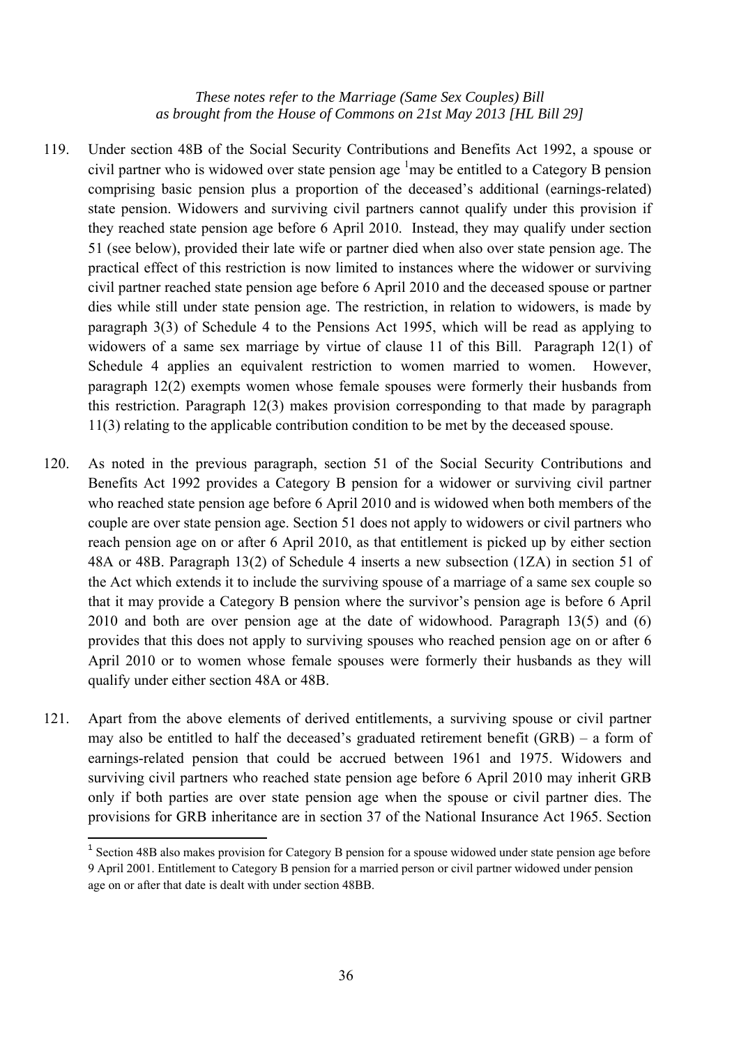*These notes refer to the Marriage (Same Sex Couples) Bill as brought from the House of Commons on 21st May 2013 [HL Bill 29]*

119. Under section 48B of the Social Security Contributions and Benefits Act 1992, a spouse or civil partner who is widowed over state pension age [1] may be entitled to a Category B pension comprising basic pension plus a proportion of the deceased's additional (earnings-related) state pension. Widowers and surviving civil partners cannot qualify under this provision if they reached state pension age before 6 April 2010. Instead, they may qualify under section 51 (see below), provided their late wife or partner died when also over state pension age. The practical effect of this restriction is now limited to instances where the widower or surviving civil partner reached state pension age before 6 April 2010 and the deceased spouse or partner dies while still under state pension age. The restriction, in relation to widowers, is made by paragraph 3(3) of Schedule 4 to the Pensions Act 1995, which will be read as applying to widowers of a same sex marriage by virtue of clause 11 of this Bill. Paragraph 12(1) of Schedule 4 applies an equivalent restriction to women married to women. However, paragraph 12(2) exempts women whose female spouses were formerly their husbands from this restriction. Paragraph 12(3) makes provision corresponding to that made by paragraph 11(3) relating to the applicable contribution condition to be met by the deceased spouse.

120. As noted in the previous paragraph, section 51 of the Social Security Contributions and Benefits Act 1992 provides a Category B pension for a widower or surviving civil partner who reached state pension age before 6 April 2010 and is widowed when both members of the couple are over state pension age. Section 51 does not apply to widowers or civil partners who reach pension age on or after 6 April 2010, as that entitlement is picked up by either section 48A or 48B. Paragraph 13(2) of Schedule 4 inserts a new subsection (1ZA) in section 51 of the Act which extends it to include the surviving spouse of a marriage of a same sex couple so that it may provide a Category B pension where the survivor's pension age is before 6 April 2010 and both are over pension age at the date of widowhood. Paragraph 13(5) and (6) provides that this does not apply to surviving spouses who reached pension age on or after 6 April 2010 or to women whose female spouses were formerly their husbands as they will qualify under either section 48A or 48B.

121. Apart from the above elements of derived entitlements, a surviving spouse or civil partner may also be entitled to half the deceased's graduated retirement benefit (GRB) – a form of earnings-related pension that could be accrued between 1961 and 1975. Widowers and surviving civil partners who reached state pension age before 6 April 2010 may inherit GRB only if both parties are over state pension age when the spouse or civil partner dies. The provisions for GRB inheritance are in section 37 of the National Insurance Act 1965. Section

---

[1] Section 48B also makes provision for Category B pension for a spouse widowed under state pension age before 9 April 2001. Entitlement to Category B pension for a married person or civil partner widowed under pension age on or after that date is dealt with under section 48BB.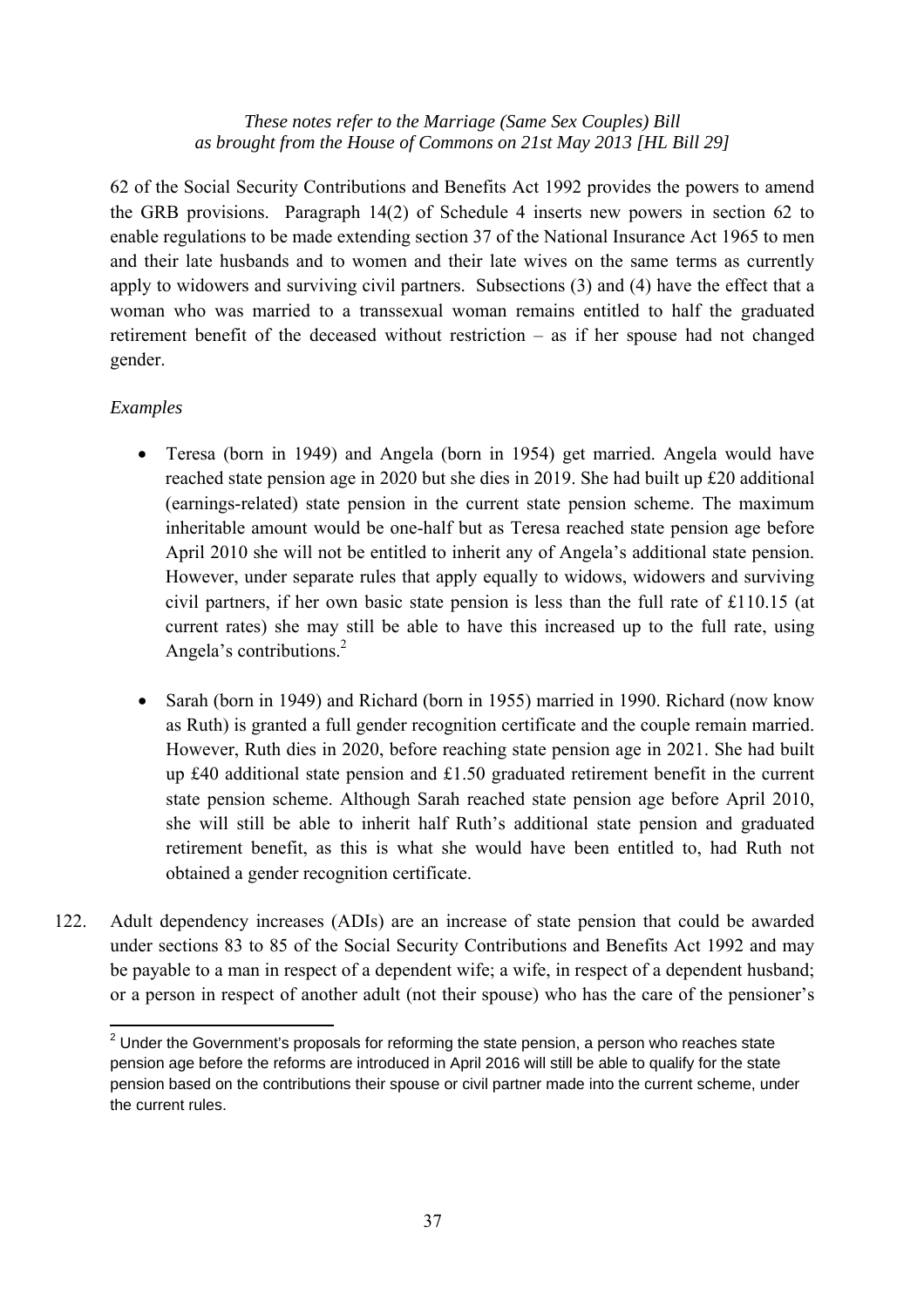62 of the Social Security Contributions and Benefits Act 1992 provides the powers to amend the GRB provisions. Paragraph 14(2) of Schedule 4 inserts new powers in section 62 to enable regulations to be made extending section 37 of the National Insurance Act 1965 to men and their late husbands and to women and their late wives on the same terms as currently apply to widowers and surviving civil partners. Subsections (3) and (4) have the effect that a woman who was married to a transsexual woman remains entitled to half the graduated retirement benefit of the deceased without restriction – as if her spouse had not changed gender.

*Examples*

- Teresa (born in 1949) and Angela (born in 1954) get married. Angela would have reached state pension age in 2020 but she dies in 2019. She had built up £20 additional (earnings-related) state pension in the current state pension scheme. The maximum inheritable amount would be one-half but as Teresa reached state pension age before April 2010 she will not be entitled to inherit any of Angela's additional state pension. However, under separate rules that apply equally to widows, widowers and surviving civil partners, if her own basic state pension is less than the full rate of £110.15 (at current rates) she may still be able to have this increased up to the full rate, using Angela's contributions.[2]

- Sarah (born in 1949) and Richard (born in 1955) married in 1990. Richard (now know as Ruth) is granted a full gender recognition certificate and the couple remain married. However, Ruth dies in 2020, before reaching state pension age in 2021. She had built up £40 additional state pension and £1.50 graduated retirement benefit in the current state pension scheme. Although Sarah reached state pension age before April 2010, she will still be able to inherit half Ruth's additional state pension and graduated retirement benefit, as this is what she would have been entitled to, had Ruth not obtained a gender recognition certificate.

122. Adult dependency increases (ADIs) are an increase of state pension that could be awarded under sections 83 to 85 of the Social Security Contributions and Benefits Act 1992 and may be payable to a man in respect of a dependent wife; a wife, in respect of a dependent husband; or a person in respect of another adult (not their spouse) who has the care of the pensioner's

---

[2] Under the Government's proposals for reforming the state pension, a person who reaches state pension age before the reforms are introduced in April 2016 will still be able to qualify for the state pension based on the contributions their spouse or civil partner made into the current scheme, under the current rules.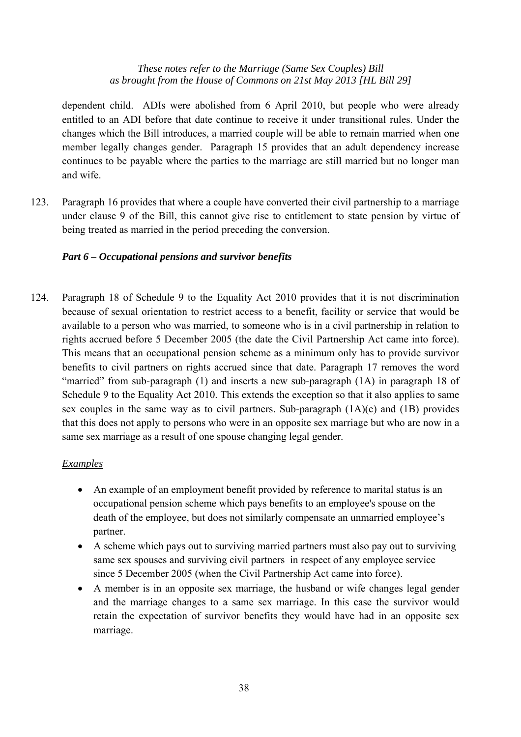dependent child. ADIs were abolished from 6 April 2010, but people who were already entitled to an ADI before that date continue to receive it under transitional rules. Under the changes which the Bill introduces, a married couple will be able to remain married when one member legally changes gender. Paragraph 15 provides that an adult dependency increase continues to be payable where the parties to the marriage are still married but no longer man and wife.

123. Paragraph 16 provides that where a couple have converted their civil partnership to a marriage under clause 9 of the Bill, this cannot give rise to entitlement to state pension by virtue of being treated as married in the period preceding the conversion.

### *Part 6 – Occupational pensions and survivor benefits*

124. Paragraph 18 of Schedule 9 to the Equality Act 2010 provides that it is not discrimination because of sexual orientation to restrict access to a benefit, facility or service that would be available to a person who was married, to someone who is in a civil partnership in relation to rights accrued before 5 December 2005 (the date the Civil Partnership Act came into force). This means that an occupational pension scheme as a minimum only has to provide survivor benefits to civil partners on rights accrued since that date. Paragraph 17 removes the word "married" from sub-paragraph (1) and inserts a new sub-paragraph (1A) in paragraph 18 of Schedule 9 to the Equality Act 2010. This extends the exception so that it also applies to same sex couples in the same way as to civil partners. Sub-paragraph (1A)(c) and (1B) provides that this does not apply to persons who were in an opposite sex marriage but who are now in a same sex marriage as a result of one spouse changing legal gender.

*Examples*

- An example of an employment benefit provided by reference to marital status is an occupational pension scheme which pays benefits to an employee's spouse on the death of the employee, but does not similarly compensate an unmarried employee's partner.
- A scheme which pays out to surviving married partners must also pay out to surviving same sex spouses and surviving civil partners in respect of any employee service since 5 December 2005 (when the Civil Partnership Act came into force).
- A member is in an opposite sex marriage, the husband or wife changes legal gender and the marriage changes to a same sex marriage. In this case the survivor would retain the expectation of survivor benefits they would have had in an opposite sex marriage.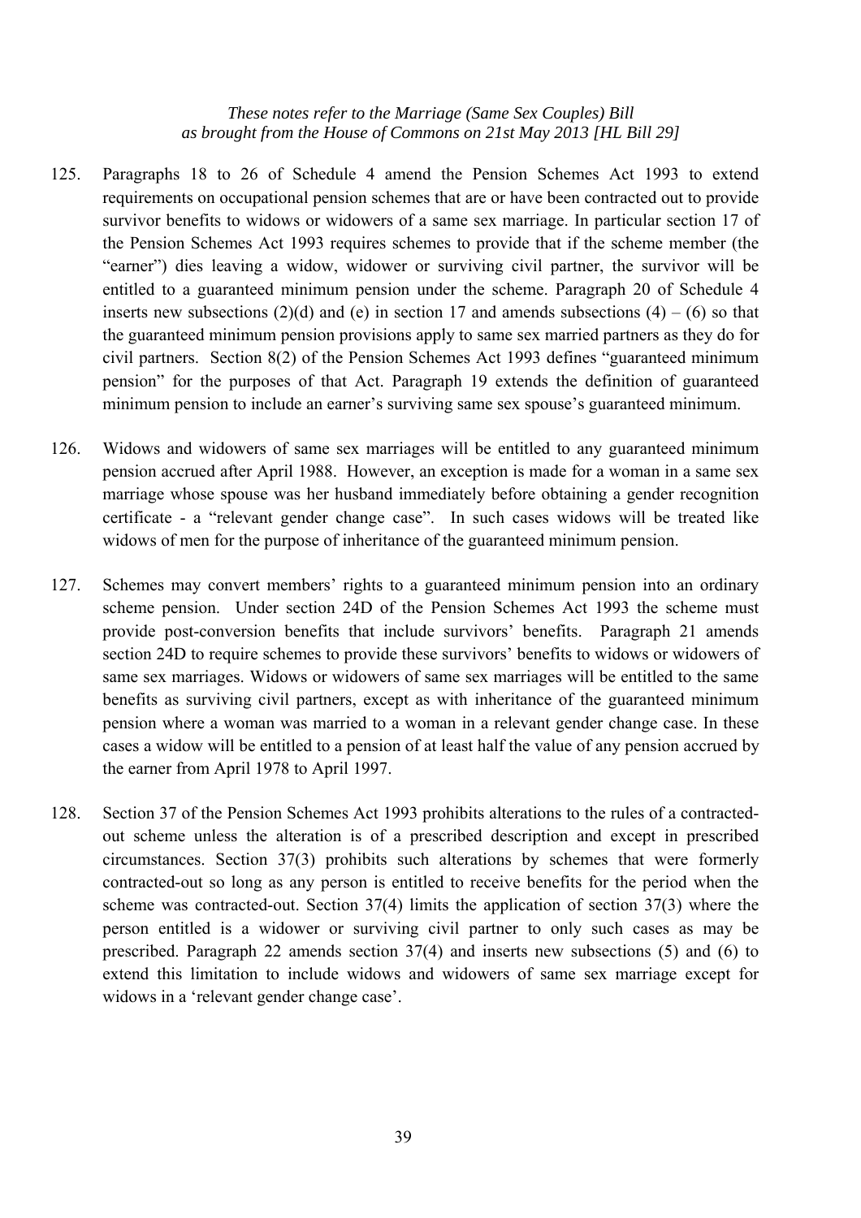*These notes refer to the Marriage (Same Sex Couples) Bill as brought from the House of Commons on 21st May 2013 [HL Bill 29]*

125. Paragraphs 18 to 26 of Schedule 4 amend the Pension Schemes Act 1993 to extend requirements on occupational pension schemes that are or have been contracted out to provide survivor benefits to widows or widowers of a same sex marriage. In particular section 17 of the Pension Schemes Act 1993 requires schemes to provide that if the scheme member (the "earner") dies leaving a widow, widower or surviving civil partner, the survivor will be entitled to a guaranteed minimum pension under the scheme. Paragraph 20 of Schedule 4 inserts new subsections (2)(d) and (e) in section 17 and amends subsections (4) – (6) so that the guaranteed minimum pension provisions apply to same sex married partners as they do for civil partners. Section 8(2) of the Pension Schemes Act 1993 defines "guaranteed minimum pension" for the purposes of that Act. Paragraph 19 extends the definition of guaranteed minimum pension to include an earner's surviving same sex spouse's guaranteed minimum.

126. Widows and widowers of same sex marriages will be entitled to any guaranteed minimum pension accrued after April 1988. However, an exception is made for a woman in a same sex marriage whose spouse was her husband immediately before obtaining a gender recognition certificate - a "relevant gender change case". In such cases widows will be treated like widows of men for the purpose of inheritance of the guaranteed minimum pension.

127. Schemes may convert members' rights to a guaranteed minimum pension into an ordinary scheme pension. Under section 24D of the Pension Schemes Act 1993 the scheme must provide post-conversion benefits that include survivors' benefits. Paragraph 21 amends section 24D to require schemes to provide these survivors' benefits to widows or widowers of same sex marriages. Widows or widowers of same sex marriages will be entitled to the same benefits as surviving civil partners, except as with inheritance of the guaranteed minimum pension where a woman was married to a woman in a relevant gender change case. In these cases a widow will be entitled to a pension of at least half the value of any pension accrued by the earner from April 1978 to April 1997.

128. Section 37 of the Pension Schemes Act 1993 prohibits alterations to the rules of a contracted-out scheme unless the alteration is of a prescribed description and except in prescribed circumstances. Section 37(3) prohibits such alterations by schemes that were formerly contracted-out so long as any person is entitled to receive benefits for the period when the scheme was contracted-out. Section 37(4) limits the application of section 37(3) where the person entitled is a widower or surviving civil partner to only such cases as may be prescribed. Paragraph 22 amends section 37(4) and inserts new subsections (5) and (6) to extend this limitation to include widows and widowers of same sex marriage except for widows in a 'relevant gender change case'.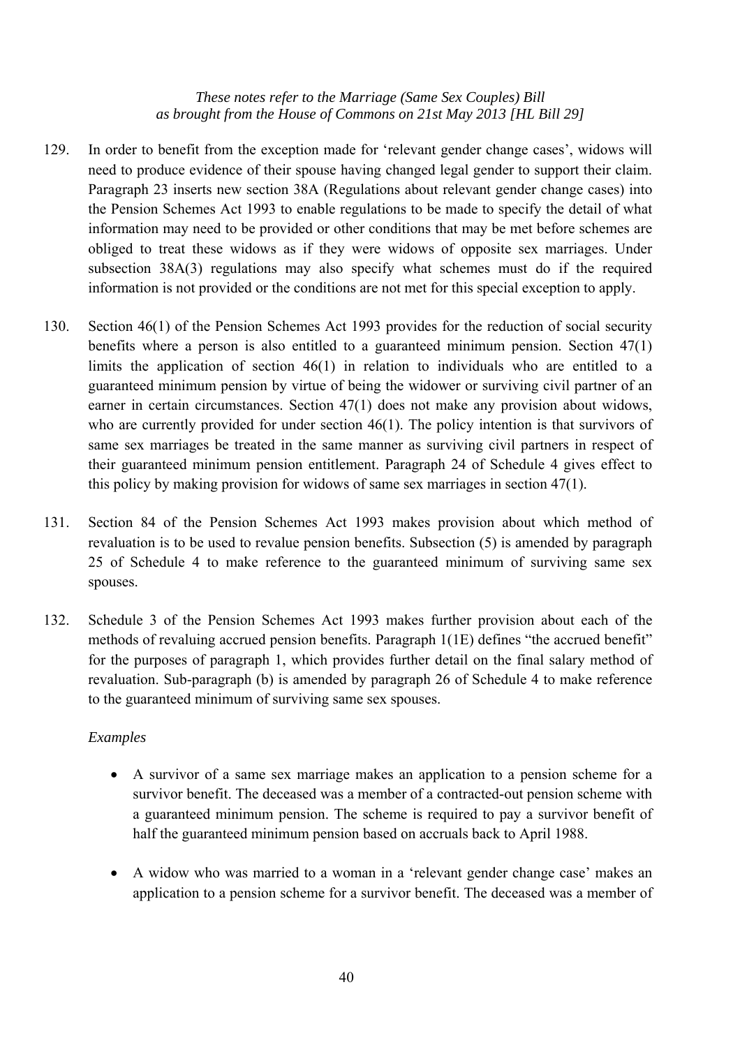129. In order to benefit from the exception made for 'relevant gender change cases', widows will need to produce evidence of their spouse having changed legal gender to support their claim. Paragraph 23 inserts new section 38A (Regulations about relevant gender change cases) into the Pension Schemes Act 1993 to enable regulations to be made to specify the detail of what information may need to be provided or other conditions that may be met before schemes are obliged to treat these widows as if they were widows of opposite sex marriages. Under subsection 38A(3) regulations may also specify what schemes must do if the required information is not provided or the conditions are not met for this special exception to apply.

130. Section 46(1) of the Pension Schemes Act 1993 provides for the reduction of social security benefits where a person is also entitled to a guaranteed minimum pension. Section 47(1) limits the application of section 46(1) in relation to individuals who are entitled to a guaranteed minimum pension by virtue of being the widower or surviving civil partner of an earner in certain circumstances. Section 47(1) does not make any provision about widows, who are currently provided for under section 46(1). The policy intention is that survivors of same sex marriages be treated in the same manner as surviving civil partners in respect of their guaranteed minimum pension entitlement. Paragraph 24 of Schedule 4 gives effect to this policy by making provision for widows of same sex marriages in section 47(1).

131. Section 84 of the Pension Schemes Act 1993 makes provision about which method of revaluation is to be used to revalue pension benefits. Subsection (5) is amended by paragraph 25 of Schedule 4 to make reference to the guaranteed minimum of surviving same sex spouses.

132. Schedule 3 of the Pension Schemes Act 1993 makes further provision about each of the methods of revaluing accrued pension benefits. Paragraph 1(1E) defines "the accrued benefit" for the purposes of paragraph 1, which provides further detail on the final salary method of revaluation. Sub-paragraph (b) is amended by paragraph 26 of Schedule 4 to make reference to the guaranteed minimum of surviving same sex spouses.

*Examples*

- A survivor of a same sex marriage makes an application to a pension scheme for a survivor benefit. The deceased was a member of a contracted-out pension scheme with a guaranteed minimum pension. The scheme is required to pay a survivor benefit of half the guaranteed minimum pension based on accruals back to April 1988.
- A widow who was married to a woman in a 'relevant gender change case' makes an application to a pension scheme for a survivor benefit. The deceased was a member of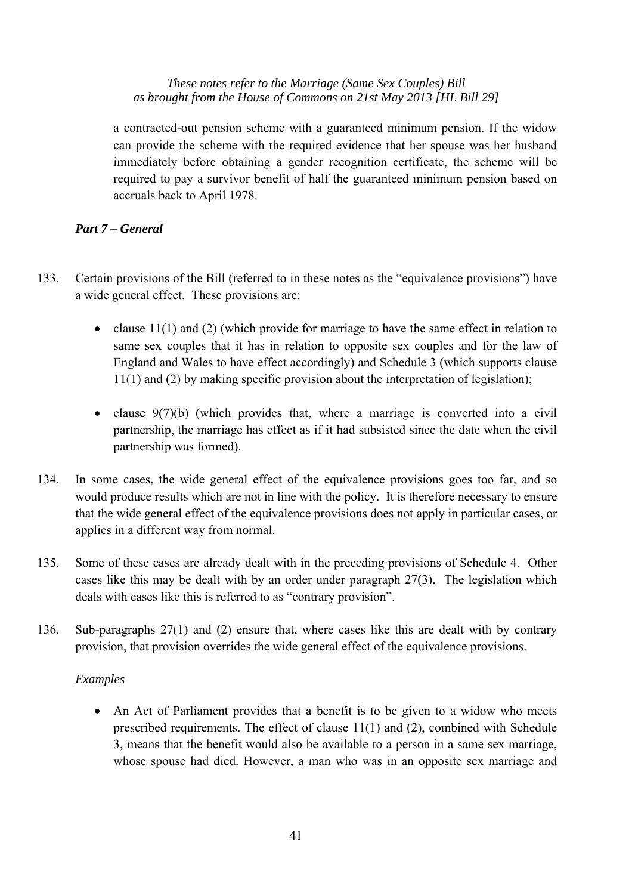a contracted-out pension scheme with a guaranteed minimum pension. If the widow can provide the scheme with the required evidence that her spouse was her husband immediately before obtaining a gender recognition certificate, the scheme will be required to pay a survivor benefit of half the guaranteed minimum pension based on accruals back to April 1978.

### *Part 7 – General*

133. Certain provisions of the Bill (referred to in these notes as the "equivalence provisions") have a wide general effect. These provisions are:

- clause 11(1) and (2) (which provide for marriage to have the same effect in relation to same sex couples that it has in relation to opposite sex couples and for the law of England and Wales to have effect accordingly) and Schedule 3 (which supports clause 11(1) and (2) by making specific provision about the interpretation of legislation);

- clause 9(7)(b) (which provides that, where a marriage is converted into a civil partnership, the marriage has effect as if it had subsisted since the date when the civil partnership was formed).

134. In some cases, the wide general effect of the equivalence provisions goes too far, and so would produce results which are not in line with the policy. It is therefore necessary to ensure that the wide general effect of the equivalence provisions does not apply in particular cases, or applies in a different way from normal.

135. Some of these cases are already dealt with in the preceding provisions of Schedule 4. Other cases like this may be dealt with by an order under paragraph 27(3). The legislation which deals with cases like this is referred to as "contrary provision".

136. Sub-paragraphs 27(1) and (2) ensure that, where cases like this are dealt with by contrary provision, that provision overrides the wide general effect of the equivalence provisions.

*Examples*

- An Act of Parliament provides that a benefit is to be given to a widow who meets prescribed requirements. The effect of clause 11(1) and (2), combined with Schedule 3, means that the benefit would also be available to a person in a same sex marriage, whose spouse had died. However, a man who was in an opposite sex marriage and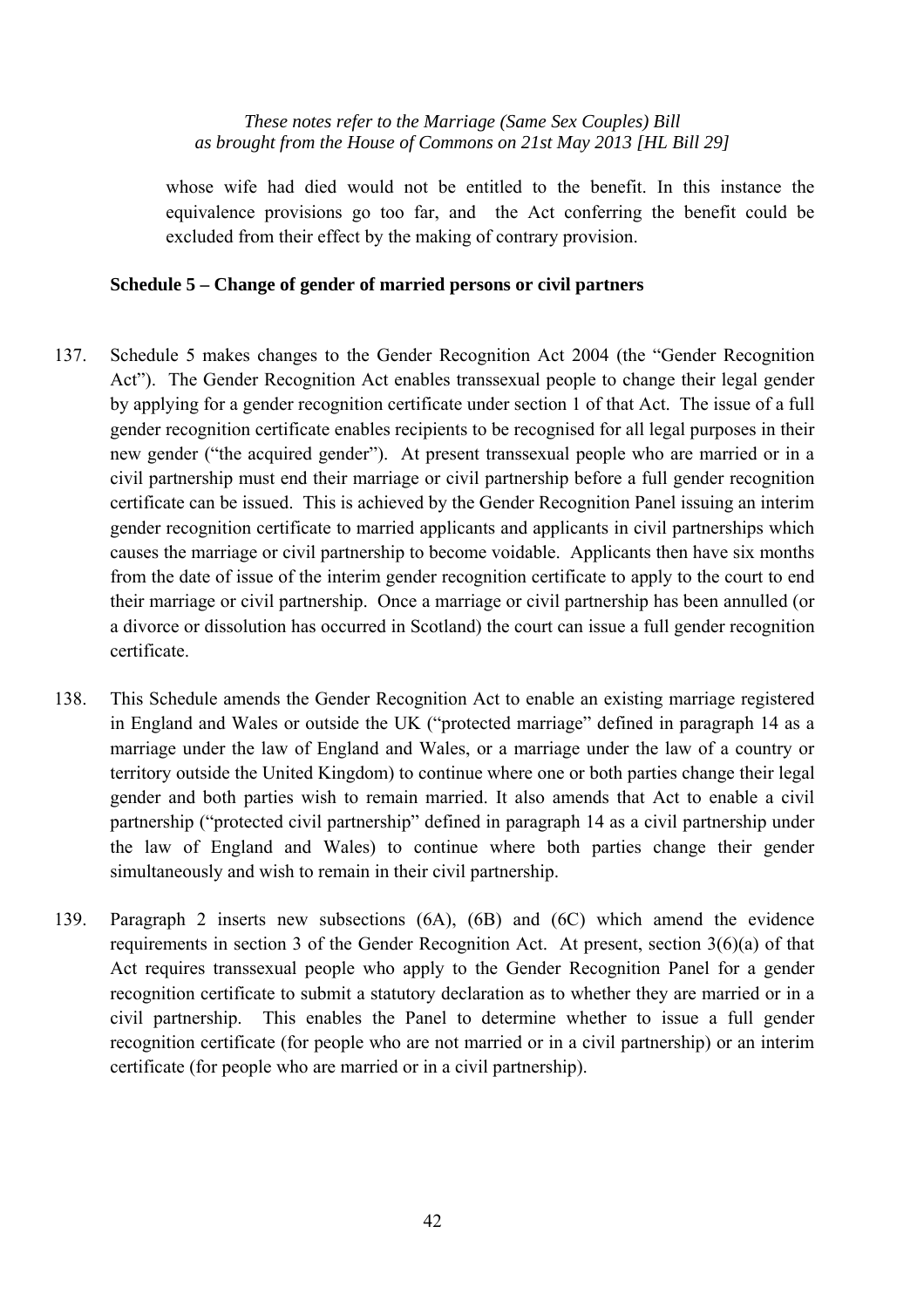whose wife had died would not be entitled to the benefit. In this instance the equivalence provisions go too far, and the Act conferring the benefit could be excluded from their effect by the making of contrary provision.

### Schedule 5 – Change of gender of married persons or civil partners

137. Schedule 5 makes changes to the Gender Recognition Act 2004 (the "Gender Recognition Act"). The Gender Recognition Act enables transsexual people to change their legal gender by applying for a gender recognition certificate under section 1 of that Act. The issue of a full gender recognition certificate enables recipients to be recognised for all legal purposes in their new gender ("the acquired gender"). At present transsexual people who are married or in a civil partnership must end their marriage or civil partnership before a full gender recognition certificate can be issued. This is achieved by the Gender Recognition Panel issuing an interim gender recognition certificate to married applicants and applicants in civil partnerships which causes the marriage or civil partnership to become voidable. Applicants then have six months from the date of issue of the interim gender recognition certificate to apply to the court to end their marriage or civil partnership. Once a marriage or civil partnership has been annulled (or a divorce or dissolution has occurred in Scotland) the court can issue a full gender recognition certificate.

138. This Schedule amends the Gender Recognition Act to enable an existing marriage registered in England and Wales or outside the UK ("protected marriage" defined in paragraph 14 as a marriage under the law of England and Wales, or a marriage under the law of a country or territory outside the United Kingdom) to continue where one or both parties change their legal gender and both parties wish to remain married. It also amends that Act to enable a civil partnership ("protected civil partnership" defined in paragraph 14 as a civil partnership under the law of England and Wales) to continue where both parties change their gender simultaneously and wish to remain in their civil partnership.

139. Paragraph 2 inserts new subsections (6A), (6B) and (6C) which amend the evidence requirements in section 3 of the Gender Recognition Act. At present, section 3(6)(a) of that Act requires transsexual people who apply to the Gender Recognition Panel for a gender recognition certificate to submit a statutory declaration as to whether they are married or in a civil partnership. This enables the Panel to determine whether to issue a full gender recognition certificate (for people who are not married or in a civil partnership) or an interim certificate (for people who are married or in a civil partnership).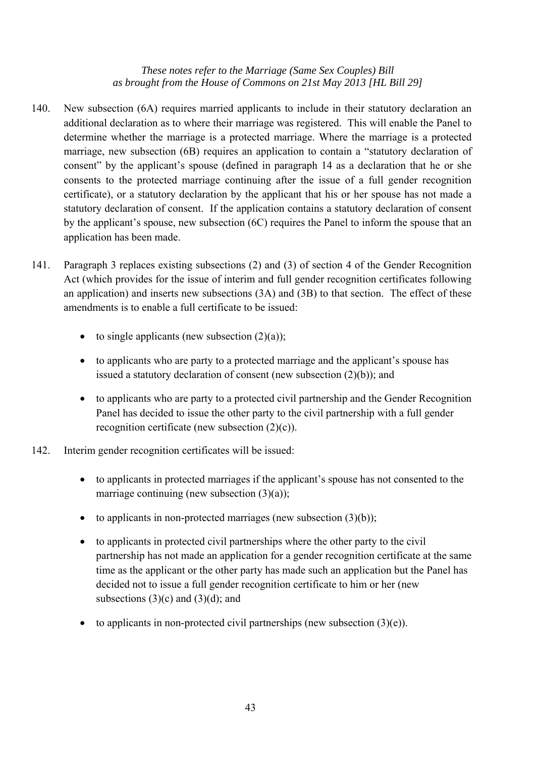140. New subsection (6A) requires married applicants to include in their statutory declaration an additional declaration as to where their marriage was registered. This will enable the Panel to determine whether the marriage is a protected marriage. Where the marriage is a protected marriage, new subsection (6B) requires an application to contain a "statutory declaration of consent" by the applicant's spouse (defined in paragraph 14 as a declaration that he or she consents to the protected marriage continuing after the issue of a full gender recognition certificate), or a statutory declaration by the applicant that his or her spouse has not made a statutory declaration of consent. If the application contains a statutory declaration of consent by the applicant's spouse, new subsection (6C) requires the Panel to inform the spouse that an application has been made.

141. Paragraph 3 replaces existing subsections (2) and (3) of section 4 of the Gender Recognition Act (which provides for the issue of interim and full gender recognition certificates following an application) and inserts new subsections (3A) and (3B) to that section. The effect of these amendments is to enable a full certificate to be issued:

- to single applicants (new subsection (2)(a));
- to applicants who are party to a protected marriage and the applicant's spouse has issued a statutory declaration of consent (new subsection (2)(b)); and
- to applicants who are party to a protected civil partnership and the Gender Recognition Panel has decided to issue the other party to the civil partnership with a full gender recognition certificate (new subsection (2)(c)).

142. Interim gender recognition certificates will be issued:

- to applicants in protected marriages if the applicant's spouse has not consented to the marriage continuing (new subsection (3)(a));
- to applicants in non-protected marriages (new subsection (3)(b));
- to applicants in protected civil partnerships where the other party to the civil partnership has not made an application for a gender recognition certificate at the same time as the applicant or the other party has made such an application but the Panel has decided not to issue a full gender recognition certificate to him or her (new subsections (3)(c) and (3)(d); and
- to applicants in non-protected civil partnerships (new subsection (3)(e)).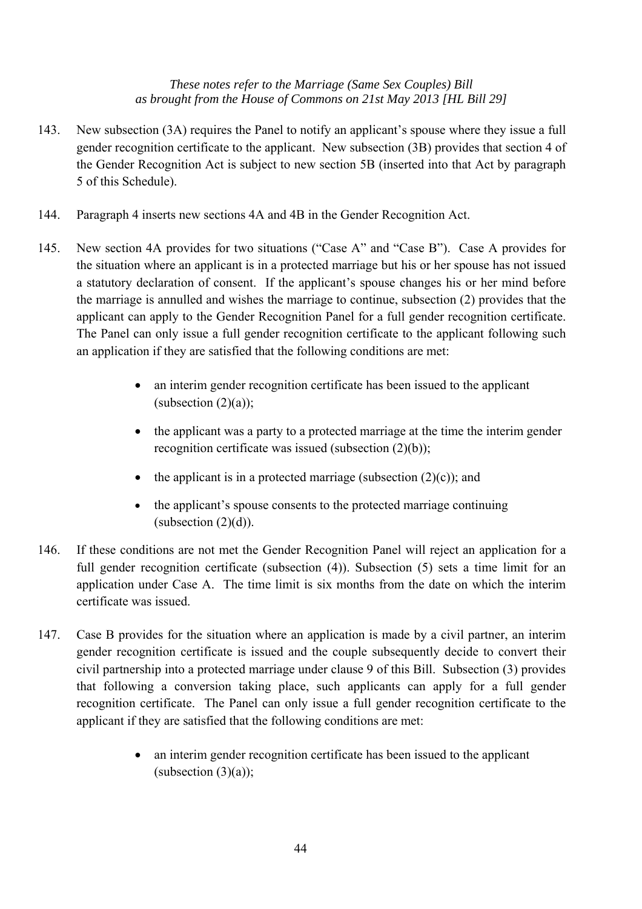143. New subsection (3A) requires the Panel to notify an applicant's spouse where they issue a full gender recognition certificate to the applicant. New subsection (3B) provides that section 4 of the Gender Recognition Act is subject to new section 5B (inserted into that Act by paragraph 5 of this Schedule).

144. Paragraph 4 inserts new sections 4A and 4B in the Gender Recognition Act.

145. New section 4A provides for two situations ("Case A" and "Case B"). Case A provides for the situation where an applicant is in a protected marriage but his or her spouse has not issued a statutory declaration of consent. If the applicant's spouse changes his or her mind before the marriage is annulled and wishes the marriage to continue, subsection (2) provides that the applicant can apply to the Gender Recognition Panel for a full gender recognition certificate. The Panel can only issue a full gender recognition certificate to the applicant following such an application if they are satisfied that the following conditions are met:

   - an interim gender recognition certificate has been issued to the applicant (subsection (2)(a));
   - the applicant was a party to a protected marriage at the time the interim gender recognition certificate was issued (subsection (2)(b));
   - the applicant is in a protected marriage (subsection (2)(c)); and
   - the applicant's spouse consents to the protected marriage continuing (subsection (2)(d)).

146. If these conditions are not met the Gender Recognition Panel will reject an application for a full gender recognition certificate (subsection (4)). Subsection (5) sets a time limit for an application under Case A. The time limit is six months from the date on which the interim certificate was issued.

147. Case B provides for the situation where an application is made by a civil partner, an interim gender recognition certificate is issued and the couple subsequently decide to convert their civil partnership into a protected marriage under clause 9 of this Bill. Subsection (3) provides that following a conversion taking place, such applicants can apply for a full gender recognition certificate. The Panel can only issue a full gender recognition certificate to the applicant if they are satisfied that the following conditions are met:

   - an interim gender recognition certificate has been issued to the applicant (subsection (3)(a));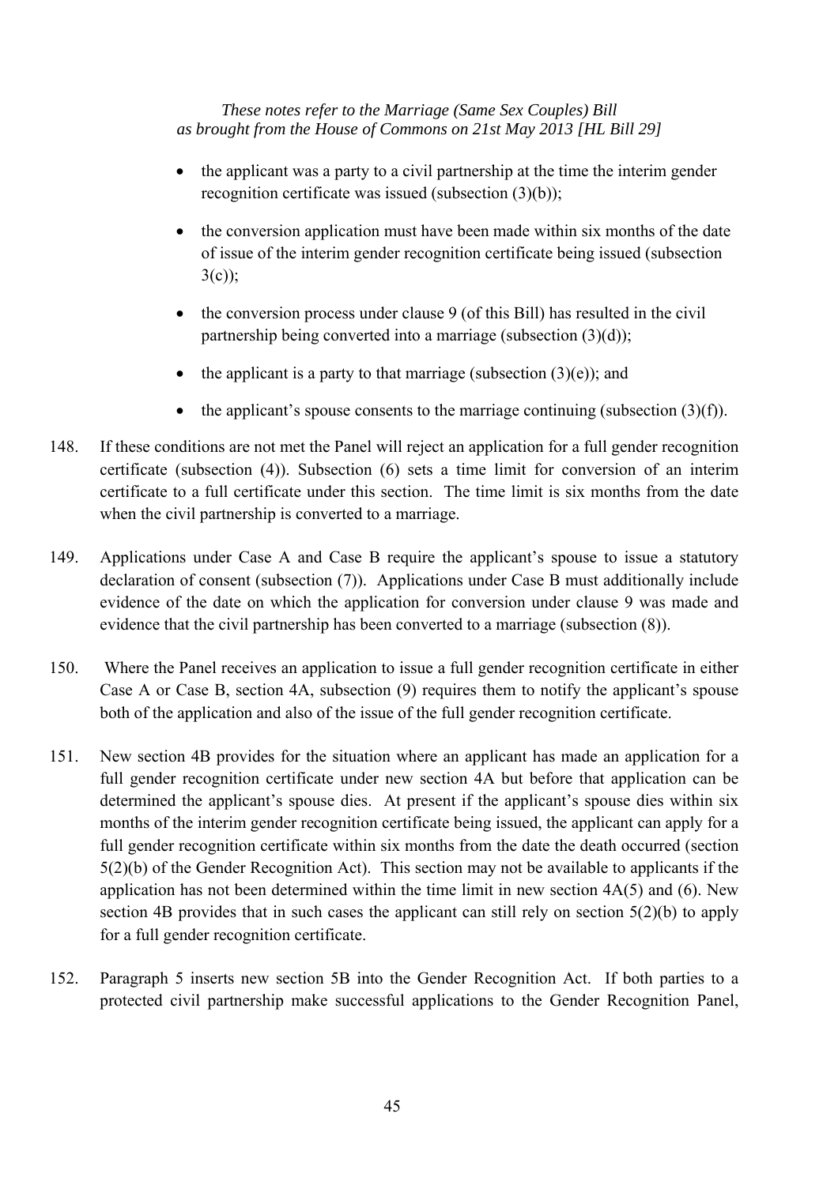- the applicant was a party to a civil partnership at the time the interim gender recognition certificate was issued (subsection (3)(b));
- the conversion application must have been made within six months of the date of issue of the interim gender recognition certificate being issued (subsection 3(c));
- the conversion process under clause 9 (of this Bill) has resulted in the civil partnership being converted into a marriage (subsection (3)(d));
- the applicant is a party to that marriage (subsection (3)(e)); and
- the applicant's spouse consents to the marriage continuing (subsection (3)(f)).

148. If these conditions are not met the Panel will reject an application for a full gender recognition certificate (subsection (4)). Subsection (6) sets a time limit for conversion of an interim certificate to a full certificate under this section. The time limit is six months from the date when the civil partnership is converted to a marriage.

149. Applications under Case A and Case B require the applicant's spouse to issue a statutory declaration of consent (subsection (7)). Applications under Case B must additionally include evidence of the date on which the application for conversion under clause 9 was made and evidence that the civil partnership has been converted to a marriage (subsection (8)).

150. Where the Panel receives an application to issue a full gender recognition certificate in either Case A or Case B, section 4A, subsection (9) requires them to notify the applicant's spouse both of the application and also of the issue of the full gender recognition certificate.

151. New section 4B provides for the situation where an applicant has made an application for a full gender recognition certificate under new section 4A but before that application can be determined the applicant's spouse dies. At present if the applicant's spouse dies within six months of the interim gender recognition certificate being issued, the applicant can apply for a full gender recognition certificate within six months from the date the death occurred (section 5(2)(b) of the Gender Recognition Act). This section may not be available to applicants if the application has not been determined within the time limit in new section 4A(5) and (6). New section 4B provides that in such cases the applicant can still rely on section 5(2)(b) to apply for a full gender recognition certificate.

152. Paragraph 5 inserts new section 5B into the Gender Recognition Act. If both parties to a protected civil partnership make successful applications to the Gender Recognition Panel,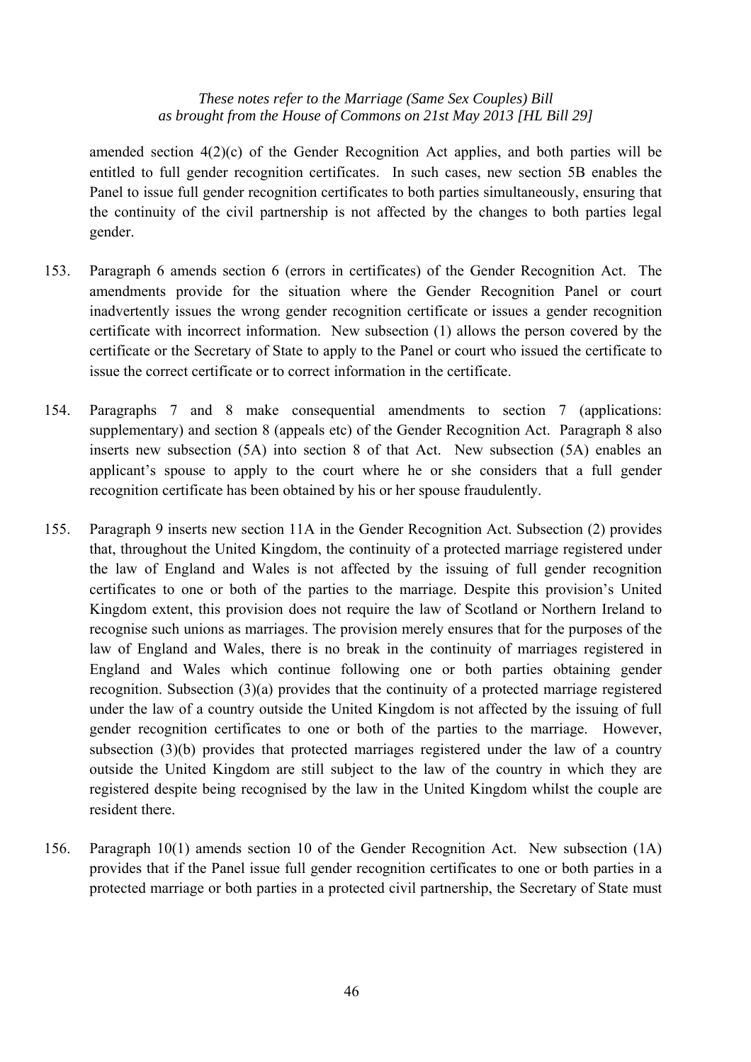amended section 4(2)(c) of the Gender Recognition Act applies, and both parties will be entitled to full gender recognition certificates. In such cases, new section 5B enables the Panel to issue full gender recognition certificates to both parties simultaneously, ensuring that the continuity of the civil partnership is not affected by the changes to both parties legal gender.

153. Paragraph 6 amends section 6 (errors in certificates) of the Gender Recognition Act. The amendments provide for the situation where the Gender Recognition Panel or court inadvertently issues the wrong gender recognition certificate or issues a gender recognition certificate with incorrect information. New subsection (1) allows the person covered by the certificate or the Secretary of State to apply to the Panel or court who issued the certificate to issue the correct certificate or to correct information in the certificate.

154. Paragraphs 7 and 8 make consequential amendments to section 7 (applications: supplementary) and section 8 (appeals etc) of the Gender Recognition Act. Paragraph 8 also inserts new subsection (5A) into section 8 of that Act. New subsection (5A) enables an applicant's spouse to apply to the court where he or she considers that a full gender recognition certificate has been obtained by his or her spouse fraudulently.

155. Paragraph 9 inserts new section 11A in the Gender Recognition Act. Subsection (2) provides that, throughout the United Kingdom, the continuity of a protected marriage registered under the law of England and Wales is not affected by the issuing of full gender recognition certificates to one or both of the parties to the marriage. Despite this provision's United Kingdom extent, this provision does not require the law of Scotland or Northern Ireland to recognise such unions as marriages. The provision merely ensures that for the purposes of the law of England and Wales, there is no break in the continuity of marriages registered in England and Wales which continue following one or both parties obtaining gender recognition. Subsection (3)(a) provides that the continuity of a protected marriage registered under the law of a country outside the United Kingdom is not affected by the issuing of full gender recognition certificates to one or both of the parties to the marriage. However, subsection (3)(b) provides that protected marriages registered under the law of a country outside the United Kingdom are still subject to the law of the country in which they are registered despite being recognised by the law in the United Kingdom whilst the couple are resident there.

156. Paragraph 10(1) amends section 10 of the Gender Recognition Act. New subsection (1A) provides that if the Panel issue full gender recognition certificates to one or both parties in a protected marriage or both parties in a protected civil partnership, the Secretary of State must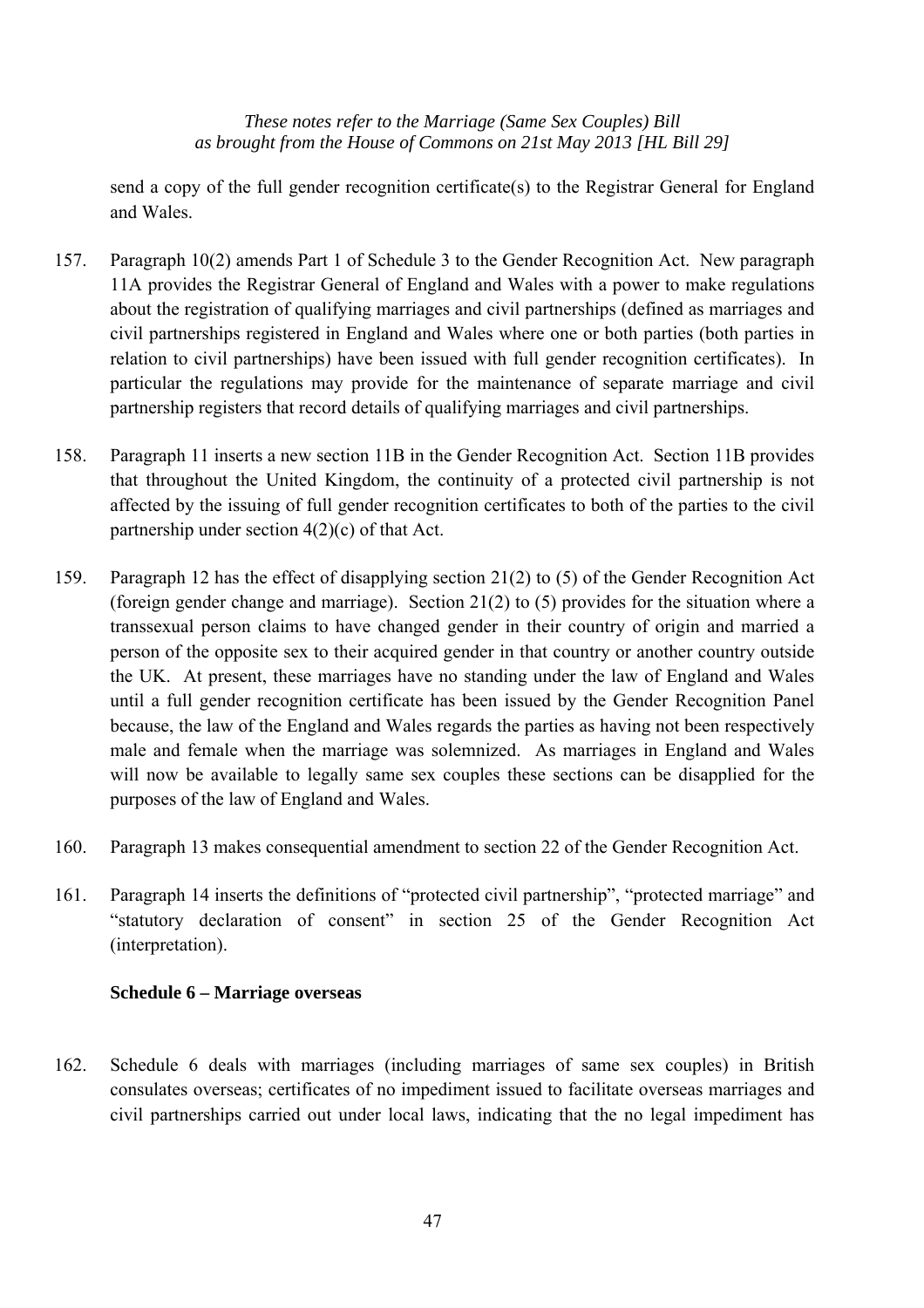send a copy of the full gender recognition certificate(s) to the Registrar General for England and Wales.

157. Paragraph 10(2) amends Part 1 of Schedule 3 to the Gender Recognition Act. New paragraph 11A provides the Registrar General of England and Wales with a power to make regulations about the registration of qualifying marriages and civil partnerships (defined as marriages and civil partnerships registered in England and Wales where one or both parties (both parties in relation to civil partnerships) have been issued with full gender recognition certificates). In particular the regulations may provide for the maintenance of separate marriage and civil partnership registers that record details of qualifying marriages and civil partnerships.

158. Paragraph 11 inserts a new section 11B in the Gender Recognition Act. Section 11B provides that throughout the United Kingdom, the continuity of a protected civil partnership is not affected by the issuing of full gender recognition certificates to both of the parties to the civil partnership under section 4(2)(c) of that Act.

159. Paragraph 12 has the effect of disapplying section 21(2) to (5) of the Gender Recognition Act (foreign gender change and marriage). Section 21(2) to (5) provides for the situation where a transsexual person claims to have changed gender in their country of origin and married a person of the opposite sex to their acquired gender in that country or another country outside the UK. At present, these marriages have no standing under the law of England and Wales until a full gender recognition certificate has been issued by the Gender Recognition Panel because, the law of the England and Wales regards the parties as having not been respectively male and female when the marriage was solemnized. As marriages in England and Wales will now be available to legally same sex couples these sections can be disapplied for the purposes of the law of England and Wales.

160. Paragraph 13 makes consequential amendment to section 22 of the Gender Recognition Act.

161. Paragraph 14 inserts the definitions of "protected civil partnership", "protected marriage" and "statutory declaration of consent" in section 25 of the Gender Recognition Act (interpretation).

**Schedule 6 – Marriage overseas**

162. Schedule 6 deals with marriages (including marriages of same sex couples) in British consulates overseas; certificates of no impediment issued to facilitate overseas marriages and civil partnerships carried out under local laws, indicating that the no legal impediment has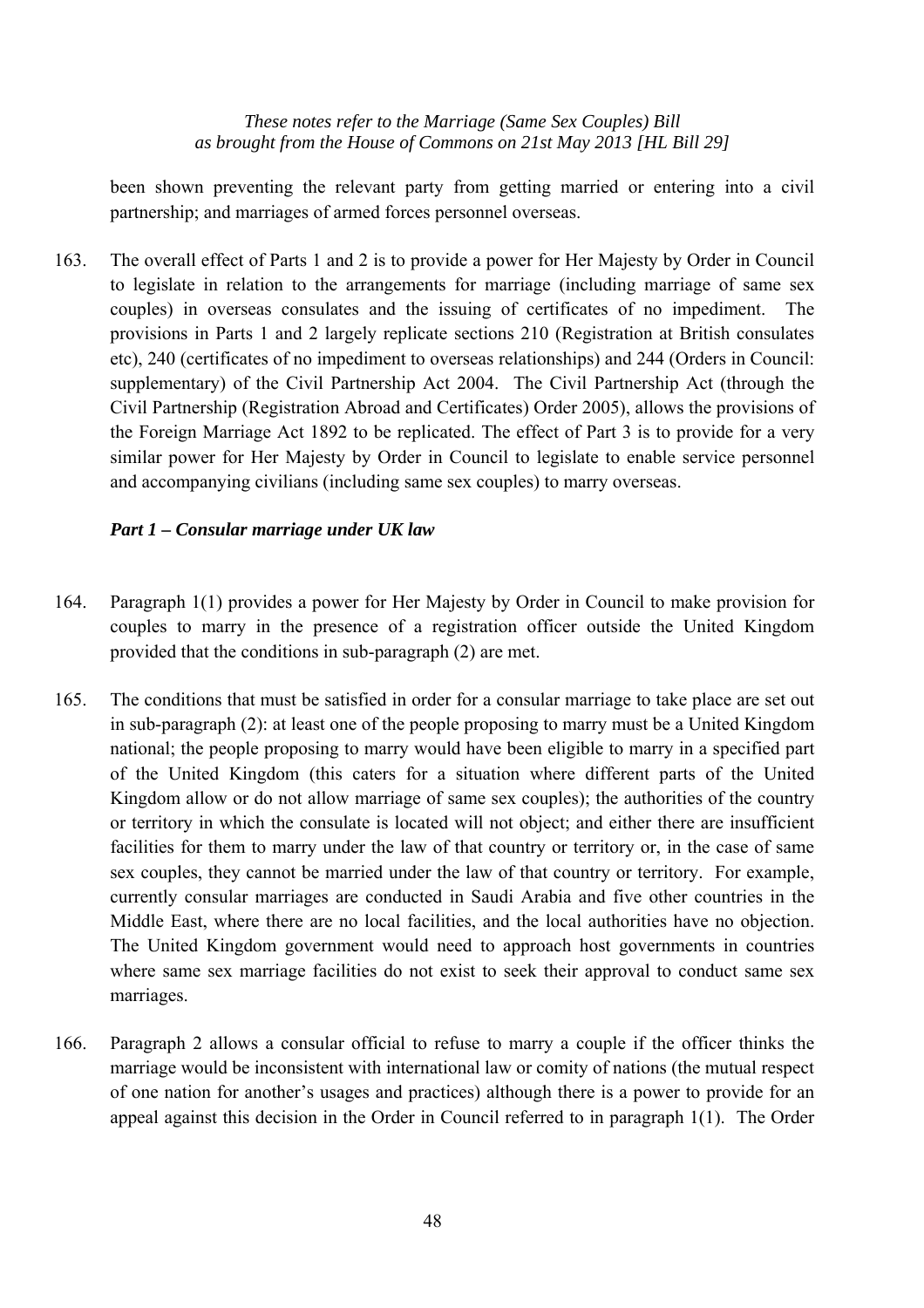been shown preventing the relevant party from getting married or entering into a civil partnership; and marriages of armed forces personnel overseas.

163. The overall effect of Parts 1 and 2 is to provide a power for Her Majesty by Order in Council to legislate in relation to the arrangements for marriage (including marriage of same sex couples) in overseas consulates and the issuing of certificates of no impediment. The provisions in Parts 1 and 2 largely replicate sections 210 (Registration at British consulates etc), 240 (certificates of no impediment to overseas relationships) and 244 (Orders in Council: supplementary) of the Civil Partnership Act 2004. The Civil Partnership Act (through the Civil Partnership (Registration Abroad and Certificates) Order 2005), allows the provisions of the Foreign Marriage Act 1892 to be replicated. The effect of Part 3 is to provide for a very similar power for Her Majesty by Order in Council to legislate to enable service personnel and accompanying civilians (including same sex couples) to marry overseas.

### *Part 1 – Consular marriage under UK law*

164. Paragraph 1(1) provides a power for Her Majesty by Order in Council to make provision for couples to marry in the presence of a registration officer outside the United Kingdom provided that the conditions in sub-paragraph (2) are met.

165. The conditions that must be satisfied in order for a consular marriage to take place are set out in sub-paragraph (2): at least one of the people proposing to marry must be a United Kingdom national; the people proposing to marry would have been eligible to marry in a specified part of the United Kingdom (this caters for a situation where different parts of the United Kingdom allow or do not allow marriage of same sex couples); the authorities of the country or territory in which the consulate is located will not object; and either there are insufficient facilities for them to marry under the law of that country or territory or, in the case of same sex couples, they cannot be married under the law of that country or territory. For example, currently consular marriages are conducted in Saudi Arabia and five other countries in the Middle East, where there are no local facilities, and the local authorities have no objection. The United Kingdom government would need to approach host governments in countries where same sex marriage facilities do not exist to seek their approval to conduct same sex marriages.

166. Paragraph 2 allows a consular official to refuse to marry a couple if the officer thinks the marriage would be inconsistent with international law or comity of nations (the mutual respect of one nation for another's usages and practices) although there is a power to provide for an appeal against this decision in the Order in Council referred to in paragraph 1(1). The Order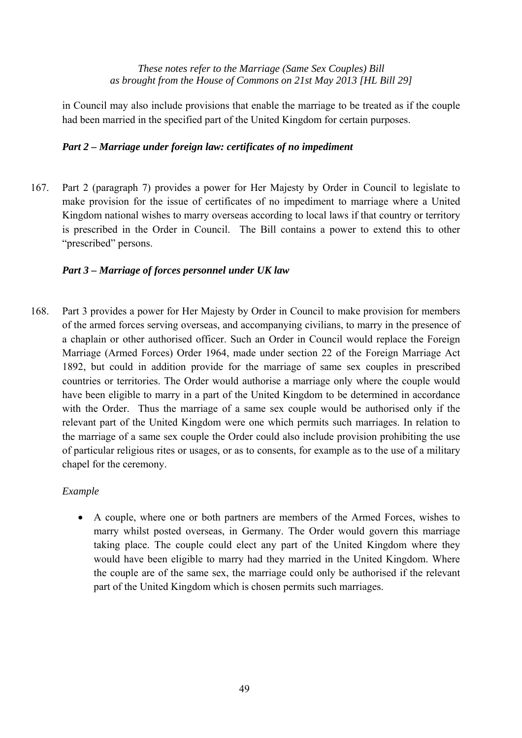in Council may also include provisions that enable the marriage to be treated as if the couple had been married in the specified part of the United Kingdom for certain purposes.

### *Part 2 – Marriage under foreign law: certificates of no impediment*

167. Part 2 (paragraph 7) provides a power for Her Majesty by Order in Council to legislate to make provision for the issue of certificates of no impediment to marriage where a United Kingdom national wishes to marry overseas according to local laws if that country or territory is prescribed in the Order in Council. The Bill contains a power to extend this to other "prescribed" persons.

### *Part 3 – Marriage of forces personnel under UK law*

168. Part 3 provides a power for Her Majesty by Order in Council to make provision for members of the armed forces serving overseas, and accompanying civilians, to marry in the presence of a chaplain or other authorised officer. Such an Order in Council would replace the Foreign Marriage (Armed Forces) Order 1964, made under section 22 of the Foreign Marriage Act 1892, but could in addition provide for the marriage of same sex couples in prescribed countries or territories. The Order would authorise a marriage only where the couple would have been eligible to marry in a part of the United Kingdom to be determined in accordance with the Order. Thus the marriage of a same sex couple would be authorised only if the relevant part of the United Kingdom were one which permits such marriages. In relation to the marriage of a same sex couple the Order could also include provision prohibiting the use of particular religious rites or usages, or as to consents, for example as to the use of a military chapel for the ceremony.

*Example*

- A couple, where one or both partners are members of the Armed Forces, wishes to marry whilst posted overseas, in Germany. The Order would govern this marriage taking place. The couple could elect any part of the United Kingdom where they would have been eligible to marry had they married in the United Kingdom. Where the couple are of the same sex, the marriage could only be authorised if the relevant part of the United Kingdom which is chosen permits such marriages.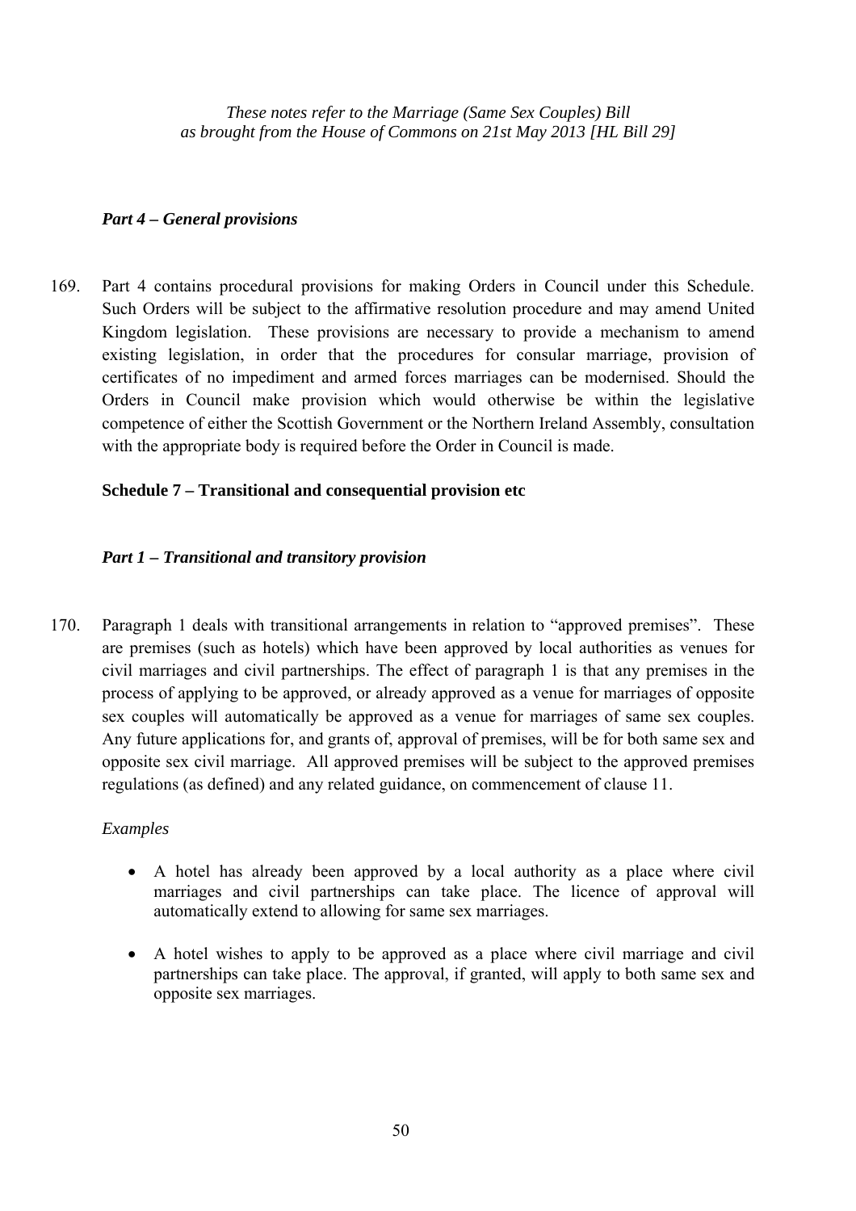*These notes refer to the Marriage (Same Sex Couples) Bill as brought from the House of Commons on 21st May 2013 [HL Bill 29]*

### *Part 4 – General provisions*

169. Part 4 contains procedural provisions for making Orders in Council under this Schedule. Such Orders will be subject to the affirmative resolution procedure and may amend United Kingdom legislation. These provisions are necessary to provide a mechanism to amend existing legislation, in order that the procedures for consular marriage, provision of certificates of no impediment and armed forces marriages can be modernised. Should the Orders in Council make provision which would otherwise be within the legislative competence of either the Scottish Government or the Northern Ireland Assembly, consultation with the appropriate body is required before the Order in Council is made.

## Schedule 7 – Transitional and consequential provision etc

### *Part 1 – Transitional and transitory provision*

170. Paragraph 1 deals with transitional arrangements in relation to "approved premises". These are premises (such as hotels) which have been approved by local authorities as venues for civil marriages and civil partnerships. The effect of paragraph 1 is that any premises in the process of applying to be approved, or already approved as a venue for marriages of opposite sex couples will automatically be approved as a venue for marriages of same sex couples. Any future applications for, and grants of, approval of premises, will be for both same sex and opposite sex civil marriage. All approved premises will be subject to the approved premises regulations (as defined) and any related guidance, on commencement of clause 11.

*Examples*

- A hotel has already been approved by a local authority as a place where civil marriages and civil partnerships can take place. The licence of approval will automatically extend to allowing for same sex marriages.
- A hotel wishes to apply to be approved as a place where civil marriage and civil partnerships can take place. The approval, if granted, will apply to both same sex and opposite sex marriages.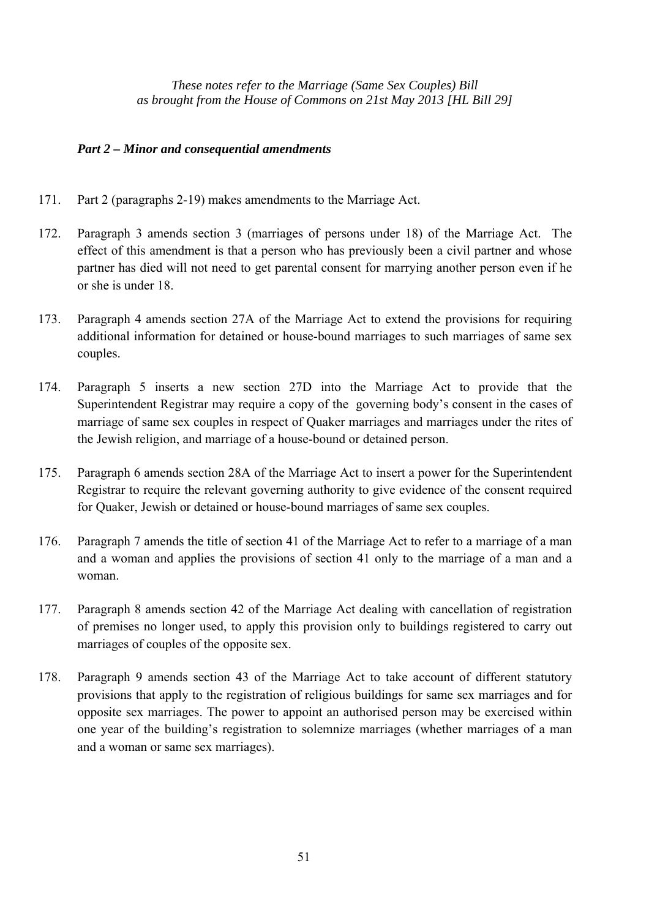*These notes refer to the Marriage (Same Sex Couples) Bill as brought from the House of Commons on 21st May 2013 [HL Bill 29]*

### *Part 2 – Minor and consequential amendments*

171. Part 2 (paragraphs 2-19) makes amendments to the Marriage Act.

172. Paragraph 3 amends section 3 (marriages of persons under 18) of the Marriage Act. The effect of this amendment is that a person who has previously been a civil partner and whose partner has died will not need to get parental consent for marrying another person even if he or she is under 18.

173. Paragraph 4 amends section 27A of the Marriage Act to extend the provisions for requiring additional information for detained or house-bound marriages to such marriages of same sex couples.

174. Paragraph 5 inserts a new section 27D into the Marriage Act to provide that the Superintendent Registrar may require a copy of the governing body's consent in the cases of marriage of same sex couples in respect of Quaker marriages and marriages under the rites of the Jewish religion, and marriage of a house-bound or detained person.

175. Paragraph 6 amends section 28A of the Marriage Act to insert a power for the Superintendent Registrar to require the relevant governing authority to give evidence of the consent required for Quaker, Jewish or detained or house-bound marriages of same sex couples.

176. Paragraph 7 amends the title of section 41 of the Marriage Act to refer to a marriage of a man and a woman and applies the provisions of section 41 only to the marriage of a man and a woman.

177. Paragraph 8 amends section 42 of the Marriage Act dealing with cancellation of registration of premises no longer used, to apply this provision only to buildings registered to carry out marriages of couples of the opposite sex.

178. Paragraph 9 amends section 43 of the Marriage Act to take account of different statutory provisions that apply to the registration of religious buildings for same sex marriages and for opposite sex marriages. The power to appoint an authorised person may be exercised within one year of the building's registration to solemnize marriages (whether marriages of a man and a woman or same sex marriages).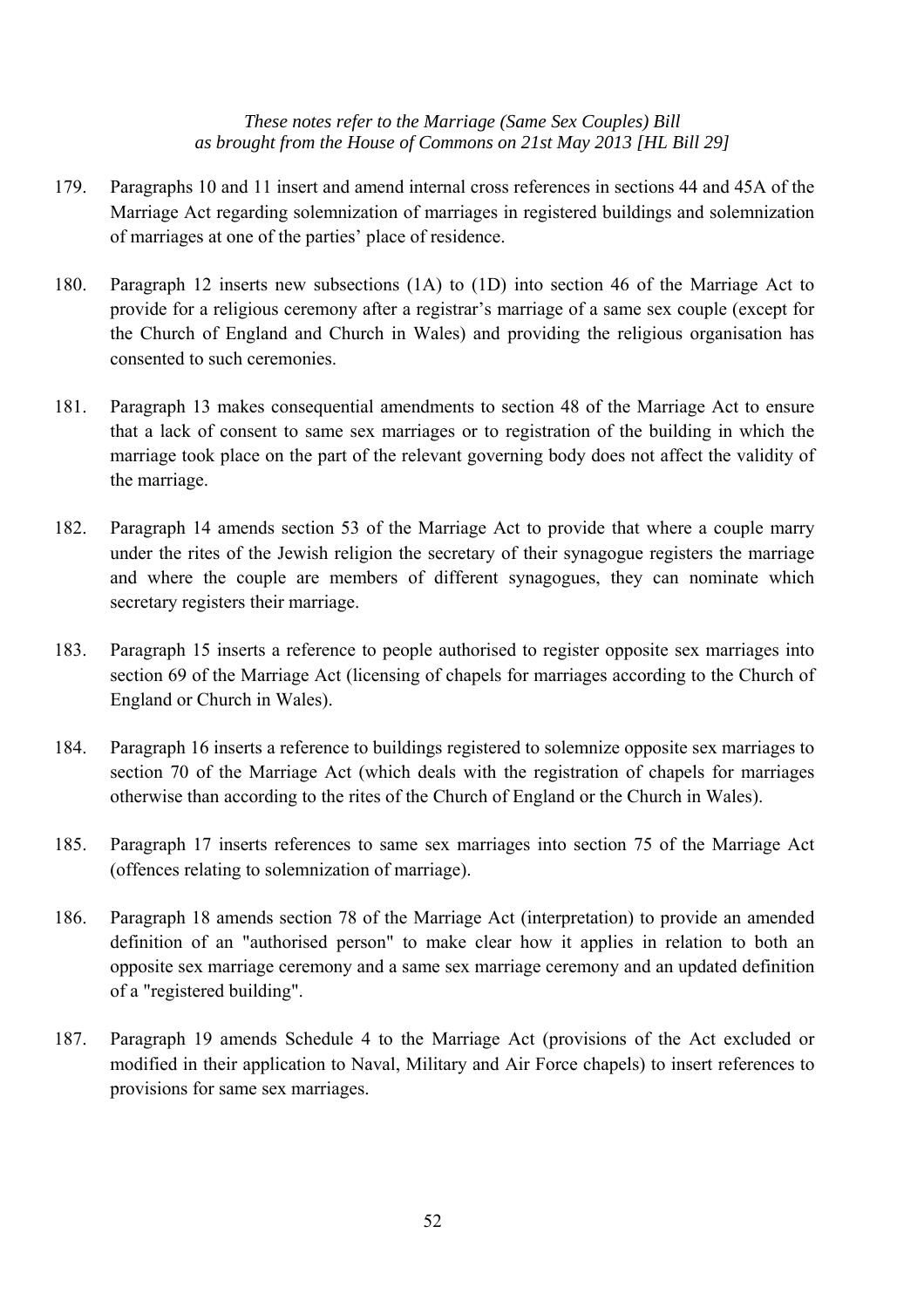*These notes refer to the Marriage (Same Sex Couples) Bill as brought from the House of Commons on 21st May 2013 [HL Bill 29]*

179. Paragraphs 10 and 11 insert and amend internal cross references in sections 44 and 45A of the Marriage Act regarding solemnization of marriages in registered buildings and solemnization of marriages at one of the parties' place of residence.

180. Paragraph 12 inserts new subsections (1A) to (1D) into section 46 of the Marriage Act to provide for a religious ceremony after a registrar's marriage of a same sex couple (except for the Church of England and Church in Wales) and providing the religious organisation has consented to such ceremonies.

181. Paragraph 13 makes consequential amendments to section 48 of the Marriage Act to ensure that a lack of consent to same sex marriages or to registration of the building in which the marriage took place on the part of the relevant governing body does not affect the validity of the marriage.

182. Paragraph 14 amends section 53 of the Marriage Act to provide that where a couple marry under the rites of the Jewish religion the secretary of their synagogue registers the marriage and where the couple are members of different synagogues, they can nominate which secretary registers their marriage.

183. Paragraph 15 inserts a reference to people authorised to register opposite sex marriages into section 69 of the Marriage Act (licensing of chapels for marriages according to the Church of England or Church in Wales).

184. Paragraph 16 inserts a reference to buildings registered to solemnize opposite sex marriages to section 70 of the Marriage Act (which deals with the registration of chapels for marriages otherwise than according to the rites of the Church of England or the Church in Wales).

185. Paragraph 17 inserts references to same sex marriages into section 75 of the Marriage Act (offences relating to solemnization of marriage).

186. Paragraph 18 amends section 78 of the Marriage Act (interpretation) to provide an amended definition of an "authorised person" to make clear how it applies in relation to both an opposite sex marriage ceremony and a same sex marriage ceremony and an updated definition of a "registered building".

187. Paragraph 19 amends Schedule 4 to the Marriage Act (provisions of the Act excluded or modified in their application to Naval, Military and Air Force chapels) to insert references to provisions for same sex marriages.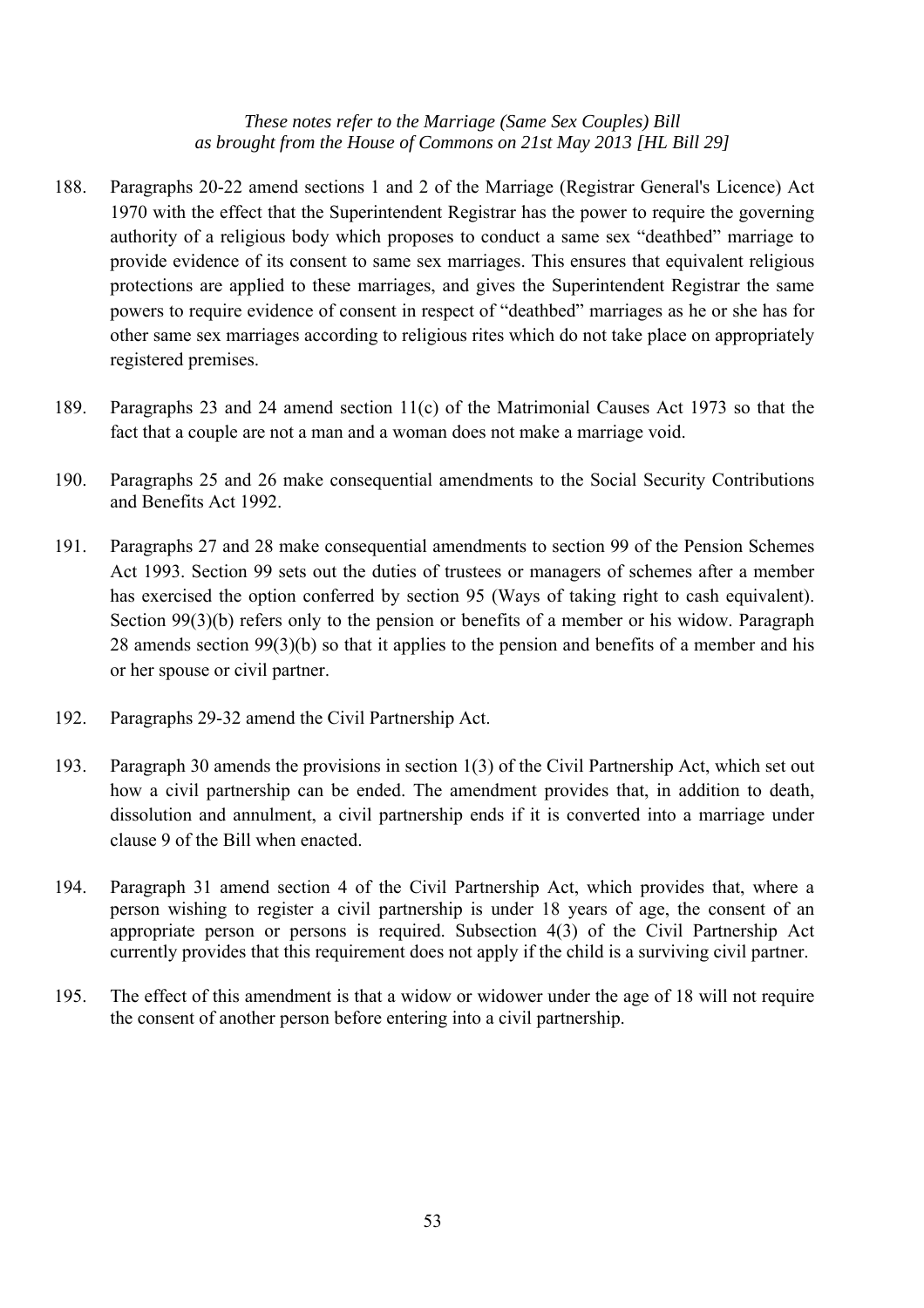188. Paragraphs 20-22 amend sections 1 and 2 of the Marriage (Registrar General's Licence) Act 1970 with the effect that the Superintendent Registrar has the power to require the governing authority of a religious body which proposes to conduct a same sex "deathbed" marriage to provide evidence of its consent to same sex marriages. This ensures that equivalent religious protections are applied to these marriages, and gives the Superintendent Registrar the same powers to require evidence of consent in respect of "deathbed" marriages as he or she has for other same sex marriages according to religious rites which do not take place on appropriately registered premises.

189. Paragraphs 23 and 24 amend section 11(c) of the Matrimonial Causes Act 1973 so that the fact that a couple are not a man and a woman does not make a marriage void.

190. Paragraphs 25 and 26 make consequential amendments to the Social Security Contributions and Benefits Act 1992.

191. Paragraphs 27 and 28 make consequential amendments to section 99 of the Pension Schemes Act 1993. Section 99 sets out the duties of trustees or managers of schemes after a member has exercised the option conferred by section 95 (Ways of taking right to cash equivalent). Section 99(3)(b) refers only to the pension or benefits of a member or his widow. Paragraph 28 amends section 99(3)(b) so that it applies to the pension and benefits of a member and his or her spouse or civil partner.

192. Paragraphs 29-32 amend the Civil Partnership Act.

193. Paragraph 30 amends the provisions in section 1(3) of the Civil Partnership Act, which set out how a civil partnership can be ended. The amendment provides that, in addition to death, dissolution and annulment, a civil partnership ends if it is converted into a marriage under clause 9 of the Bill when enacted.

194. Paragraph 31 amend section 4 of the Civil Partnership Act, which provides that, where a person wishing to register a civil partnership is under 18 years of age, the consent of an appropriate person or persons is required. Subsection 4(3) of the Civil Partnership Act currently provides that this requirement does not apply if the child is a surviving civil partner.

195. The effect of this amendment is that a widow or widower under the age of 18 will not require the consent of another person before entering into a civil partnership.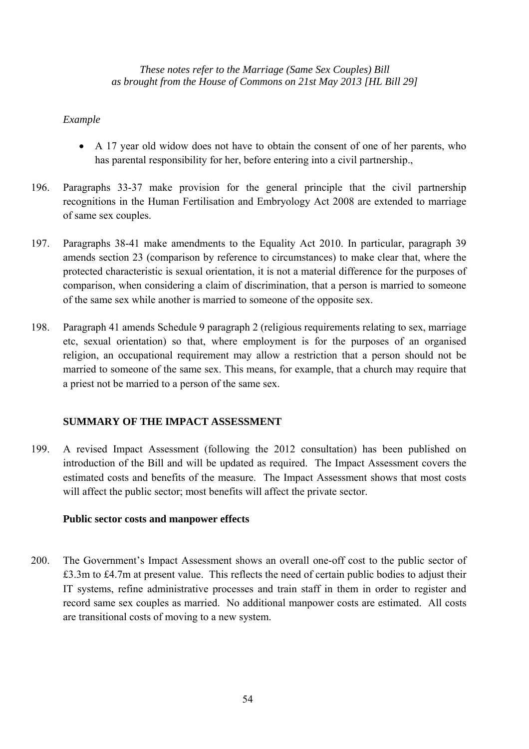*Example*

- A 17 year old widow does not have to obtain the consent of one of her parents, who has parental responsibility for her, before entering into a civil partnership.,

196. Paragraphs 33-37 make provision for the general principle that the civil partnership recognitions in the Human Fertilisation and Embryology Act 2008 are extended to marriage of same sex couples.

197. Paragraphs 38-41 make amendments to the Equality Act 2010. In particular, paragraph 39 amends section 23 (comparison by reference to circumstances) to make clear that, where the protected characteristic is sexual orientation, it is not a material difference for the purposes of comparison, when considering a claim of discrimination, that a person is married to someone of the same sex while another is married to someone of the opposite sex.

198. Paragraph 41 amends Schedule 9 paragraph 2 (religious requirements relating to sex, marriage etc, sexual orientation) so that, where employment is for the purposes of an organised religion, an occupational requirement may allow a restriction that a person should not be married to someone of the same sex. This means, for example, that a church may require that a priest not be married to a person of the same sex.

## SUMMARY OF THE IMPACT ASSESSMENT

199. A revised Impact Assessment (following the 2012 consultation) has been published on introduction of the Bill and will be updated as required. The Impact Assessment covers the estimated costs and benefits of the measure. The Impact Assessment shows that most costs will affect the public sector; most benefits will affect the private sector.

### Public sector costs and manpower effects

200. The Government's Impact Assessment shows an overall one-off cost to the public sector of £3.3m to £4.7m at present value. This reflects the need of certain public bodies to adjust their IT systems, refine administrative processes and train staff in them in order to register and record same sex couples as married. No additional manpower costs are estimated. All costs are transitional costs of moving to a new system.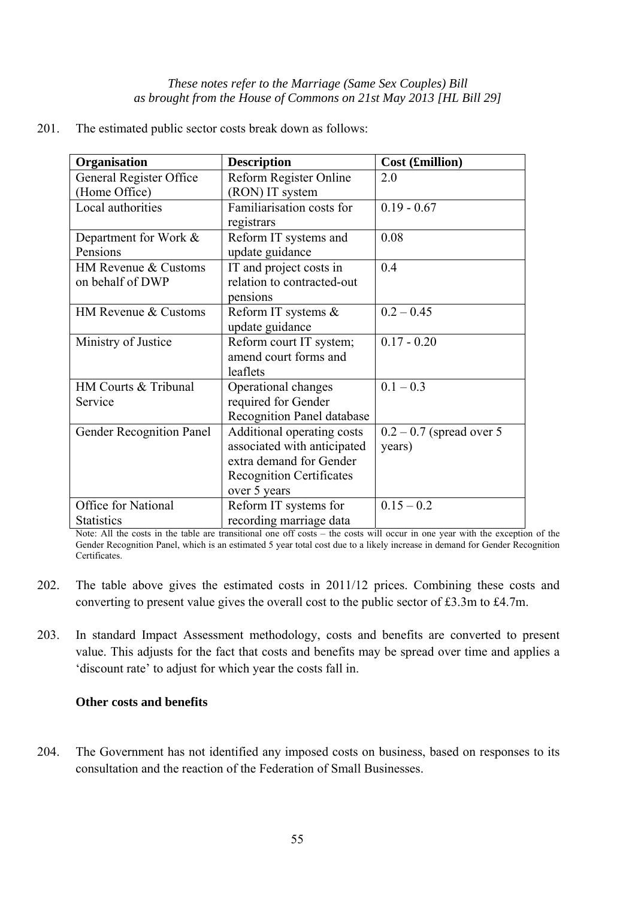*These notes refer to the Marriage (Same Sex Couples) Bill as brought from the House of Commons on 21st May 2013 [HL Bill 29]*

201. The estimated public sector costs break down as follows:

| Organisation | Description | Cost (£million) |
|---|---|---|
| General Register Office (Home Office) | Reform Register Online (RON) IT system | 2.0 |
| Local authorities | Familiarisation costs for registrars | 0.19 - 0.67 |
| Department for Work & Pensions | Reform IT systems and update guidance | 0.08 |
| HM Revenue & Customs on behalf of DWP | IT and project costs in relation to contracted-out pensions | 0.4 |
| HM Revenue & Customs | Reform IT systems & update guidance | 0.2 – 0.45 |
| Ministry of Justice | Reform court IT system; amend court forms and leaflets | 0.17 - 0.20 |
| HM Courts & Tribunal Service | Operational changes required for Gender Recognition Panel database | 0.1 – 0.3 |
| Gender Recognition Panel | Additional operating costs associated with anticipated extra demand for Gender Recognition Certificates over 5 years | 0.2 – 0.7 (spread over 5 years) |
| Office for National Statistics | Reform IT systems for recording marriage data | 0.15 – 0.2 |

Note: All the costs in the table are transitional one off costs – the costs will occur in one year with the exception of the Gender Recognition Panel, which is an estimated 5 year total cost due to a likely increase in demand for Gender Recognition Certificates.

202. The table above gives the estimated costs in 2011/12 prices. Combining these costs and converting to present value gives the overall cost to the public sector of £3.3m to £4.7m.

203. In standard Impact Assessment methodology, costs and benefits are converted to present value. This adjusts for the fact that costs and benefits may be spread over time and applies a 'discount rate' to adjust for which year the costs fall in.

**Other costs and benefits**

204. The Government has not identified any imposed costs on business, based on responses to its consultation and the reaction of the Federation of Small Businesses.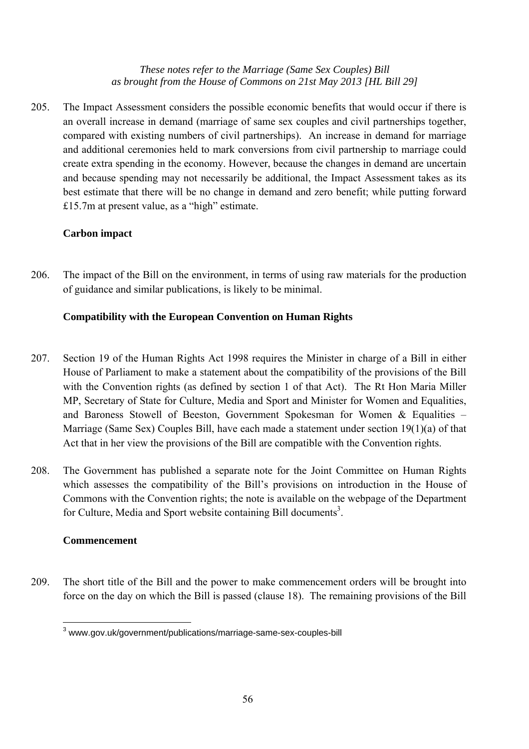205. The Impact Assessment considers the possible economic benefits that would occur if there is an overall increase in demand (marriage of same sex couples and civil partnerships together, compared with existing numbers of civil partnerships). An increase in demand for marriage and additional ceremonies held to mark conversions from civil partnership to marriage could create extra spending in the economy. However, because the changes in demand are uncertain and because spending may not necessarily be additional, the Impact Assessment takes as its best estimate that there will be no change in demand and zero benefit; while putting forward £15.7m at present value, as a "high" estimate.

**Carbon impact**

206. The impact of the Bill on the environment, in terms of using raw materials for the production of guidance and similar publications, is likely to be minimal.

**Compatibility with the European Convention on Human Rights**

207. Section 19 of the Human Rights Act 1998 requires the Minister in charge of a Bill in either House of Parliament to make a statement about the compatibility of the provisions of the Bill with the Convention rights (as defined by section 1 of that Act). The Rt Hon Maria Miller MP, Secretary of State for Culture, Media and Sport and Minister for Women and Equalities, and Baroness Stowell of Beeston, Government Spokesman for Women & Equalities – Marriage (Same Sex) Couples Bill, have each made a statement under section 19(1)(a) of that Act that in her view the provisions of the Bill are compatible with the Convention rights.

208. The Government has published a separate note for the Joint Committee on Human Rights which assesses the compatibility of the Bill's provisions on introduction in the House of Commons with the Convention rights; the note is available on the webpage of the Department for Culture, Media and Sport website containing Bill documents[3].

**Commencement**

209. The short title of the Bill and the power to make commencement orders will be brought into force on the day on which the Bill is passed (clause 18). The remaining provisions of the Bill

[3] www.gov.uk/government/publications/marriage-same-sex-couples-bill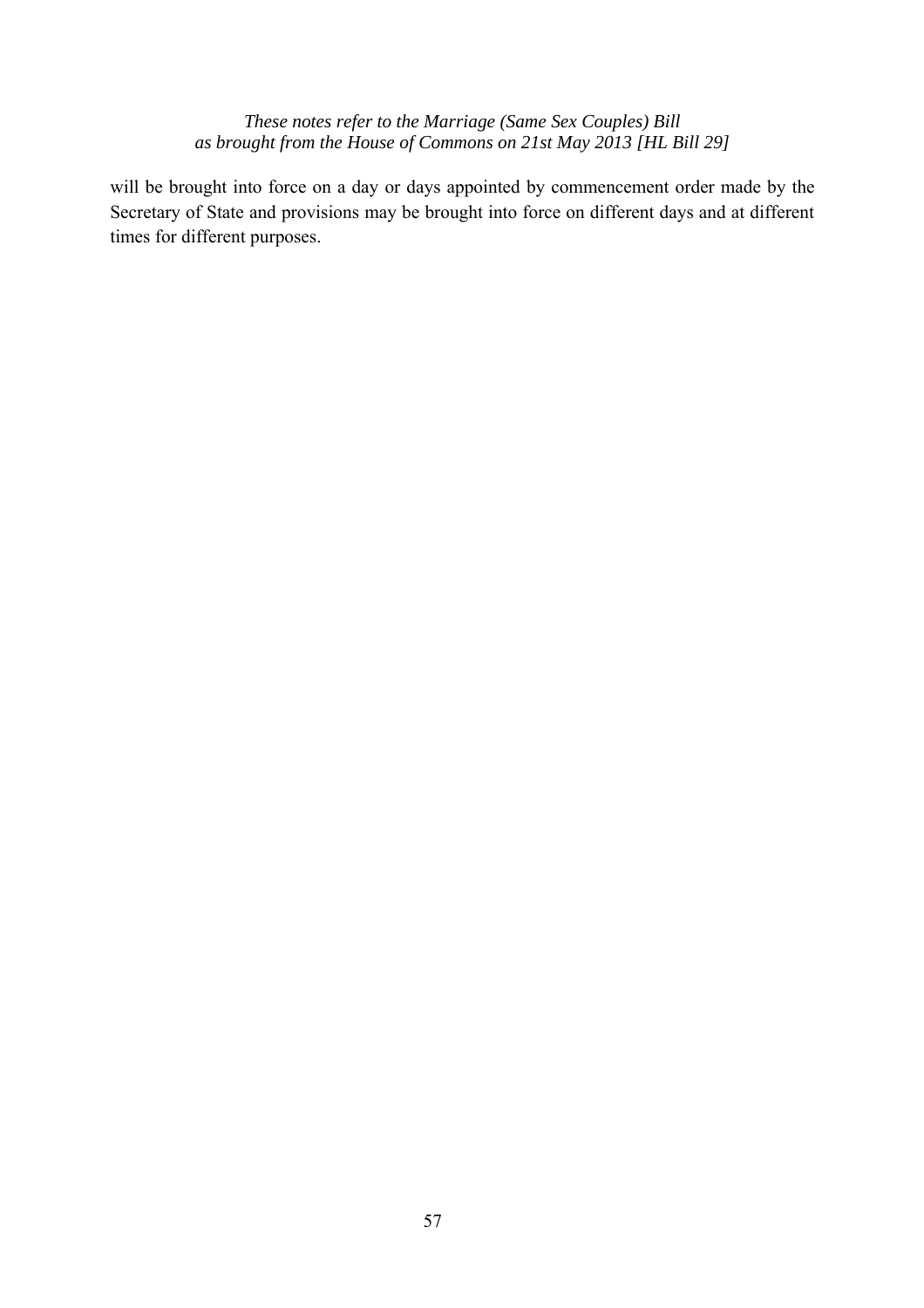will be brought into force on a day or days appointed by commencement order made by the Secretary of State and provisions may be brought into force on different days and at different times for different purposes.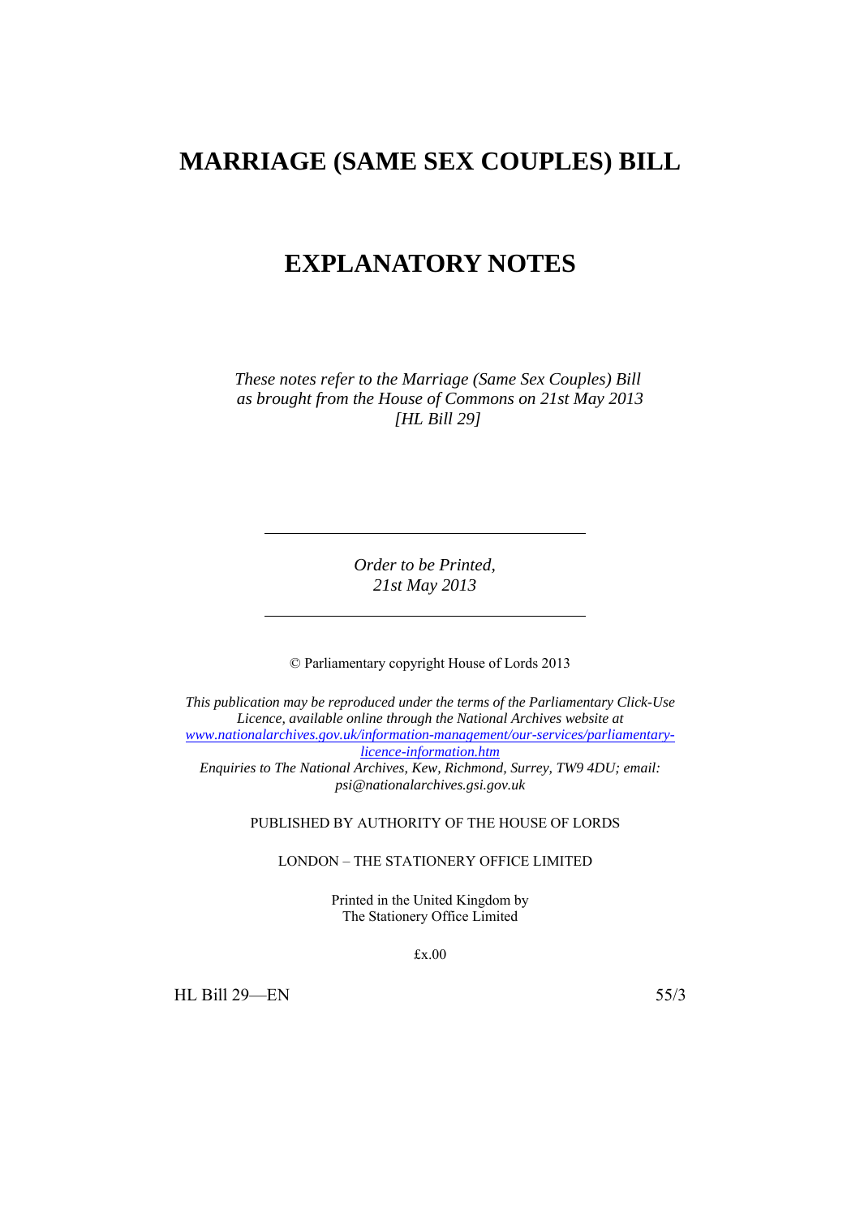# MARRIAGE (SAME SEX COUPLES) BILL

# EXPLANATORY NOTES

*These notes refer to the Marriage (Same Sex Couples) Bill as brought from the House of Commons on 21st May 2013 [HL Bill 29]*

---

*Order to be Printed, 21st May 2013*

---

© Parliamentary copyright House of Lords 2013

*This publication may be reproduced under the terms of the Parliamentary Click-Use Licence, available online through the National Archives website at [www.nationalarchives.gov.uk/information-management/our-services/parliamentary-licence-information.htm](www.nationalarchives.gov.uk/information-management/our-services/parliamentary-licence-information.htm)*
*Enquiries to The National Archives, Kew, Richmond, Surrey, TW9 4DU; email: psi@nationalarchives.gsi.gov.uk*

PUBLISHED BY AUTHORITY OF THE HOUSE OF LORDS

LONDON – THE STATIONERY OFFICE LIMITED

Printed in the United Kingdom by
The Stationery Office Limited

£x.00

HL Bill 29—EN 55/3